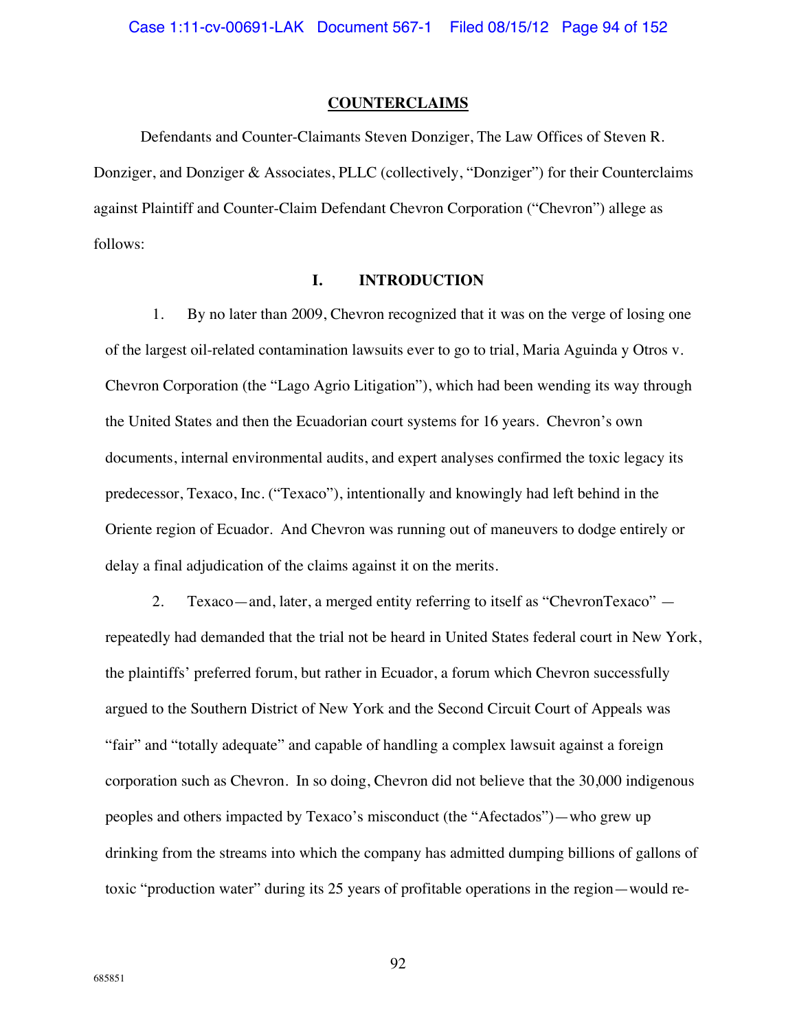## COUNTERCLAIMS

Defendants and Counter-Claimants Steven Donziger, The Law Offices of Steven R. Donziger, and Donziger & Associates, PLLC (collectively, "Donziger") for their Counterclaims against Plaintiff and Counter-Claim Defendant Chevron Corporation ("Chevron") allege as follows:

## I. INTRODUCTION

1. By no later than 2009, Chevron recognized that it was on the verge of losing one of the largest oil-related contamination lawsuits ever to go to trial, Maria Aguinda y Otros v. Chevron Corporation (the "Lago Agrio Litigation"), which had been wending its way through the United States and then the Ecuadorian court systems for 16 years. Chevron's own documents, internal environmental audits, and expert analyses confirmed the toxic legacy its predecessor, Texaco, Inc. ("Texaco"), intentionally and knowingly had left behind in the Oriente region of Ecuador. And Chevron was running out of maneuvers to dodge entirely or delay a final adjudication of the claims against it on the merits.

2. Texaco—and, later, a merged entity referring to itself as "ChevronTexaco" — repeatedly had demanded that the trial not be heard in United States federal court in New York, the plaintiffs' preferred forum, but rather in Ecuador, a forum which Chevron successfully argued to the Southern District of New York and the Second Circuit Court of Appeals was "fair" and "totally adequate" and capable of handling a complex lawsuit against a foreign corporation such as Chevron. In so doing, Chevron did not believe that the 30,000 indigenous peoples and others impacted by Texaco's misconduct (the "Afectados")—who grew up drinking from the streams into which the company has admitted dumping billions of gallons of toxic "production water" during its 25 years of profitable operations in the region—would re-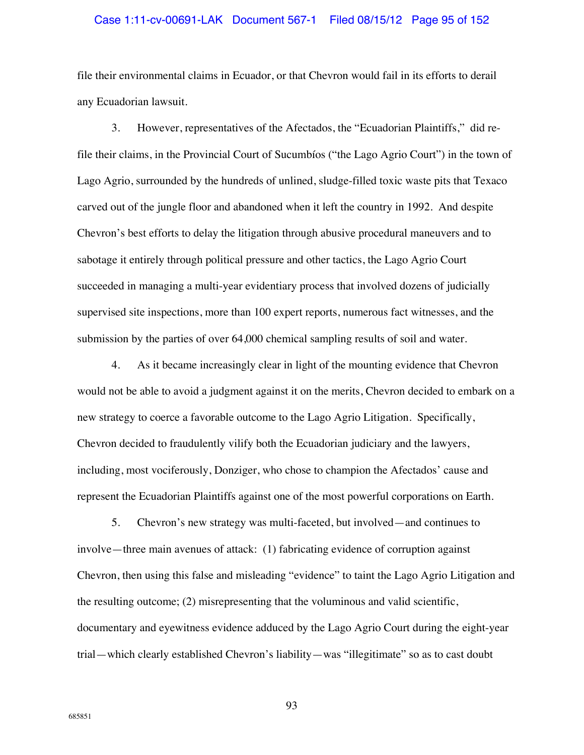file their environmental claims in Ecuador, or that Chevron would fail in its efforts to derail any Ecuadorian lawsuit.

3. However, representatives of the Afectados, the "Ecuadorian Plaintiffs," did re-file their claims, in the Provincial Court of Sucumbíos ("the Lago Agrio Court") in the town of Lago Agrio, surrounded by the hundreds of unlined, sludge-filled toxic waste pits that Texaco carved out of the jungle floor and abandoned when it left the country in 1992. And despite Chevron's best efforts to delay the litigation through abusive procedural maneuvers and to sabotage it entirely through political pressure and other tactics, the Lago Agrio Court succeeded in managing a multi-year evidentiary process that involved dozens of judicially supervised site inspections, more than 100 expert reports, numerous fact witnesses, and the submission by the parties of over 64,000 chemical sampling results of soil and water.

4. As it became increasingly clear in light of the mounting evidence that Chevron would not be able to avoid a judgment against it on the merits, Chevron decided to embark on a new strategy to coerce a favorable outcome to the Lago Agrio Litigation. Specifically, Chevron decided to fraudulently vilify both the Ecuadorian judiciary and the lawyers, including, most vociferously, Donziger, who chose to champion the Afectados' cause and represent the Ecuadorian Plaintiffs against one of the most powerful corporations on Earth.

5. Chevron's new strategy was multi-faceted, but involved—and continues to involve—three main avenues of attack: (1) fabricating evidence of corruption against Chevron, then using this false and misleading "evidence" to taint the Lago Agrio Litigation and the resulting outcome; (2) misrepresenting that the voluminous and valid scientific, documentary and eyewitness evidence adduced by the Lago Agrio Court during the eight-year trial—which clearly established Chevron's liability—was "illegitimate" so as to cast doubt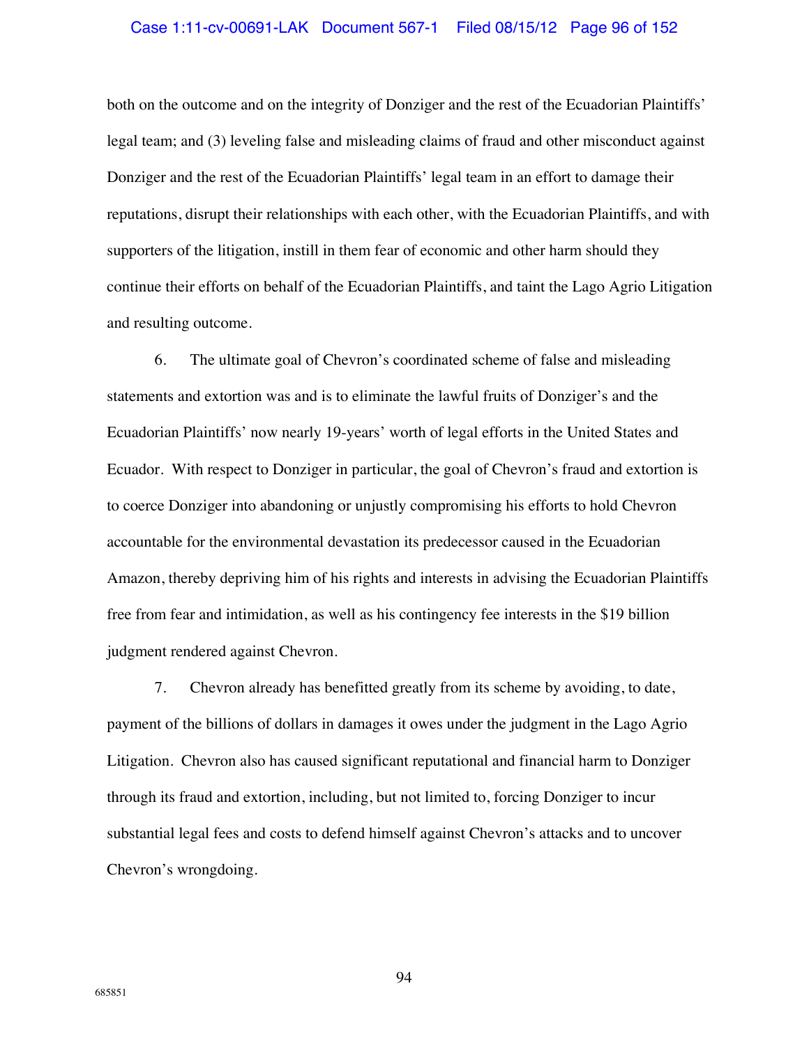both on the outcome and on the integrity of Donziger and the rest of the Ecuadorian Plaintiffs' legal team; and (3) leveling false and misleading claims of fraud and other misconduct against Donziger and the rest of the Ecuadorian Plaintiffs' legal team in an effort to damage their reputations, disrupt their relationships with each other, with the Ecuadorian Plaintiffs, and with supporters of the litigation, instill in them fear of economic and other harm should they continue their efforts on behalf of the Ecuadorian Plaintiffs, and taint the Lago Agrio Litigation and resulting outcome.

6. The ultimate goal of Chevron's coordinated scheme of false and misleading statements and extortion was and is to eliminate the lawful fruits of Donziger's and the Ecuadorian Plaintiffs' now nearly 19-years' worth of legal efforts in the United States and Ecuador. With respect to Donziger in particular, the goal of Chevron's fraud and extortion is to coerce Donziger into abandoning or unjustly compromising his efforts to hold Chevron accountable for the environmental devastation its predecessor caused in the Ecuadorian Amazon, thereby depriving him of his rights and interests in advising the Ecuadorian Plaintiffs free from fear and intimidation, as well as his contingency fee interests in the $19 billion judgment rendered against Chevron.

7. Chevron already has benefitted greatly from its scheme by avoiding, to date, payment of the billions of dollars in damages it owes under the judgment in the Lago Agrio Litigation. Chevron also has caused significant reputational and financial harm to Donziger through its fraud and extortion, including, but not limited to, forcing Donziger to incur substantial legal fees and costs to defend himself against Chevron's attacks and to uncover Chevron's wrongdoing.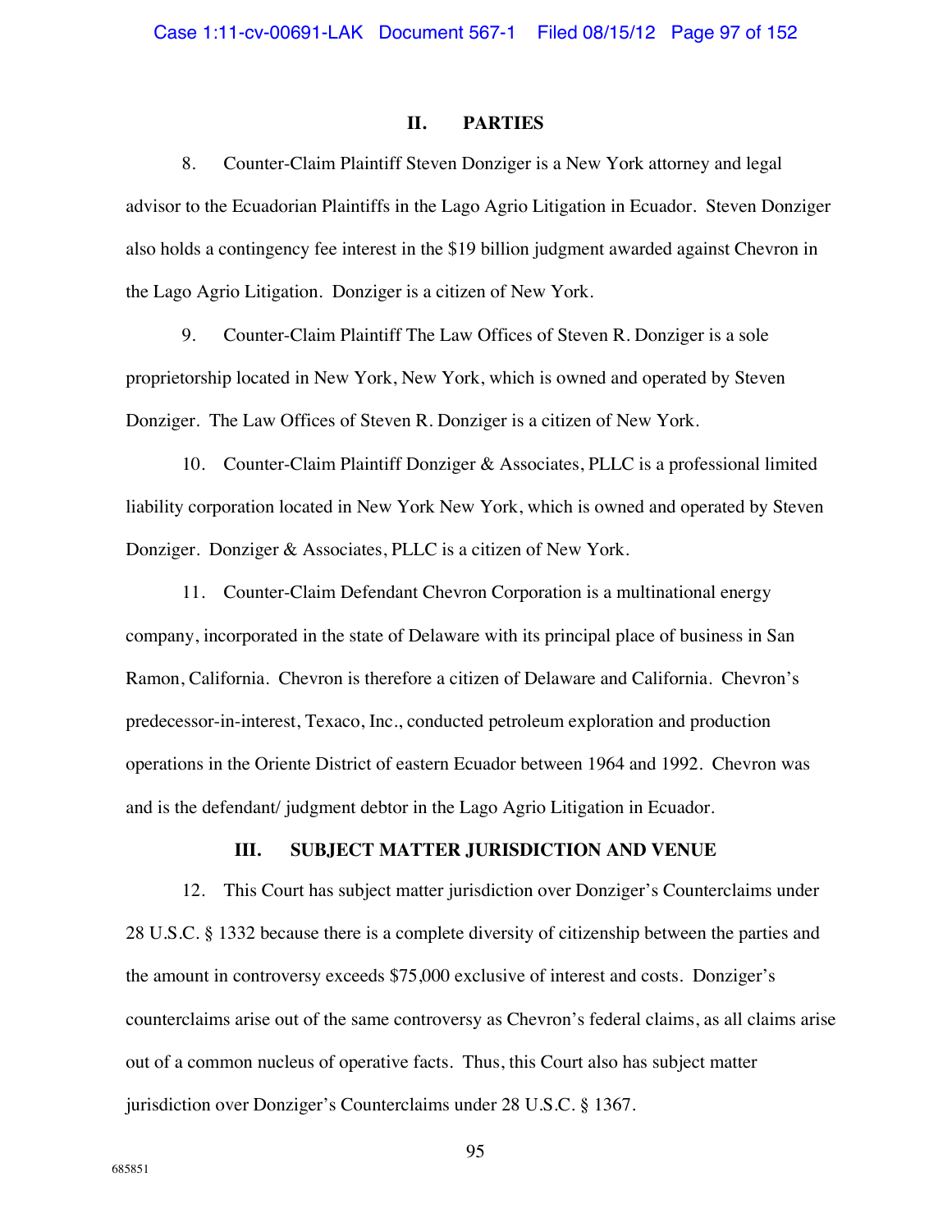## II. PARTIES

8. Counter-Claim Plaintiff Steven Donziger is a New York attorney and legal advisor to the Ecuadorian Plaintiffs in the Lago Agrio Litigation in Ecuador. Steven Donziger also holds a contingency fee interest in the $19 billion judgment awarded against Chevron in the Lago Agrio Litigation. Donziger is a citizen of New York.

9. Counter-Claim Plaintiff The Law Offices of Steven R. Donziger is a sole proprietorship located in New York, New York, which is owned and operated by Steven Donziger. The Law Offices of Steven R. Donziger is a citizen of New York.

10. Counter-Claim Plaintiff Donziger & Associates, PLLC is a professional limited liability corporation located in New York New York, which is owned and operated by Steven Donziger. Donziger & Associates, PLLC is a citizen of New York.

11. Counter-Claim Defendant Chevron Corporation is a multinational energy company, incorporated in the state of Delaware with its principal place of business in San Ramon, California. Chevron is therefore a citizen of Delaware and California. Chevron's predecessor-in-interest, Texaco, Inc., conducted petroleum exploration and production operations in the Oriente District of eastern Ecuador between 1964 and 1992. Chevron was and is the defendant/ judgment debtor in the Lago Agrio Litigation in Ecuador.

## III. SUBJECT MATTER JURISDICTION AND VENUE

12. This Court has subject matter jurisdiction over Donziger's Counterclaims under 28 U.S.C. § 1332 because there is a complete diversity of citizenship between the parties and the amount in controversy exceeds $75,000 exclusive of interest and costs. Donziger's counterclaims arise out of the same controversy as Chevron's federal claims, as all claims arise out of a common nucleus of operative facts. Thus, this Court also has subject matter jurisdiction over Donziger's Counterclaims under 28 U.S.C. § 1367.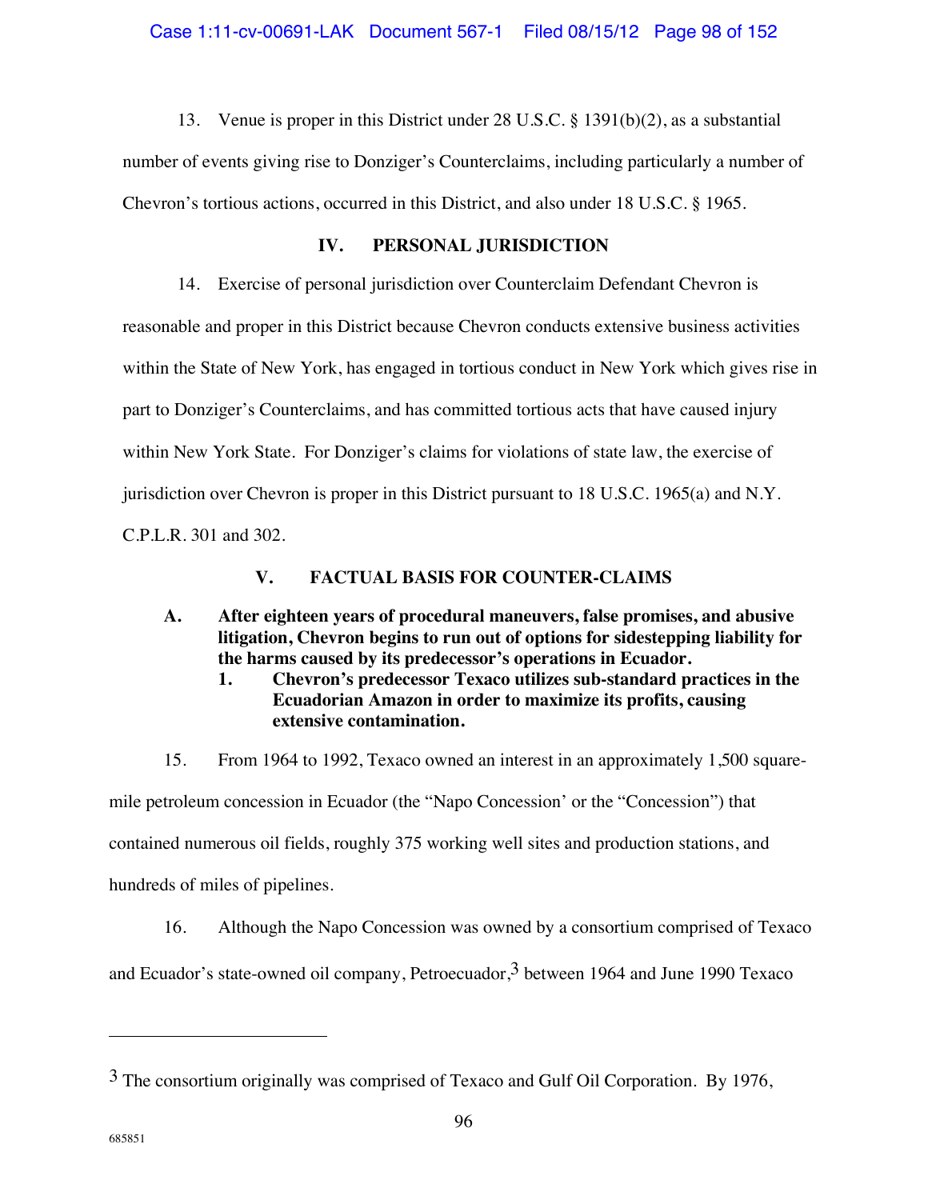13. Venue is proper in this District under 28 U.S.C. § 1391(b)(2), as a substantial number of events giving rise to Donziger's Counterclaims, including particularly a number of Chevron's tortious actions, occurred in this District, and also under 18 U.S.C. § 1965.

## IV. PERSONAL JURISDICTION

14. Exercise of personal jurisdiction over Counterclaim Defendant Chevron is reasonable and proper in this District because Chevron conducts extensive business activities within the State of New York, has engaged in tortious conduct in New York which gives rise in part to Donziger's Counterclaims, and has committed tortious acts that have caused injury within New York State. For Donziger's claims for violations of state law, the exercise of jurisdiction over Chevron is proper in this District pursuant to 18 U.S.C. 1965(a) and N.Y. C.P.L.R. 301 and 302.

## V. FACTUAL BASIS FOR COUNTER-CLAIMS

### A. After eighteen years of procedural maneuvers, false promises, and abusive litigation, Chevron begins to run out of options for sidestepping liability for the harms caused by its predecessor's operations in Ecuador.

#### 1. Chevron's predecessor Texaco utilizes sub-standard practices in the Ecuadorian Amazon in order to maximize its profits, causing extensive contamination.

15. From 1964 to 1992, Texaco owned an interest in an approximately 1,500 square-mile petroleum concession in Ecuador (the "Napo Concession' or the "Concession") that contained numerous oil fields, roughly 375 working well sites and production stations, and hundreds of miles of pipelines.

16. Although the Napo Concession was owned by a consortium comprised of Texaco and Ecuador's state-owned oil company, Petroecuador,[3] between 1964 and June 1990 Texaco

---

[3] The consortium originally was comprised of Texaco and Gulf Oil Corporation. By 1976,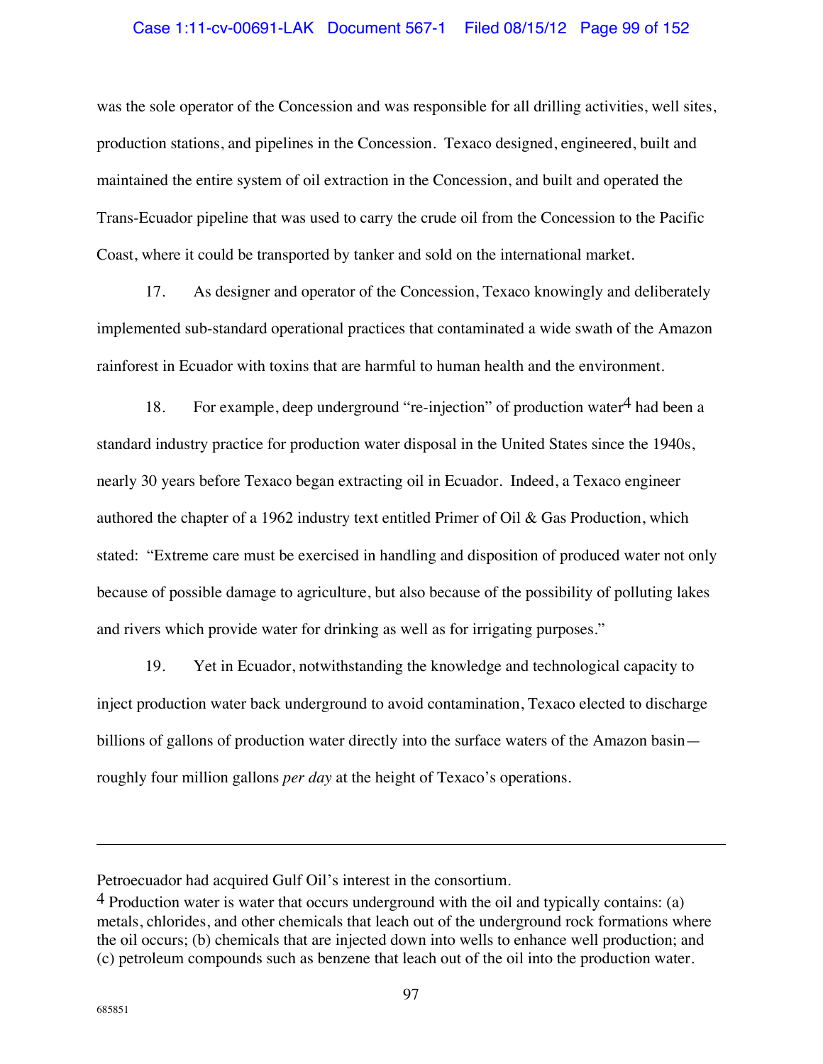was the sole operator of the Concession and was responsible for all drilling activities, well sites, production stations, and pipelines in the Concession. Texaco designed, engineered, built and maintained the entire system of oil extraction in the Concession, and built and operated the Trans-Ecuador pipeline that was used to carry the crude oil from the Concession to the Pacific Coast, where it could be transported by tanker and sold on the international market.

17. As designer and operator of the Concession, Texaco knowingly and deliberately implemented sub-standard operational practices that contaminated a wide swath of the Amazon rainforest in Ecuador with toxins that are harmful to human health and the environment.

18. For example, deep underground "re-injection" of production water[4] had been a standard industry practice for production water disposal in the United States since the 1940s, nearly 30 years before Texaco began extracting oil in Ecuador. Indeed, a Texaco engineer authored the chapter of a 1962 industry text entitled Primer of Oil & Gas Production, which stated: "Extreme care must be exercised in handling and disposition of produced water not only because of possible damage to agriculture, but also because of the possibility of polluting lakes and rivers which provide water for drinking as well as for irrigating purposes."

19. Yet in Ecuador, notwithstanding the knowledge and technological capacity to inject production water back underground to avoid contamination, Texaco elected to discharge billions of gallons of production water directly into the surface waters of the Amazon basin—roughly four million gallons *per day* at the height of Texaco's operations.

---

Petroecuador had acquired Gulf Oil's interest in the consortium.

[4] Production water is water that occurs underground with the oil and typically contains: (a) metals, chlorides, and other chemicals that leach out of the underground rock formations where the oil occurs; (b) chemicals that are injected down into wells to enhance well production; and (c) petroleum compounds such as benzene that leach out of the oil into the production water.

685851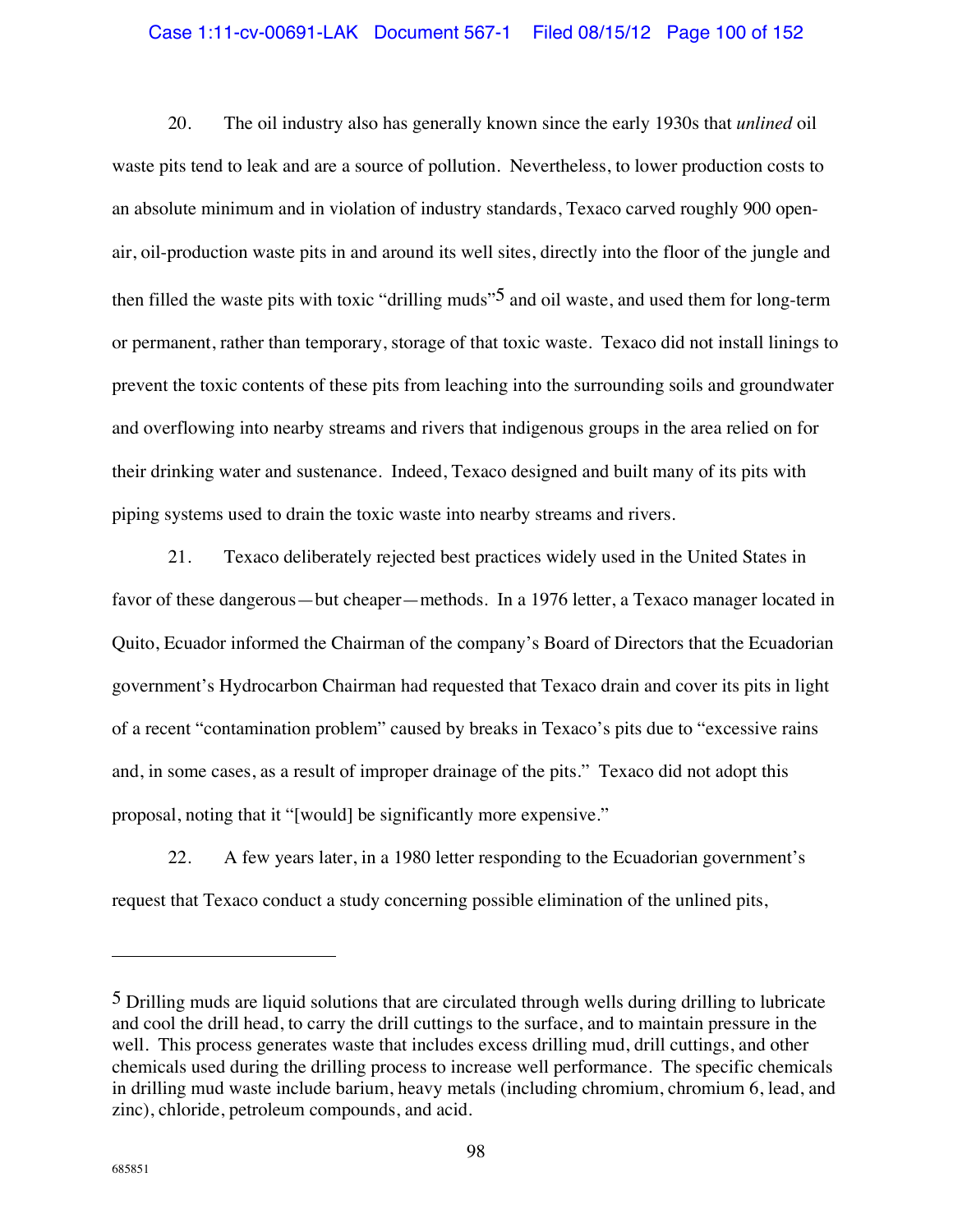20. The oil industry also has generally known since the early 1930s that *unlined* oil waste pits tend to leak and are a source of pollution. Nevertheless, to lower production costs to an absolute minimum and in violation of industry standards, Texaco carved roughly 900 open-air, oil-production waste pits in and around its well sites, directly into the floor of the jungle and then filled the waste pits with toxic "drilling muds"[5] and oil waste, and used them for long-term or permanent, rather than temporary, storage of that toxic waste. Texaco did not install linings to prevent the toxic contents of these pits from leaching into the surrounding soils and groundwater and overflowing into nearby streams and rivers that indigenous groups in the area relied on for their drinking water and sustenance. Indeed, Texaco designed and built many of its pits with piping systems used to drain the toxic waste into nearby streams and rivers.

21. Texaco deliberately rejected best practices widely used in the United States in favor of these dangerous—but cheaper—methods. In a 1976 letter, a Texaco manager located in Quito, Ecuador informed the Chairman of the company's Board of Directors that the Ecuadorian government's Hydrocarbon Chairman had requested that Texaco drain and cover its pits in light of a recent "contamination problem" caused by breaks in Texaco's pits due to "excessive rains and, in some cases, as a result of improper drainage of the pits." Texaco did not adopt this proposal, noting that it "[would] be significantly more expensive."

22. A few years later, in a 1980 letter responding to the Ecuadorian government's request that Texaco conduct a study concerning possible elimination of the unlined pits,

---

[5] Drilling muds are liquid solutions that are circulated through wells during drilling to lubricate and cool the drill head, to carry the drill cuttings to the surface, and to maintain pressure in the well. This process generates waste that includes excess drilling mud, drill cuttings, and other chemicals used during the drilling process to increase well performance. The specific chemicals in drilling mud waste include barium, heavy metals (including chromium, chromium 6, lead, and zinc), chloride, petroleum compounds, and acid.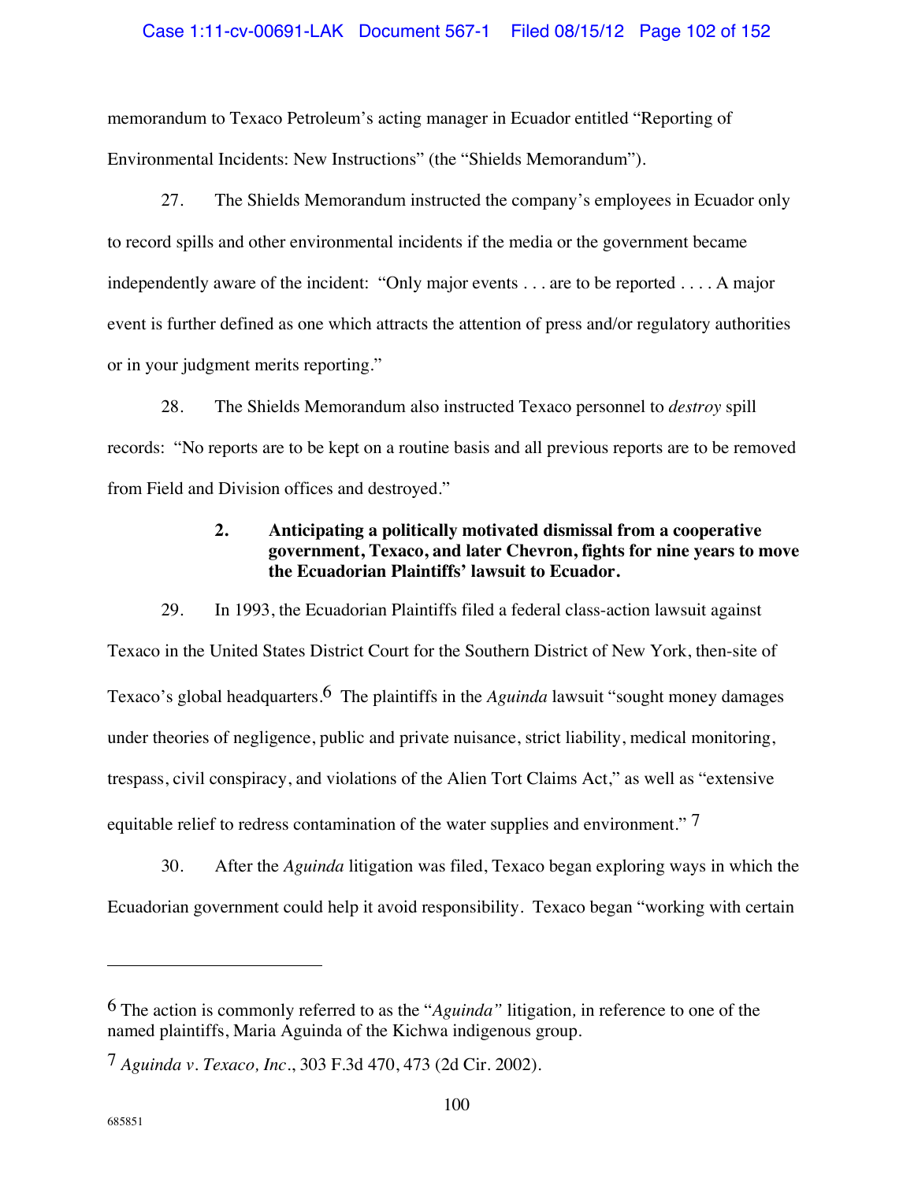memorandum to Texaco Petroleum's acting manager in Ecuador entitled "Reporting of Environmental Incidents: New Instructions" (the "Shields Memorandum").

27. The Shields Memorandum instructed the company's employees in Ecuador only to record spills and other environmental incidents if the media or the government became independently aware of the incident: "Only major events . . . are to be reported . . . . A major event is further defined as one which attracts the attention of press and/or regulatory authorities or in your judgment merits reporting."

28. The Shields Memorandum also instructed Texaco personnel to *destroy* spill records: "No reports are to be kept on a routine basis and all previous reports are to be removed from Field and Division offices and destroyed."

**2. Anticipating a politically motivated dismissal from a cooperative government, Texaco, and later Chevron, fights for nine years to move the Ecuadorian Plaintiffs' lawsuit to Ecuador.**

29. In 1993, the Ecuadorian Plaintiffs filed a federal class-action lawsuit against Texaco in the United States District Court for the Southern District of New York, then-site of Texaco's global headquarters.[6] The plaintiffs in the *Aguinda* lawsuit "sought money damages under theories of negligence, public and private nuisance, strict liability, medical monitoring, trespass, civil conspiracy, and violations of the Alien Tort Claims Act," as well as "extensive equitable relief to redress contamination of the water supplies and environment." [7]

30. After the *Aguinda* litigation was filed, Texaco began exploring ways in which the Ecuadorian government could help it avoid responsibility. Texaco began "working with certain

---

[6] The action is commonly referred to as the "*Aguinda*" litigation, in reference to one of the named plaintiffs, Maria Aguinda of the Kichwa indigenous group.

[7] *Aguinda v. Texaco, Inc.*, 303 F.3d 470, 473 (2d Cir. 2002).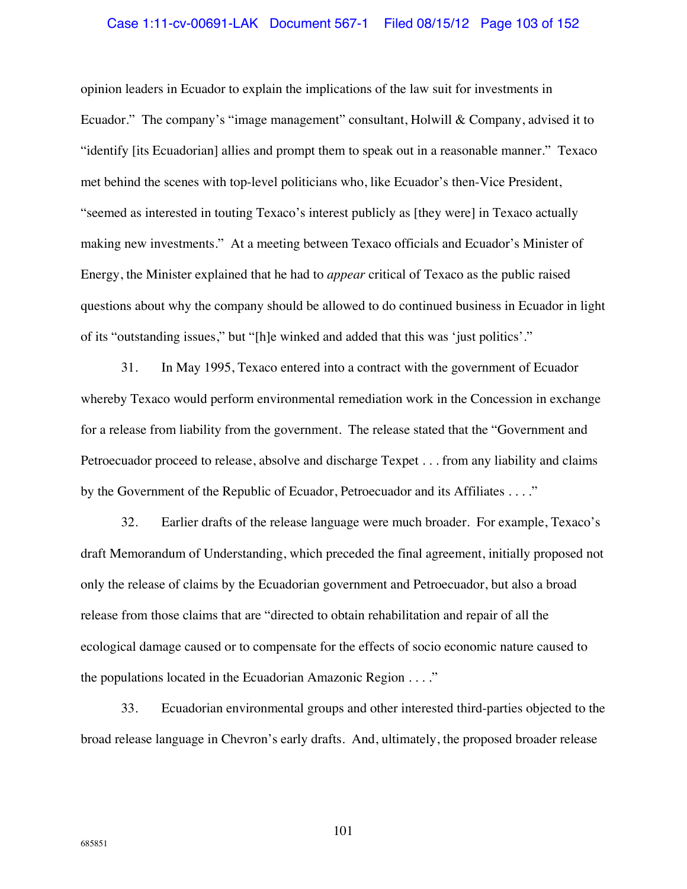opinion leaders in Ecuador to explain the implications of the law suit for investments in Ecuador." The company's "image management" consultant, Holwill & Company, advised it to "identify [its Ecuadorian] allies and prompt them to speak out in a reasonable manner." Texaco met behind the scenes with top-level politicians who, like Ecuador's then-Vice President, "seemed as interested in touting Texaco's interest publicly as [they were] in Texaco actually making new investments." At a meeting between Texaco officials and Ecuador's Minister of Energy, the Minister explained that he had to *appear* critical of Texaco as the public raised questions about why the company should be allowed to do continued business in Ecuador in light of its "outstanding issues," but "[h]e winked and added that this was 'just politics'."

31. In May 1995, Texaco entered into a contract with the government of Ecuador whereby Texaco would perform environmental remediation work in the Concession in exchange for a release from liability from the government. The release stated that the "Government and Petroecuador proceed to release, absolve and discharge Texpet . . . from any liability and claims by the Government of the Republic of Ecuador, Petroecuador and its Affiliates . . . ."

32. Earlier drafts of the release language were much broader. For example, Texaco's draft Memorandum of Understanding, which preceded the final agreement, initially proposed not only the release of claims by the Ecuadorian government and Petroecuador, but also a broad release from those claims that are "directed to obtain rehabilitation and repair of all the ecological damage caused or to compensate for the effects of socio economic nature caused to the populations located in the Ecuadorian Amazonic Region . . . ."

33. Ecuadorian environmental groups and other interested third-parties objected to the broad release language in Chevron's early drafts. And, ultimately, the proposed broader release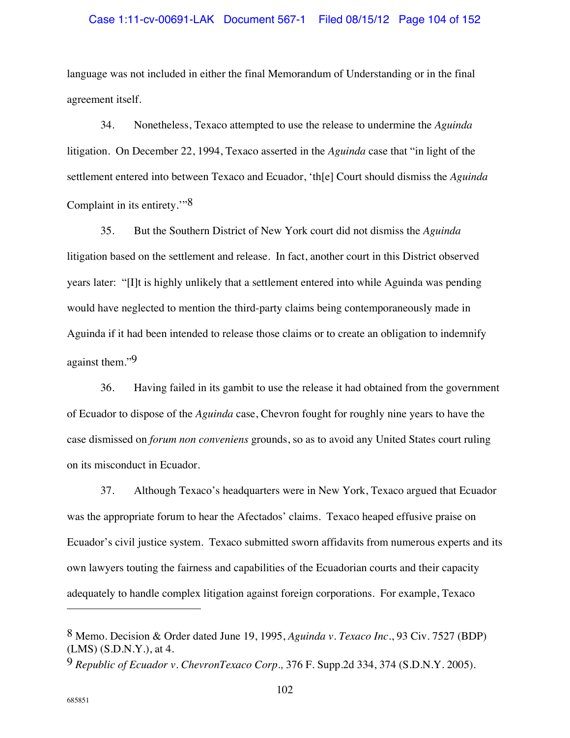language was not included in either the final Memorandum of Understanding or in the final agreement itself.

34. Nonetheless, Texaco attempted to use the release to undermine the *Aguinda* litigation. On December 22, 1994, Texaco asserted in the *Aguinda* case that "in light of the settlement entered into between Texaco and Ecuador, 'th[e] Court should dismiss the *Aguinda* Complaint in its entirety.'"[8]

35. But the Southern District of New York court did not dismiss the *Aguinda* litigation based on the settlement and release. In fact, another court in this District observed years later: "[I]t is highly unlikely that a settlement entered into while Aguinda was pending would have neglected to mention the third-party claims being contemporaneously made in Aguinda if it had been intended to release those claims or to create an obligation to indemnify against them."[9]

36. Having failed in its gambit to use the release it had obtained from the government of Ecuador to dispose of the *Aguinda* case, Chevron fought for roughly nine years to have the case dismissed on *forum non conveniens* grounds, so as to avoid any United States court ruling on its misconduct in Ecuador.

37. Although Texaco's headquarters were in New York, Texaco argued that Ecuador was the appropriate forum to hear the Afectados' claims. Texaco heaped effusive praise on Ecuador's civil justice system. Texaco submitted sworn affidavits from numerous experts and its own lawyers touting the fairness and capabilities of the Ecuadorian courts and their capacity adequately to handle complex litigation against foreign corporations. For example, Texaco

---

[8] Memo. Decision & Order dated June 19, 1995, *Aguinda v. Texaco Inc*., 93 Civ. 7527 (BDP) (LMS) (S.D.N.Y.), at 4.

[9] *Republic of Ecuador v. ChevronTexaco Corp*., 376 F. Supp.2d 334, 374 (S.D.N.Y. 2005).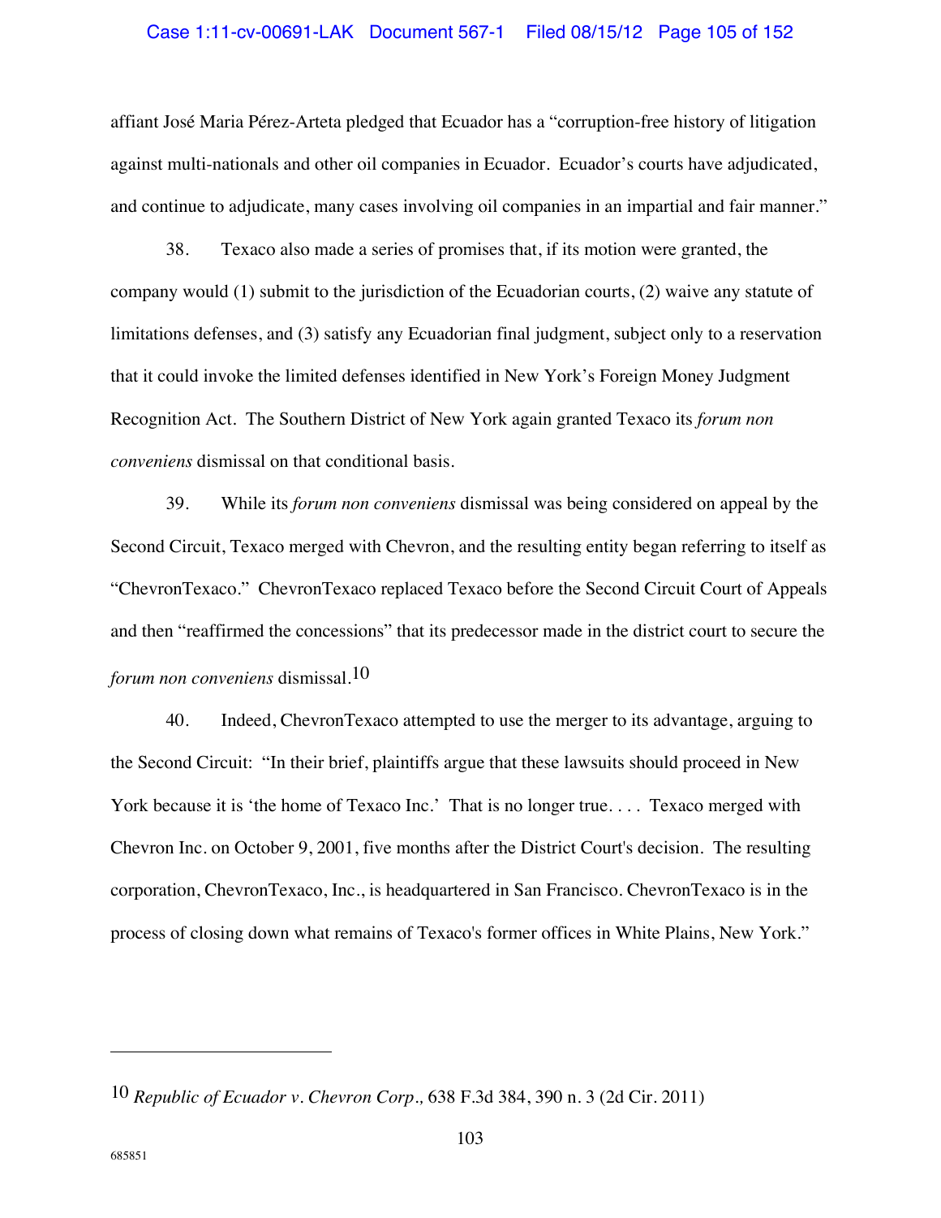affiant José Maria Pérez-Arteta pledged that Ecuador has a "corruption-free history of litigation against multi-nationals and other oil companies in Ecuador. Ecuador's courts have adjudicated, and continue to adjudicate, many cases involving oil companies in an impartial and fair manner."

38. Texaco also made a series of promises that, if its motion were granted, the company would (1) submit to the jurisdiction of the Ecuadorian courts, (2) waive any statute of limitations defenses, and (3) satisfy any Ecuadorian final judgment, subject only to a reservation that it could invoke the limited defenses identified in New York's Foreign Money Judgment Recognition Act. The Southern District of New York again granted Texaco its *forum non conveniens* dismissal on that conditional basis.

39. While its *forum non conveniens* dismissal was being considered on appeal by the Second Circuit, Texaco merged with Chevron, and the resulting entity began referring to itself as "ChevronTexaco." ChevronTexaco replaced Texaco before the Second Circuit Court of Appeals and then "reaffirmed the concessions" that its predecessor made in the district court to secure the *forum non conveniens* dismissal.[10]

40. Indeed, ChevronTexaco attempted to use the merger to its advantage, arguing to the Second Circuit: "In their brief, plaintiffs argue that these lawsuits should proceed in New York because it is 'the home of Texaco Inc.' That is no longer true. . . . Texaco merged with Chevron Inc. on October 9, 2001, five months after the District Court's decision. The resulting corporation, ChevronTexaco, Inc., is headquartered in San Francisco. ChevronTexaco is in the process of closing down what remains of Texaco's former offices in White Plains, New York."

---

[10] *Republic of Ecuador v. Chevron Corp.,* 638 F.3d 384, 390 n. 3 (2d Cir. 2011)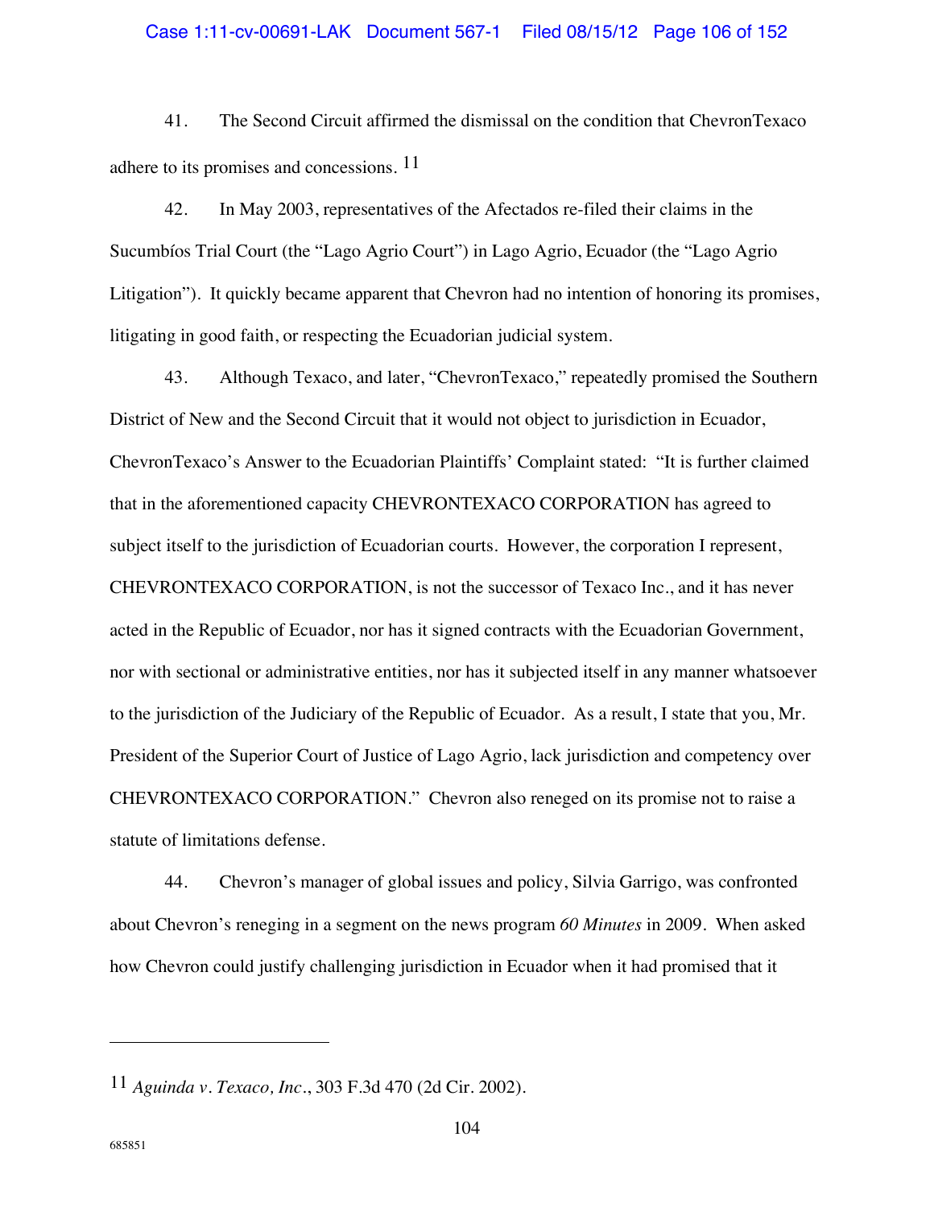41. The Second Circuit affirmed the dismissal on the condition that ChevronTexaco adhere to its promises and concessions. [11]

42. In May 2003, representatives of the Afectados re-filed their claims in the Sucumbíos Trial Court (the "Lago Agrio Court") in Lago Agrio, Ecuador (the "Lago Agrio Litigation"). It quickly became apparent that Chevron had no intention of honoring its promises, litigating in good faith, or respecting the Ecuadorian judicial system.

43. Although Texaco, and later, "ChevronTexaco," repeatedly promised the Southern District of New and the Second Circuit that it would not object to jurisdiction in Ecuador, ChevronTexaco's Answer to the Ecuadorian Plaintiffs' Complaint stated: "It is further claimed that in the aforementioned capacity CHEVRONTEXACO CORPORATION has agreed to subject itself to the jurisdiction of Ecuadorian courts. However, the corporation I represent, CHEVRONTEXACO CORPORATION, is not the successor of Texaco Inc., and it has never acted in the Republic of Ecuador, nor has it signed contracts with the Ecuadorian Government, nor with sectional or administrative entities, nor has it subjected itself in any manner whatsoever to the jurisdiction of the Judiciary of the Republic of Ecuador. As a result, I state that you, Mr. President of the Superior Court of Justice of Lago Agrio, lack jurisdiction and competency over CHEVRONTEXACO CORPORATION." Chevron also reneged on its promise not to raise a statute of limitations defense.

44. Chevron's manager of global issues and policy, Silvia Garrigo, was confronted about Chevron's reneging in a segment on the news program *60 Minutes* in 2009. When asked how Chevron could justify challenging jurisdiction in Ecuador when it had promised that it

---

[11] *Aguinda v. Texaco, Inc.*, 303 F.3d 470 (2d Cir. 2002).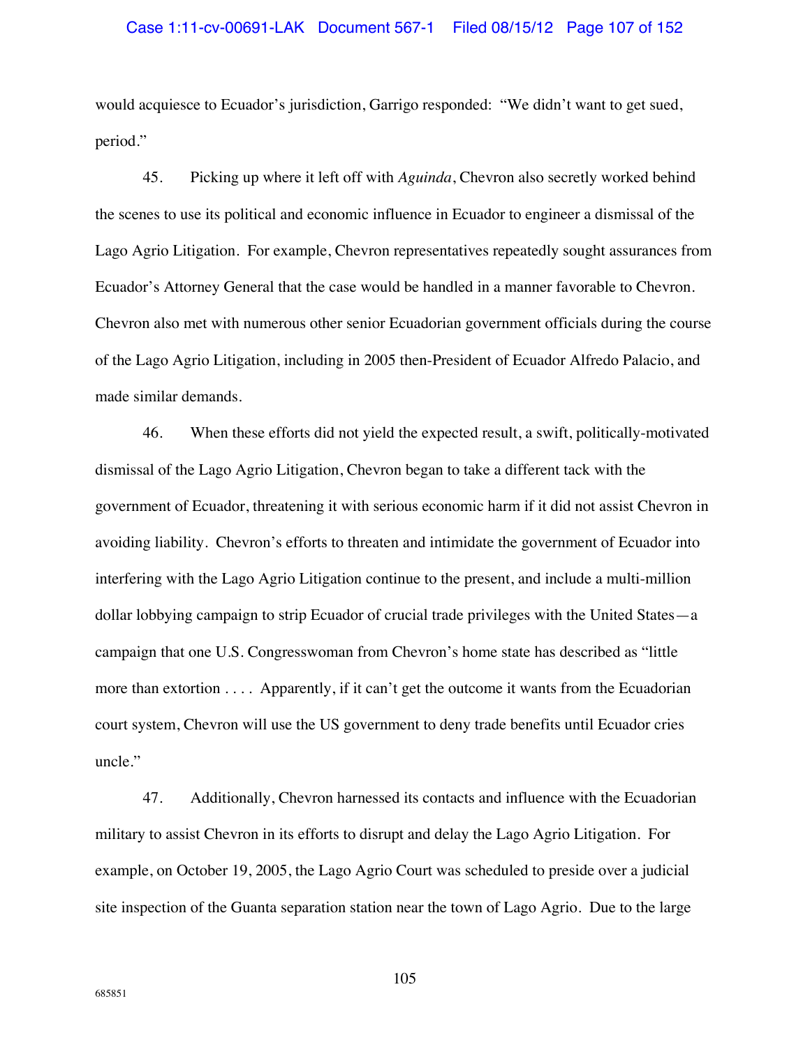would acquiesce to Ecuador's jurisdiction, Garrigo responded: "We didn't want to get sued, period."

45. Picking up where it left off with *Aguinda*, Chevron also secretly worked behind the scenes to use its political and economic influence in Ecuador to engineer a dismissal of the Lago Agrio Litigation. For example, Chevron representatives repeatedly sought assurances from Ecuador's Attorney General that the case would be handled in a manner favorable to Chevron. Chevron also met with numerous other senior Ecuadorian government officials during the course of the Lago Agrio Litigation, including in 2005 then-President of Ecuador Alfredo Palacio, and made similar demands.

46. When these efforts did not yield the expected result, a swift, politically-motivated dismissal of the Lago Agrio Litigation, Chevron began to take a different tack with the government of Ecuador, threatening it with serious economic harm if it did not assist Chevron in avoiding liability. Chevron's efforts to threaten and intimidate the government of Ecuador into interfering with the Lago Agrio Litigation continue to the present, and include a multi-million dollar lobbying campaign to strip Ecuador of crucial trade privileges with the United States—a campaign that one U.S. Congresswoman from Chevron's home state has described as "little more than extortion . . . . Apparently, if it can't get the outcome it wants from the Ecuadorian court system, Chevron will use the US government to deny trade benefits until Ecuador cries uncle."

47. Additionally, Chevron harnessed its contacts and influence with the Ecuadorian military to assist Chevron in its efforts to disrupt and delay the Lago Agrio Litigation. For example, on October 19, 2005, the Lago Agrio Court was scheduled to preside over a judicial site inspection of the Guanta separation station near the town of Lago Agrio. Due to the large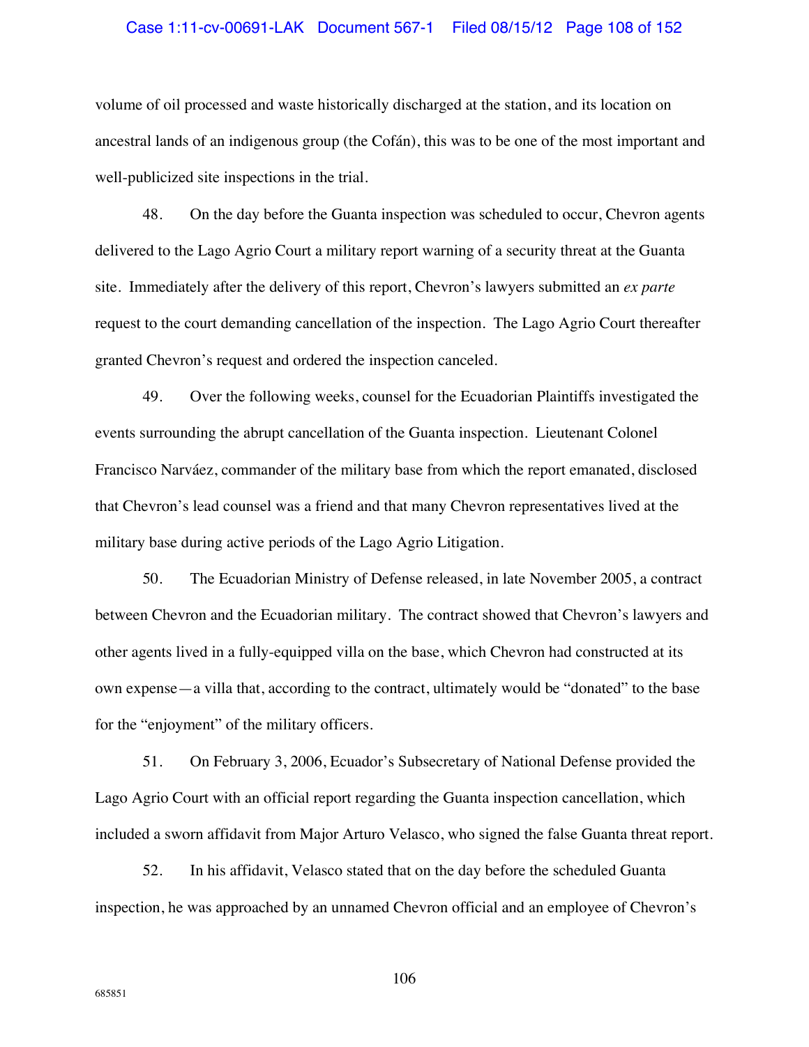volume of oil processed and waste historically discharged at the station, and its location on ancestral lands of an indigenous group (the Cofán), this was to be one of the most important and well-publicized site inspections in the trial.

48. On the day before the Guanta inspection was scheduled to occur, Chevron agents delivered to the Lago Agrio Court a military report warning of a security threat at the Guanta site. Immediately after the delivery of this report, Chevron's lawyers submitted an *ex parte* request to the court demanding cancellation of the inspection. The Lago Agrio Court thereafter granted Chevron's request and ordered the inspection canceled.

49. Over the following weeks, counsel for the Ecuadorian Plaintiffs investigated the events surrounding the abrupt cancellation of the Guanta inspection. Lieutenant Colonel Francisco Narváez, commander of the military base from which the report emanated, disclosed that Chevron's lead counsel was a friend and that many Chevron representatives lived at the military base during active periods of the Lago Agrio Litigation.

50. The Ecuadorian Ministry of Defense released, in late November 2005, a contract between Chevron and the Ecuadorian military. The contract showed that Chevron's lawyers and other agents lived in a fully-equipped villa on the base, which Chevron had constructed at its own expense—a villa that, according to the contract, ultimately would be "donated" to the base for the "enjoyment" of the military officers.

51. On February 3, 2006, Ecuador's Subsecretary of National Defense provided the Lago Agrio Court with an official report regarding the Guanta inspection cancellation, which included a sworn affidavit from Major Arturo Velasco, who signed the false Guanta threat report.

52. In his affidavit, Velasco stated that on the day before the scheduled Guanta inspection, he was approached by an unnamed Chevron official and an employee of Chevron's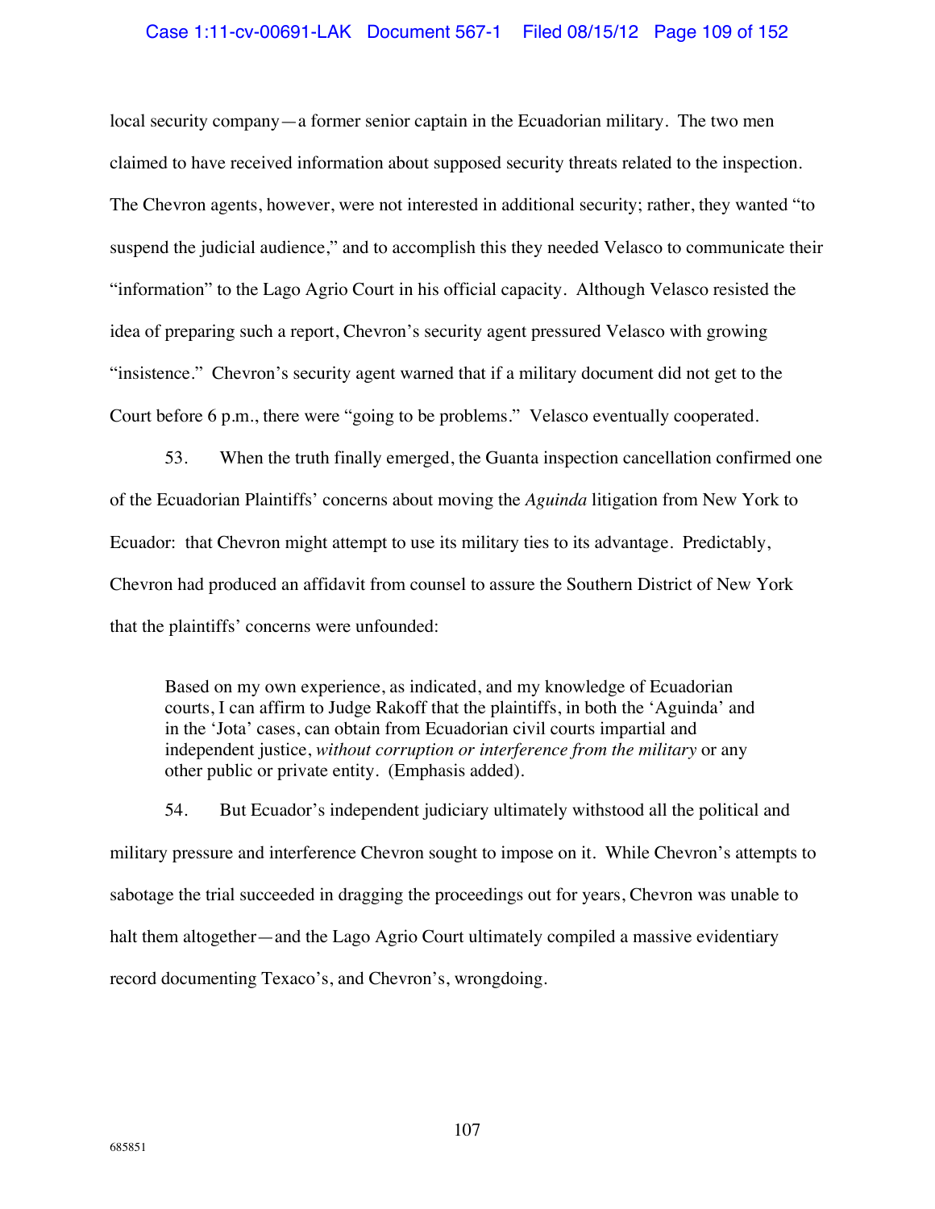local security company—a former senior captain in the Ecuadorian military. The two men claimed to have received information about supposed security threats related to the inspection. The Chevron agents, however, were not interested in additional security; rather, they wanted "to suspend the judicial audience," and to accomplish this they needed Velasco to communicate their "information" to the Lago Agrio Court in his official capacity. Although Velasco resisted the idea of preparing such a report, Chevron's security agent pressured Velasco with growing "insistence." Chevron's security agent warned that if a military document did not get to the Court before 6 p.m., there were "going to be problems." Velasco eventually cooperated.

53. When the truth finally emerged, the Guanta inspection cancellation confirmed one of the Ecuadorian Plaintiffs' concerns about moving the *Aguinda* litigation from New York to Ecuador: that Chevron might attempt to use its military ties to its advantage. Predictably, Chevron had produced an affidavit from counsel to assure the Southern District of New York that the plaintiffs' concerns were unfounded:

> Based on my own experience, as indicated, and my knowledge of Ecuadorian courts, I can affirm to Judge Rakoff that the plaintiffs, in both the 'Aguinda' and in the 'Jota' cases, can obtain from Ecuadorian civil courts impartial and independent justice, *without corruption or interference from the military* or any other public or private entity. (Emphasis added).

54. But Ecuador's independent judiciary ultimately withstood all the political and military pressure and interference Chevron sought to impose on it. While Chevron's attempts to sabotage the trial succeeded in dragging the proceedings out for years, Chevron was unable to halt them altogether—and the Lago Agrio Court ultimately compiled a massive evidentiary record documenting Texaco's, and Chevron's, wrongdoing.

685851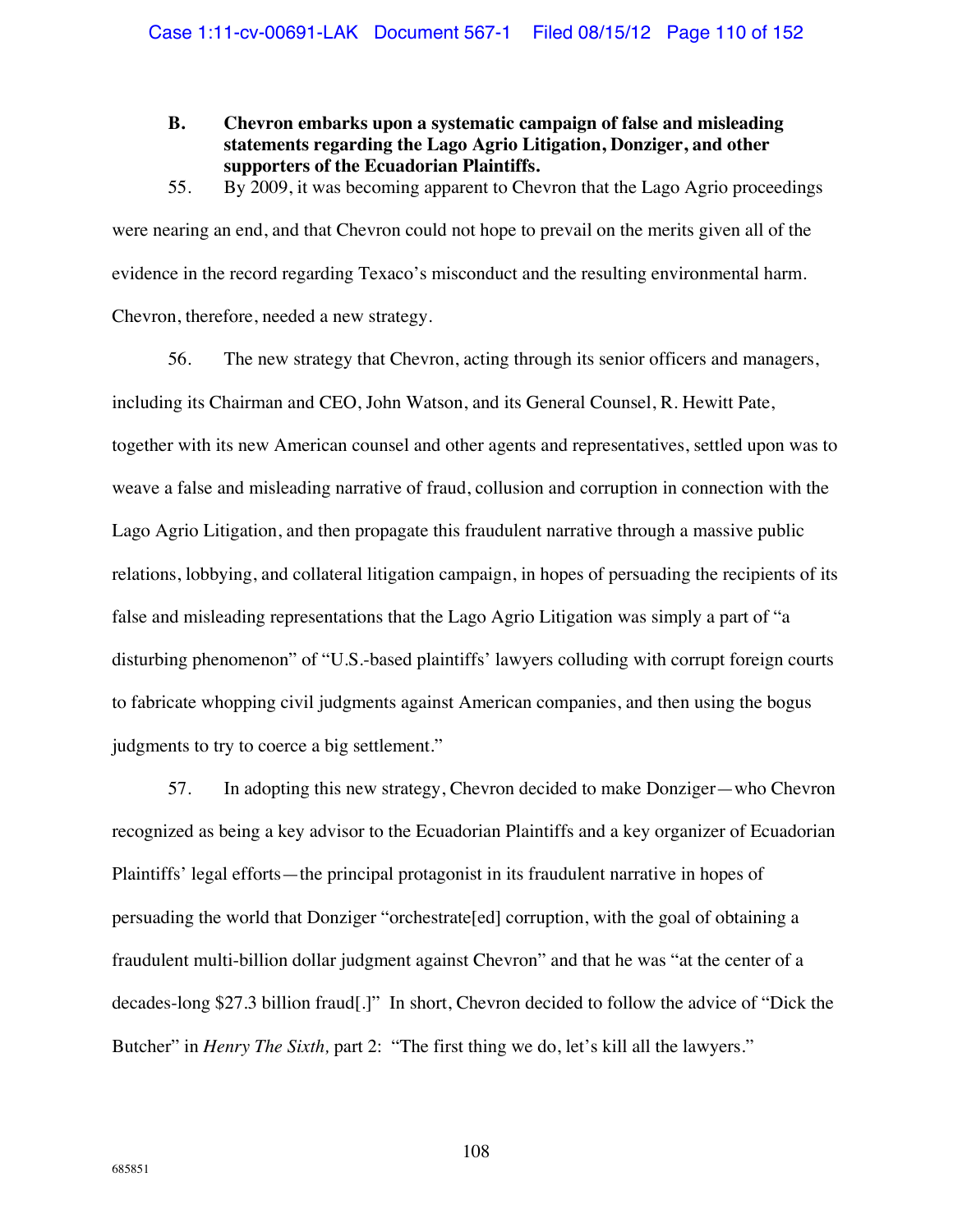**B. Chevron embarks upon a systematic campaign of false and misleading statements regarding the Lago Agrio Litigation, Donziger, and other supporters of the Ecuadorian Plaintiffs.**

55. By 2009, it was becoming apparent to Chevron that the Lago Agrio proceedings were nearing an end, and that Chevron could not hope to prevail on the merits given all of the evidence in the record regarding Texaco's misconduct and the resulting environmental harm. Chevron, therefore, needed a new strategy.

56. The new strategy that Chevron, acting through its senior officers and managers, including its Chairman and CEO, John Watson, and its General Counsel, R. Hewitt Pate, together with its new American counsel and other agents and representatives, settled upon was to weave a false and misleading narrative of fraud, collusion and corruption in connection with the Lago Agrio Litigation, and then propagate this fraudulent narrative through a massive public relations, lobbying, and collateral litigation campaign, in hopes of persuading the recipients of its false and misleading representations that the Lago Agrio Litigation was simply a part of "a disturbing phenomenon" of "U.S.-based plaintiffs' lawyers colluding with corrupt foreign courts to fabricate whopping civil judgments against American companies, and then using the bogus judgments to try to coerce a big settlement."

57. In adopting this new strategy, Chevron decided to make Donziger—who Chevron recognized as being a key advisor to the Ecuadorian Plaintiffs and a key organizer of Ecuadorian Plaintiffs' legal efforts—the principal protagonist in its fraudulent narrative in hopes of persuading the world that Donziger "orchestrate[ed] corruption, with the goal of obtaining a fraudulent multi-billion dollar judgment against Chevron" and that he was "at the center of a decades-long $27.3 billion fraud[.]" In short, Chevron decided to follow the advice of "Dick the Butcher" in *Henry The Sixth,* part 2: "The first thing we do, let's kill all the lawyers."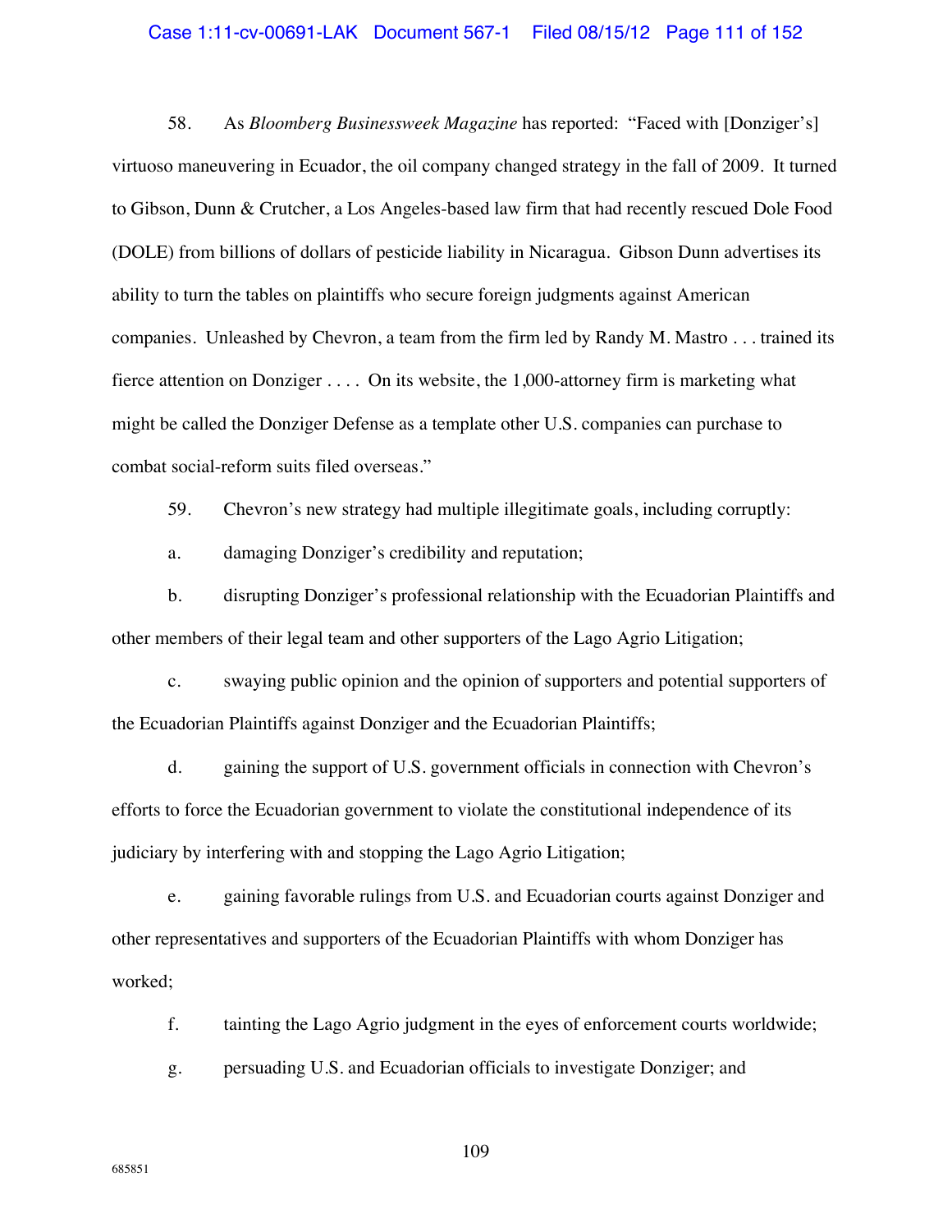58. As *Bloomberg Businessweek Magazine* has reported: "Faced with [Donziger's] virtuoso maneuvering in Ecuador, the oil company changed strategy in the fall of 2009. It turned to Gibson, Dunn & Crutcher, a Los Angeles-based law firm that had recently rescued Dole Food (DOLE) from billions of dollars of pesticide liability in Nicaragua. Gibson Dunn advertises its ability to turn the tables on plaintiffs who secure foreign judgments against American companies. Unleashed by Chevron, a team from the firm led by Randy M. Mastro . . . trained its fierce attention on Donziger . . . . On its website, the 1,000-attorney firm is marketing what might be called the Donziger Defense as a template other U.S. companies can purchase to combat social-reform suits filed overseas."

59. Chevron's new strategy had multiple illegitimate goals, including corruptly:

a. damaging Donziger's credibility and reputation;

b. disrupting Donziger's professional relationship with the Ecuadorian Plaintiffs and other members of their legal team and other supporters of the Lago Agrio Litigation;

c. swaying public opinion and the opinion of supporters and potential supporters of the Ecuadorian Plaintiffs against Donziger and the Ecuadorian Plaintiffs;

d. gaining the support of U.S. government officials in connection with Chevron's efforts to force the Ecuadorian government to violate the constitutional independence of its judiciary by interfering with and stopping the Lago Agrio Litigation;

e. gaining favorable rulings from U.S. and Ecuadorian courts against Donziger and other representatives and supporters of the Ecuadorian Plaintiffs with whom Donziger has worked;

f. tainting the Lago Agrio judgment in the eyes of enforcement courts worldwide;

g. persuading U.S. and Ecuadorian officials to investigate Donziger; and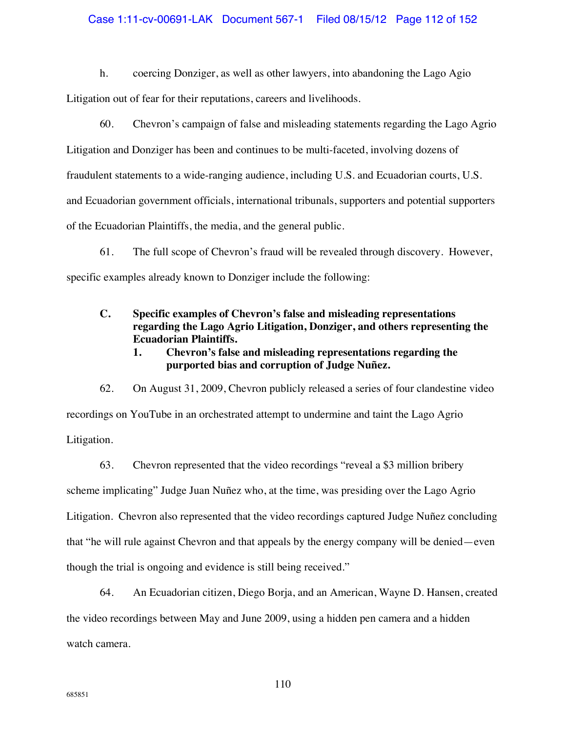h. coercing Donziger, as well as other lawyers, into abandoning the Lago Agrio Litigation out of fear for their reputations, careers and livelihoods.

60. Chevron's campaign of false and misleading statements regarding the Lago Agrio Litigation and Donziger has been and continues to be multi-faceted, involving dozens of fraudulent statements to a wide-ranging audience, including U.S. and Ecuadorian courts, U.S. and Ecuadorian government officials, international tribunals, supporters and potential supporters of the Ecuadorian Plaintiffs, the media, and the general public.

61. The full scope of Chevron's fraud will be revealed through discovery. However, specific examples already known to Donziger include the following:

### C. Specific examples of Chevron's false and misleading representations regarding the Lago Agrio Litigation, Donziger, and others representing the Ecuadorian Plaintiffs.

#### 1. Chevron's false and misleading representations regarding the purported bias and corruption of Judge Nuñez.

62. On August 31, 2009, Chevron publicly released a series of four clandestine video recordings on YouTube in an orchestrated attempt to undermine and taint the Lago Agrio Litigation.

63. Chevron represented that the video recordings "reveal a $3 million bribery scheme implicating" Judge Juan Nuñez who, at the time, was presiding over the Lago Agrio Litigation. Chevron also represented that the video recordings captured Judge Nuñez concluding that "he will rule against Chevron and that appeals by the energy company will be denied—even though the trial is ongoing and evidence is still being received."

64. An Ecuadorian citizen, Diego Borja, and an American, Wayne D. Hansen, created the video recordings between May and June 2009, using a hidden pen camera and a hidden watch camera.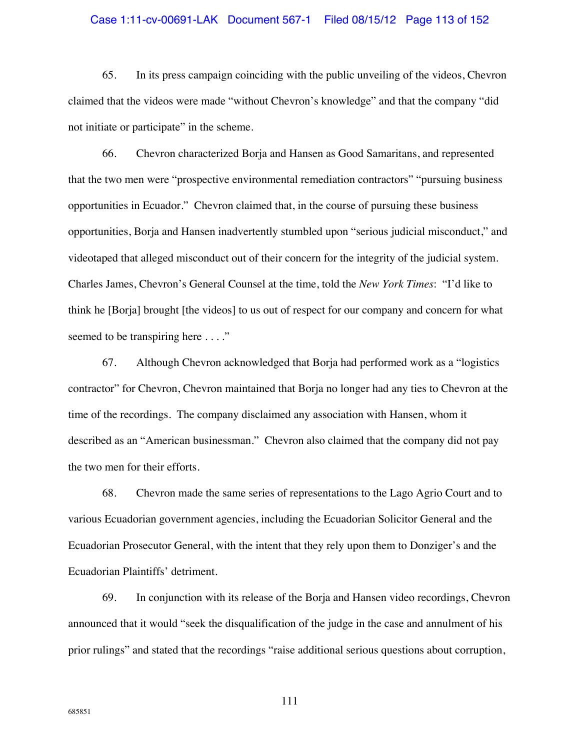65. In its press campaign coinciding with the public unveiling of the videos, Chevron claimed that the videos were made "without Chevron's knowledge" and that the company "did not initiate or participate" in the scheme.

66. Chevron characterized Borja and Hansen as Good Samaritans, and represented that the two men were "prospective environmental remediation contractors" "pursuing business opportunities in Ecuador." Chevron claimed that, in the course of pursuing these business opportunities, Borja and Hansen inadvertently stumbled upon "serious judicial misconduct," and videotaped that alleged misconduct out of their concern for the integrity of the judicial system. Charles James, Chevron's General Counsel at the time, told the *New York Times*: "I'd like to think he [Borja] brought [the videos] to us out of respect for our company and concern for what seemed to be transpiring here . . . ."

67. Although Chevron acknowledged that Borja had performed work as a "logistics contractor" for Chevron, Chevron maintained that Borja no longer had any ties to Chevron at the time of the recordings. The company disclaimed any association with Hansen, whom it described as an "American businessman." Chevron also claimed that the company did not pay the two men for their efforts.

68. Chevron made the same series of representations to the Lago Agrio Court and to various Ecuadorian government agencies, including the Ecuadorian Solicitor General and the Ecuadorian Prosecutor General, with the intent that they rely upon them to Donziger's and the Ecuadorian Plaintiffs' detriment.

69. In conjunction with its release of the Borja and Hansen video recordings, Chevron announced that it would "seek the disqualification of the judge in the case and annulment of his prior rulings" and stated that the recordings "raise additional serious questions about corruption,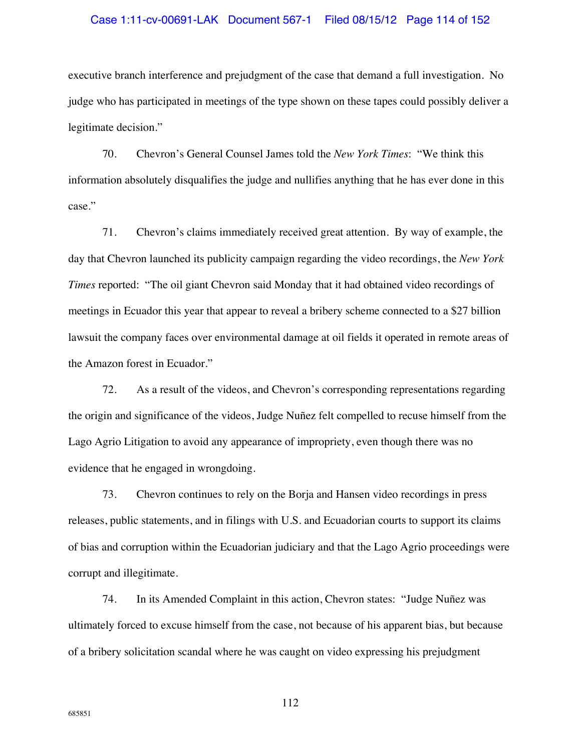executive branch interference and prejudgment of the case that demand a full investigation. No judge who has participated in meetings of the type shown on these tapes could possibly deliver a legitimate decision."

70. Chevron's General Counsel James told the *New York Times*: "We think this information absolutely disqualifies the judge and nullifies anything that he has ever done in this case."

71. Chevron's claims immediately received great attention. By way of example, the day that Chevron launched its publicity campaign regarding the video recordings, the *New York Times* reported: "The oil giant Chevron said Monday that it had obtained video recordings of meetings in Ecuador this year that appear to reveal a bribery scheme connected to a $27 billion lawsuit the company faces over environmental damage at oil fields it operated in remote areas of the Amazon forest in Ecuador."

72. As a result of the videos, and Chevron's corresponding representations regarding the origin and significance of the videos, Judge Nuñez felt compelled to recuse himself from the Lago Agrio Litigation to avoid any appearance of impropriety, even though there was no evidence that he engaged in wrongdoing.

73. Chevron continues to rely on the Borja and Hansen video recordings in press releases, public statements, and in filings with U.S. and Ecuadorian courts to support its claims of bias and corruption within the Ecuadorian judiciary and that the Lago Agrio proceedings were corrupt and illegitimate.

74. In its Amended Complaint in this action, Chevron states: "Judge Nuñez was ultimately forced to excuse himself from the case, not because of his apparent bias, but because of a bribery solicitation scandal where he was caught on video expressing his prejudgment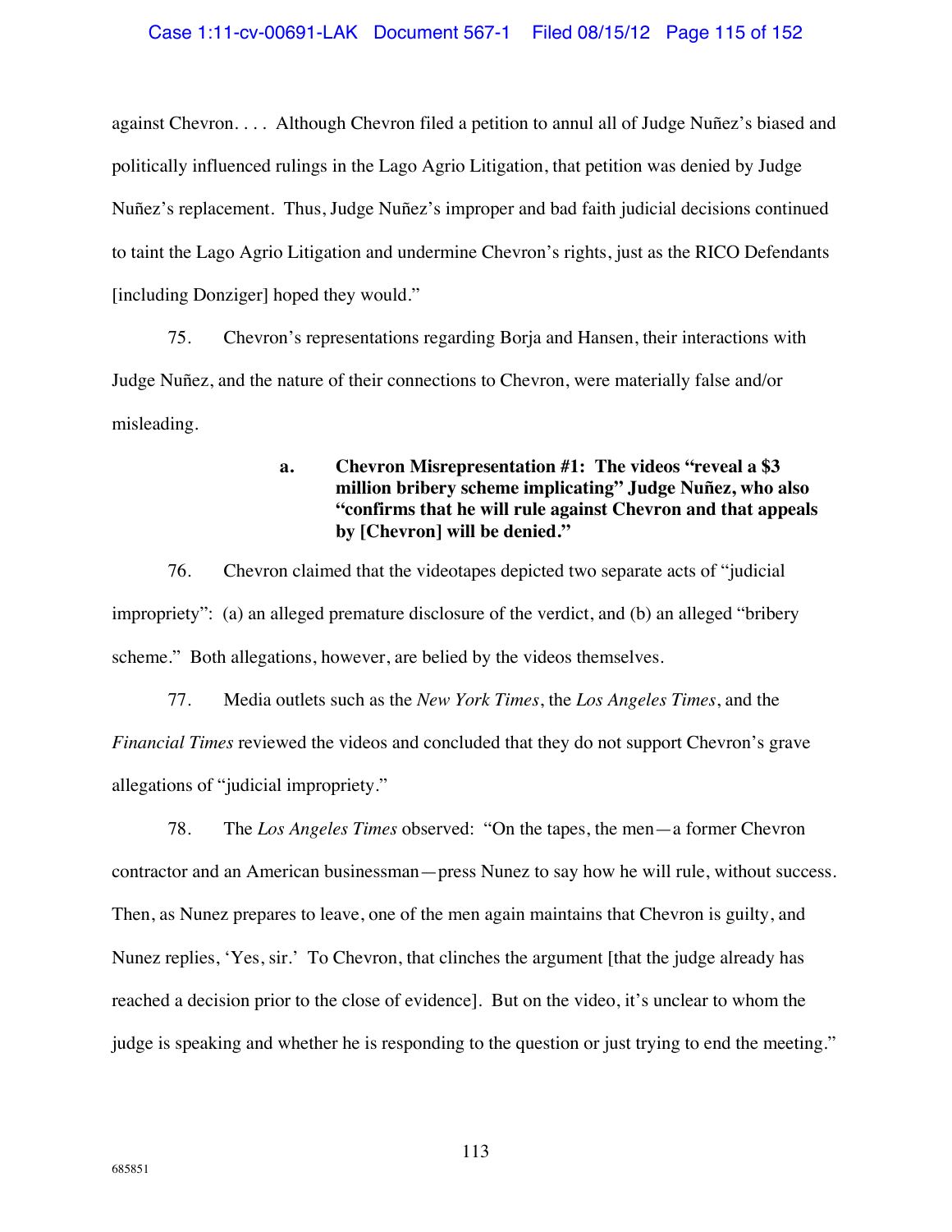against Chevron. . . . Although Chevron filed a petition to annul all of Judge Nuñez's biased and politically influenced rulings in the Lago Agrio Litigation, that petition was denied by Judge Nuñez's replacement. Thus, Judge Nuñez's improper and bad faith judicial decisions continued to taint the Lago Agrio Litigation and undermine Chevron's rights, just as the RICO Defendants [including Donziger] hoped they would."

75. Chevron's representations regarding Borja and Hansen, their interactions with Judge Nuñez, and the nature of their connections to Chevron, were materially false and/or misleading.

**a. Chevron Misrepresentation #1: The videos "reveal a $3 million bribery scheme implicating" Judge Nuñez, who also "confirms that he will rule against Chevron and that appeals by [Chevron] will be denied."**

76. Chevron claimed that the videotapes depicted two separate acts of "judicial impropriety": (a) an alleged premature disclosure of the verdict, and (b) an alleged "bribery scheme." Both allegations, however, are belied by the videos themselves.

77. Media outlets such as the *New York Times*, the *Los Angeles Times*, and the *Financial Times* reviewed the videos and concluded that they do not support Chevron's grave allegations of "judicial impropriety."

78. The *Los Angeles Times* observed: "On the tapes, the men—a former Chevron contractor and an American businessman—press Nunez to say how he will rule, without success. Then, as Nunez prepares to leave, one of the men again maintains that Chevron is guilty, and Nunez replies, 'Yes, sir.' To Chevron, that clinches the argument [that the judge already has reached a decision prior to the close of evidence]. But on the video, it's unclear to whom the judge is speaking and whether he is responding to the question or just trying to end the meeting."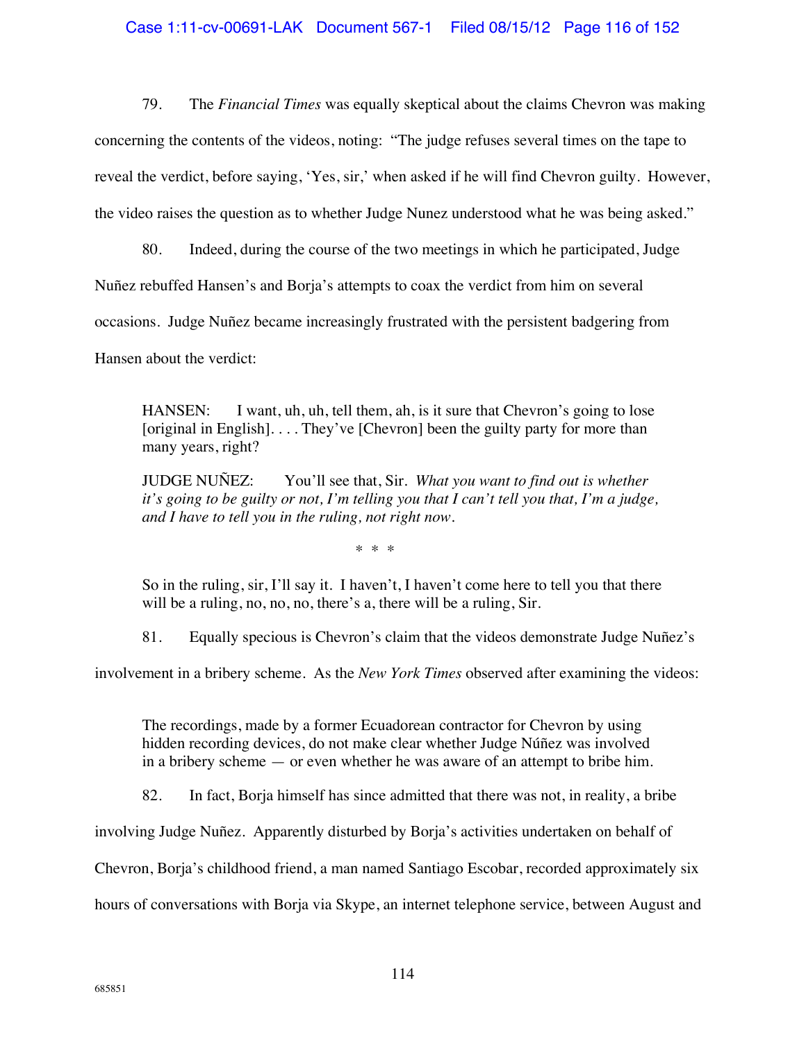79. The *Financial Times* was equally skeptical about the claims Chevron was making concerning the contents of the videos, noting: "The judge refuses several times on the tape to reveal the verdict, before saying, 'Yes, sir,' when asked if he will find Chevron guilty. However, the video raises the question as to whether Judge Nunez understood what he was being asked."

80. Indeed, during the course of the two meetings in which he participated, Judge Nuñez rebuffed Hansen's and Borja's attempts to coax the verdict from him on several occasions. Judge Nuñez became increasingly frustrated with the persistent badgering from Hansen about the verdict:

> HANSEN: I want, uh, uh, tell them, ah, is it sure that Chevron's going to lose [original in English]. . . . They've [Chevron] been the guilty party for more than many years, right?
>
> JUDGE NUÑEZ: You'll see that, Sir. *What you want to find out is whether it's going to be guilty or not, I'm telling you that I can't tell you that, I'm a judge, and I have to tell you in the ruling, not right now.*
>
> \* \* \*
>
> So in the ruling, sir, I'll say it. I haven't, I haven't come here to tell you that there will be a ruling, no, no, no, there's a, there will be a ruling, Sir.

81. Equally specious is Chevron's claim that the videos demonstrate Judge Nuñez's involvement in a bribery scheme. As the *New York Times* observed after examining the videos:

> The recordings, made by a former Ecuadorean contractor for Chevron by using hidden recording devices, do not make clear whether Judge Núñez was involved in a bribery scheme — or even whether he was aware of an attempt to bribe him.

82. In fact, Borja himself has since admitted that there was not, in reality, a bribe involving Judge Nuñez. Apparently disturbed by Borja's activities undertaken on behalf of Chevron, Borja's childhood friend, a man named Santiago Escobar, recorded approximately six hours of conversations with Borja via Skype, an internet telephone service, between August and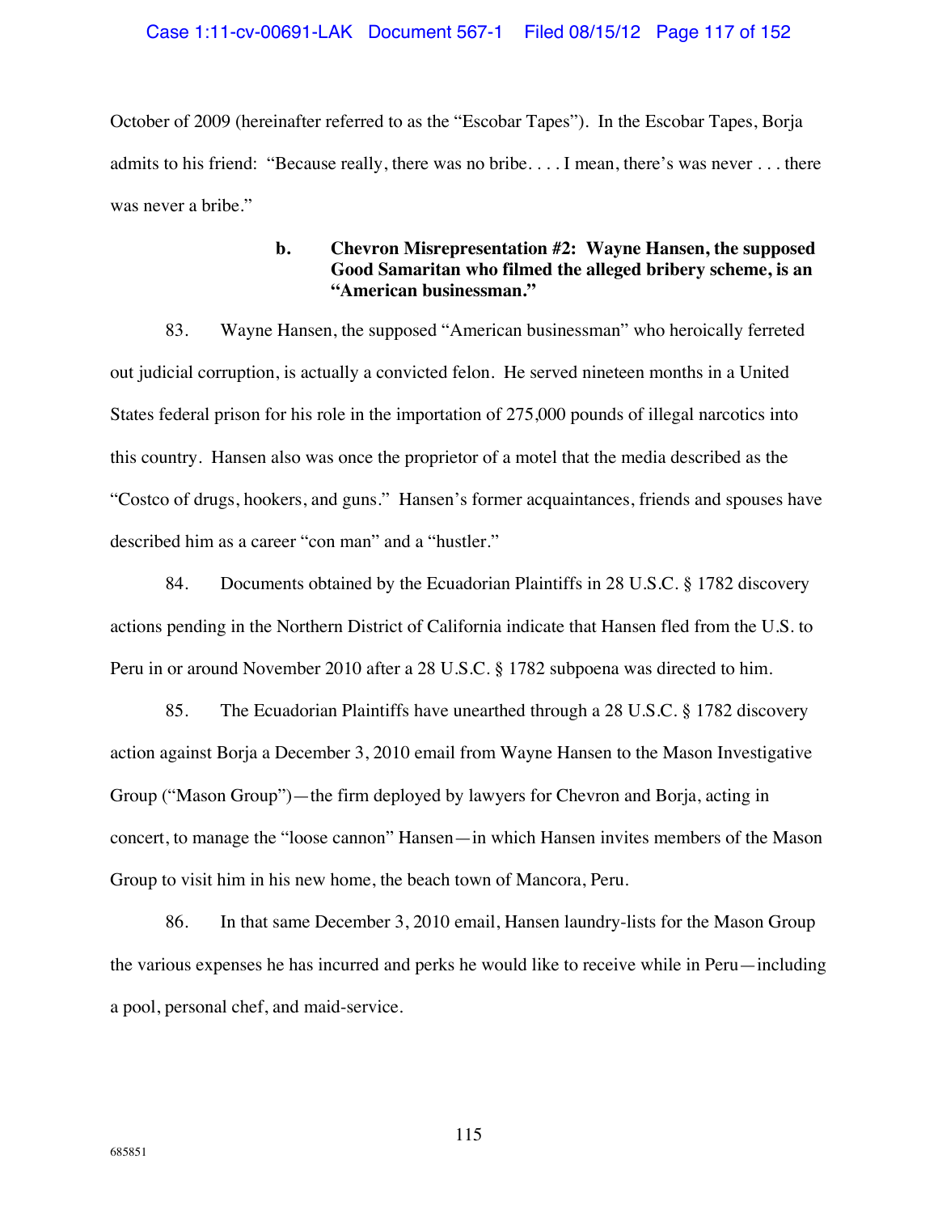October of 2009 (hereinafter referred to as the "Escobar Tapes"). In the Escobar Tapes, Borja admits to his friend: "Because really, there was no bribe. . . . I mean, there's was never . . . there was never a bribe."

**b. Chevron Misrepresentation #2: Wayne Hansen, the supposed Good Samaritan who filmed the alleged bribery scheme, is an "American businessman."**

83. Wayne Hansen, the supposed "American businessman" who heroically ferreted out judicial corruption, is actually a convicted felon. He served nineteen months in a United States federal prison for his role in the importation of 275,000 pounds of illegal narcotics into this country. Hansen also was once the proprietor of a motel that the media described as the "Costco of drugs, hookers, and guns." Hansen's former acquaintances, friends and spouses have described him as a career "con man" and a "hustler."

84. Documents obtained by the Ecuadorian Plaintiffs in 28 U.S.C. § 1782 discovery actions pending in the Northern District of California indicate that Hansen fled from the U.S. to Peru in or around November 2010 after a 28 U.S.C. § 1782 subpoena was directed to him.

85. The Ecuadorian Plaintiffs have unearthed through a 28 U.S.C. § 1782 discovery action against Borja a December 3, 2010 email from Wayne Hansen to the Mason Investigative Group ("Mason Group")—the firm deployed by lawyers for Chevron and Borja, acting in concert, to manage the "loose cannon" Hansen—in which Hansen invites members of the Mason Group to visit him in his new home, the beach town of Mancora, Peru.

86. In that same December 3, 2010 email, Hansen laundry-lists for the Mason Group the various expenses he has incurred and perks he would like to receive while in Peru—including a pool, personal chef, and maid-service.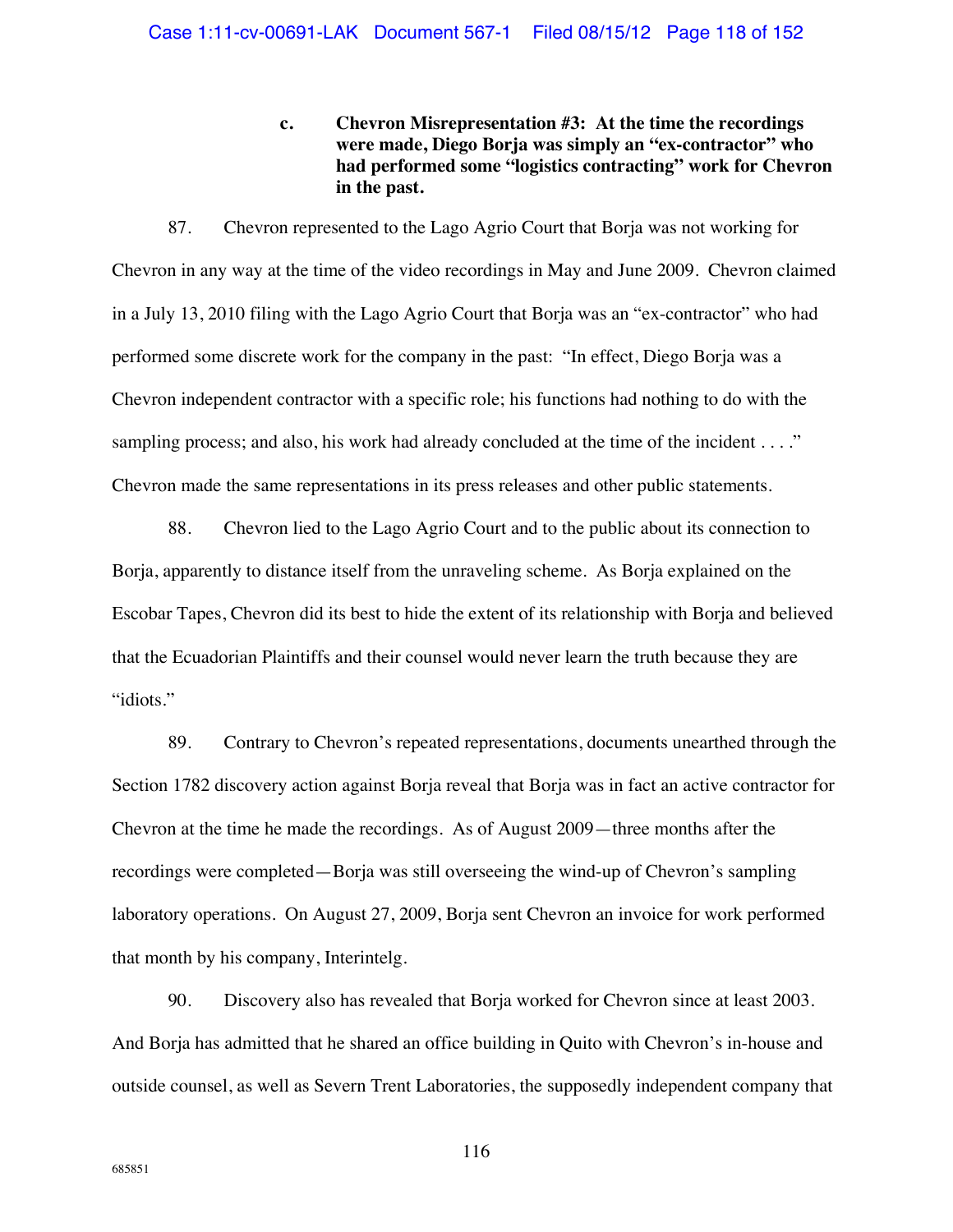**c. Chevron Misrepresentation #3: At the time the recordings were made, Diego Borja was simply an "ex-contractor" who had performed some "logistics contracting" work for Chevron in the past.**

87. Chevron represented to the Lago Agrio Court that Borja was not working for Chevron in any way at the time of the video recordings in May and June 2009. Chevron claimed in a July 13, 2010 filing with the Lago Agrio Court that Borja was an "ex-contractor" who had performed some discrete work for the company in the past: "In effect, Diego Borja was a Chevron independent contractor with a specific role; his functions had nothing to do with the sampling process; and also, his work had already concluded at the time of the incident . . . ." Chevron made the same representations in its press releases and other public statements.

88. Chevron lied to the Lago Agrio Court and to the public about its connection to Borja, apparently to distance itself from the unraveling scheme. As Borja explained on the Escobar Tapes, Chevron did its best to hide the extent of its relationship with Borja and believed that the Ecuadorian Plaintiffs and their counsel would never learn the truth because they are "idiots."

89. Contrary to Chevron's repeated representations, documents unearthed through the Section 1782 discovery action against Borja reveal that Borja was in fact an active contractor for Chevron at the time he made the recordings. As of August 2009—three months after the recordings were completed—Borja was still overseeing the wind-up of Chevron's sampling laboratory operations. On August 27, 2009, Borja sent Chevron an invoice for work performed that month by his company, Interintelg.

90. Discovery also has revealed that Borja worked for Chevron since at least 2003. And Borja has admitted that he shared an office building in Quito with Chevron's in-house and outside counsel, as well as Severn Trent Laboratories, the supposedly independent company that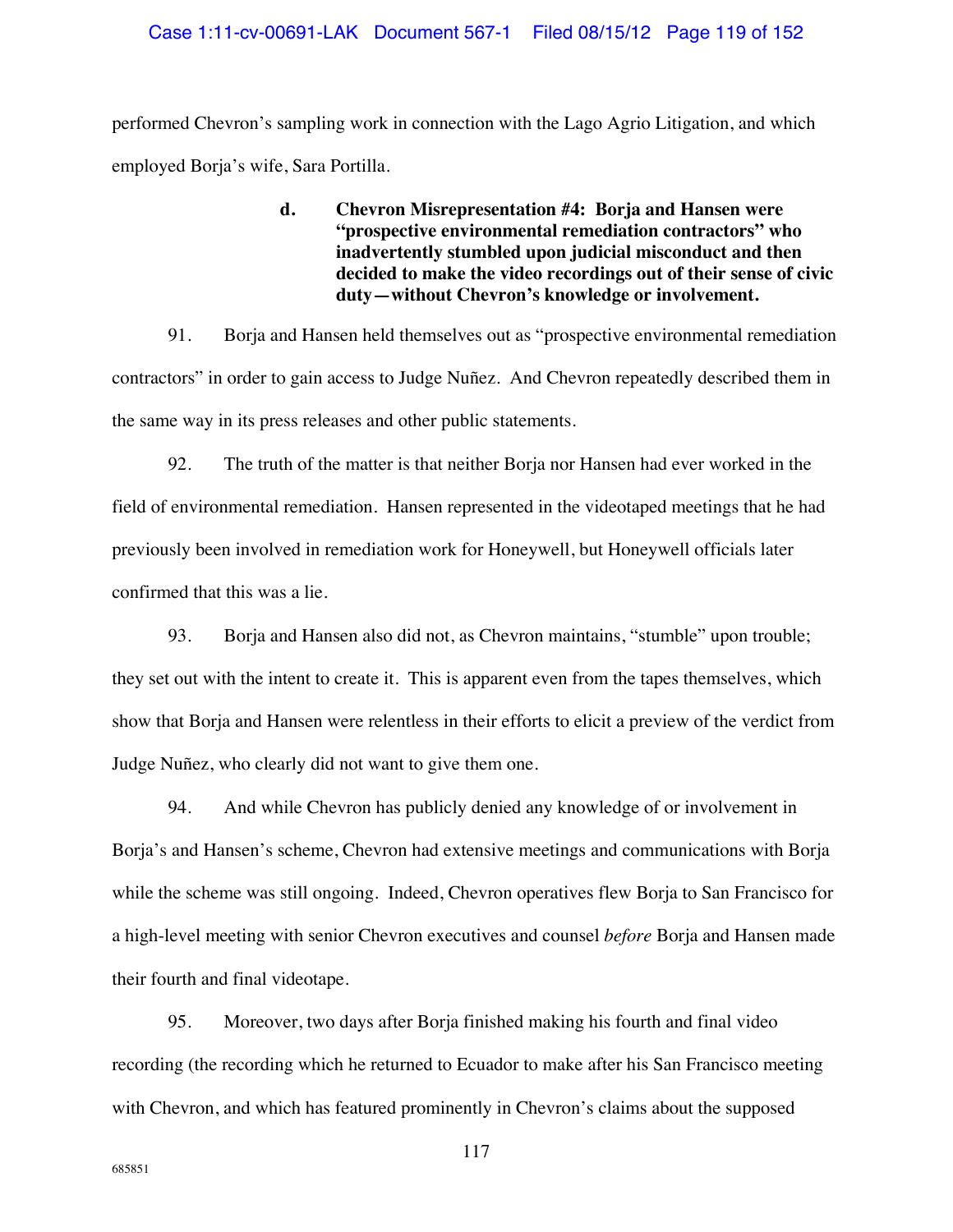performed Chevron's sampling work in connection with the Lago Agrio Litigation, and which employed Borja's wife, Sara Portilla.

**d. Chevron Misrepresentation #4: Borja and Hansen were "prospective environmental remediation contractors" who inadvertently stumbled upon judicial misconduct and then decided to make the video recordings out of their sense of civic duty—without Chevron's knowledge or involvement.**

91. Borja and Hansen held themselves out as "prospective environmental remediation contractors" in order to gain access to Judge Nuñez. And Chevron repeatedly described them in the same way in its press releases and other public statements.

92. The truth of the matter is that neither Borja nor Hansen had ever worked in the field of environmental remediation. Hansen represented in the videotaped meetings that he had previously been involved in remediation work for Honeywell, but Honeywell officials later confirmed that this was a lie.

93. Borja and Hansen also did not, as Chevron maintains, "stumble" upon trouble; they set out with the intent to create it. This is apparent even from the tapes themselves, which show that Borja and Hansen were relentless in their efforts to elicit a preview of the verdict from Judge Nuñez, who clearly did not want to give them one.

94. And while Chevron has publicly denied any knowledge of or involvement in Borja's and Hansen's scheme, Chevron had extensive meetings and communications with Borja while the scheme was still ongoing. Indeed, Chevron operatives flew Borja to San Francisco for a high-level meeting with senior Chevron executives and counsel *before* Borja and Hansen made their fourth and final videotape.

95. Moreover, two days after Borja finished making his fourth and final video recording (the recording which he returned to Ecuador to make after his San Francisco meeting with Chevron, and which has featured prominently in Chevron's claims about the supposed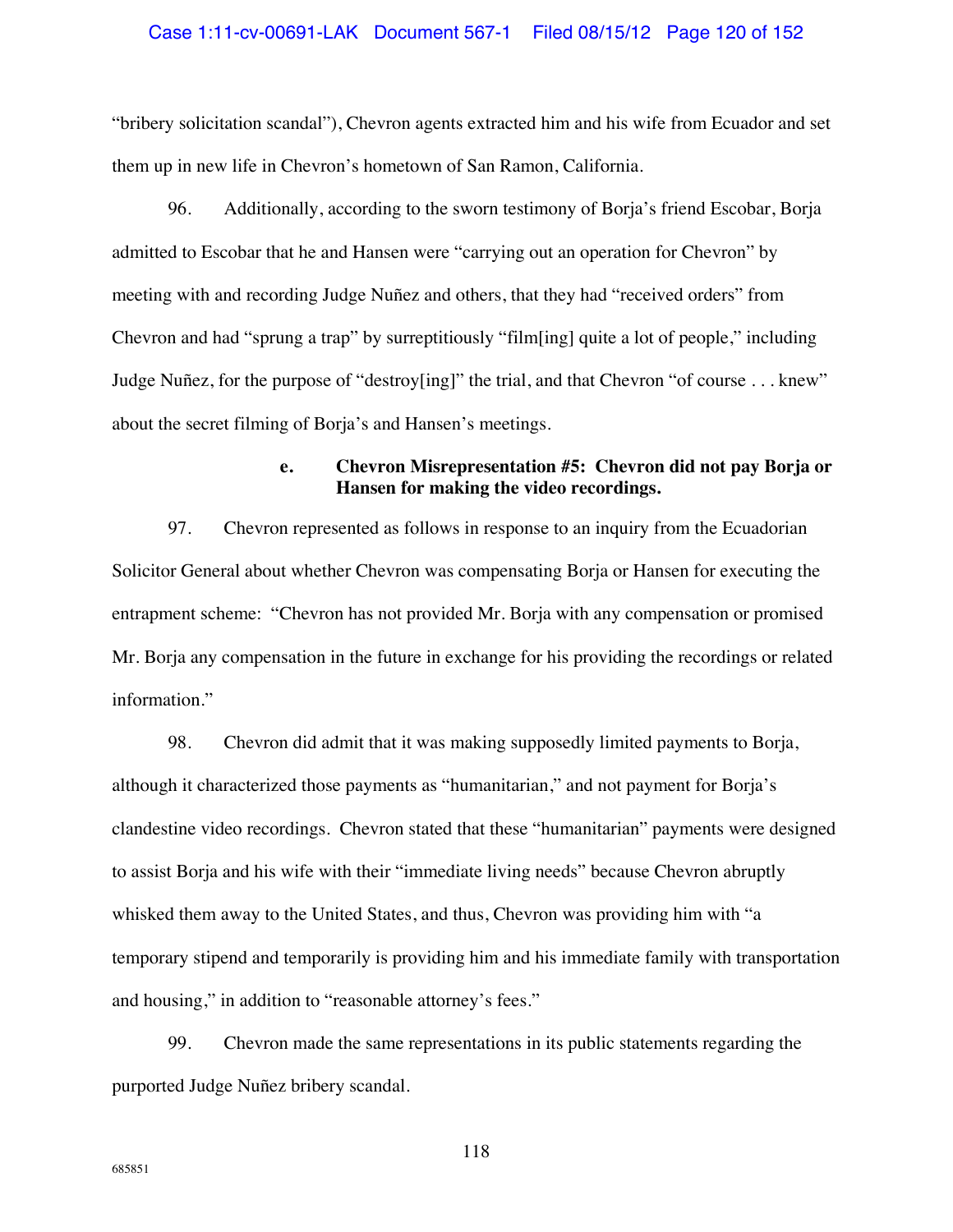"bribery solicitation scandal"), Chevron agents extracted him and his wife from Ecuador and set them up in new life in Chevron's hometown of San Ramon, California.

96. Additionally, according to the sworn testimony of Borja's friend Escobar, Borja admitted to Escobar that he and Hansen were "carrying out an operation for Chevron" by meeting with and recording Judge Nuñez and others, that they had "received orders" from Chevron and had "sprung a trap" by surreptitiously "film[ing] quite a lot of people," including Judge Nuñez, for the purpose of "destroy[ing]" the trial, and that Chevron "of course . . . knew" about the secret filming of Borja's and Hansen's meetings.

**e. Chevron Misrepresentation #5: Chevron did not pay Borja or Hansen for making the video recordings.**

97. Chevron represented as follows in response to an inquiry from the Ecuadorian Solicitor General about whether Chevron was compensating Borja or Hansen for executing the entrapment scheme: "Chevron has not provided Mr. Borja with any compensation or promised Mr. Borja any compensation in the future in exchange for his providing the recordings or related information."

98. Chevron did admit that it was making supposedly limited payments to Borja, although it characterized those payments as "humanitarian," and not payment for Borja's clandestine video recordings. Chevron stated that these "humanitarian" payments were designed to assist Borja and his wife with their "immediate living needs" because Chevron abruptly whisked them away to the United States, and thus, Chevron was providing him with "a temporary stipend and temporarily is providing him and his immediate family with transportation and housing," in addition to "reasonable attorney's fees."

99. Chevron made the same representations in its public statements regarding the purported Judge Nuñez bribery scandal.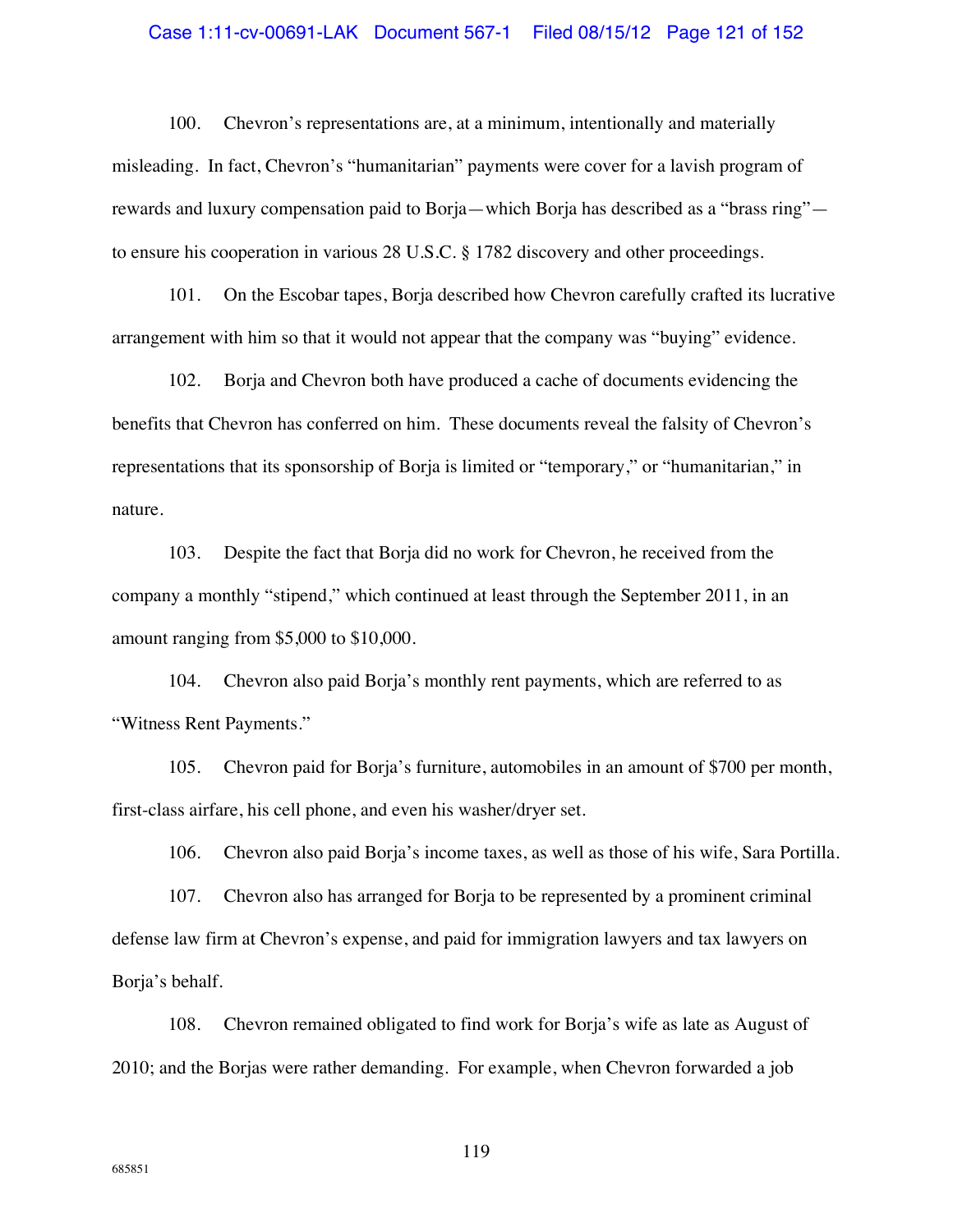100. Chevron's representations are, at a minimum, intentionally and materially misleading. In fact, Chevron's "humanitarian" payments were cover for a lavish program of rewards and luxury compensation paid to Borja—which Borja has described as a "brass ring"—to ensure his cooperation in various 28 U.S.C. § 1782 discovery and other proceedings.

101. On the Escobar tapes, Borja described how Chevron carefully crafted its lucrative arrangement with him so that it would not appear that the company was "buying" evidence.

102. Borja and Chevron both have produced a cache of documents evidencing the benefits that Chevron has conferred on him. These documents reveal the falsity of Chevron's representations that its sponsorship of Borja is limited or "temporary," or "humanitarian," in nature.

103. Despite the fact that Borja did no work for Chevron, he received from the company a monthly "stipend," which continued at least through the September 2011, in an amount ranging from $5,000 to $10,000.

104. Chevron also paid Borja's monthly rent payments, which are referred to as "Witness Rent Payments."

105. Chevron paid for Borja's furniture, automobiles in an amount of $700 per month, first-class airfare, his cell phone, and even his washer/dryer set.

106. Chevron also paid Borja's income taxes, as well as those of his wife, Sara Portilla.

107. Chevron also has arranged for Borja to be represented by a prominent criminal defense law firm at Chevron's expense, and paid for immigration lawyers and tax lawyers on Borja's behalf.

108. Chevron remained obligated to find work for Borja's wife as late as August of 2010; and the Borjas were rather demanding. For example, when Chevron forwarded a job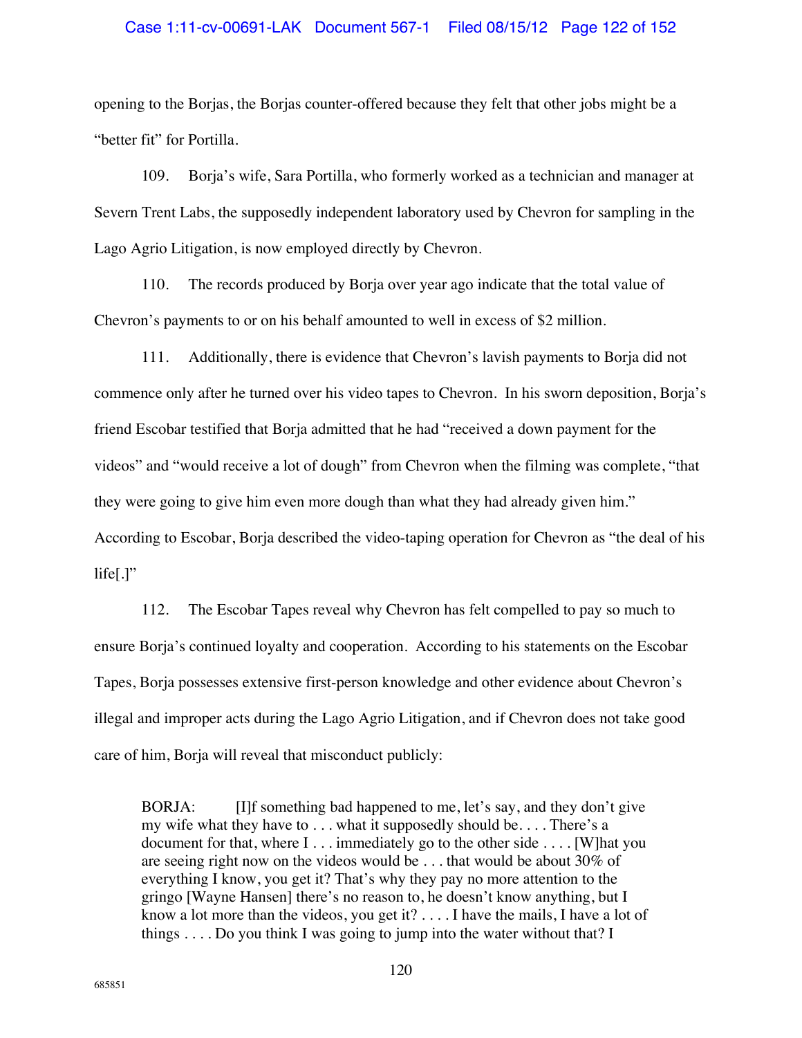opening to the Borjas, the Borjas counter-offered because they felt that other jobs might be a "better fit" for Portilla.

109. Borja's wife, Sara Portilla, who formerly worked as a technician and manager at Severn Trent Labs, the supposedly independent laboratory used by Chevron for sampling in the Lago Agrio Litigation, is now employed directly by Chevron.

110. The records produced by Borja over year ago indicate that the total value of Chevron's payments to or on his behalf amounted to well in excess of $2 million.

111. Additionally, there is evidence that Chevron's lavish payments to Borja did not commence only after he turned over his video tapes to Chevron. In his sworn deposition, Borja's friend Escobar testified that Borja admitted that he had "received a down payment for the videos" and "would receive a lot of dough" from Chevron when the filming was complete, "that they were going to give him even more dough than what they had already given him." According to Escobar, Borja described the video-taping operation for Chevron as "the deal of his life[.]"

112. The Escobar Tapes reveal why Chevron has felt compelled to pay so much to ensure Borja's continued loyalty and cooperation. According to his statements on the Escobar Tapes, Borja possesses extensive first-person knowledge and other evidence about Chevron's illegal and improper acts during the Lago Agrio Litigation, and if Chevron does not take good care of him, Borja will reveal that misconduct publicly:

> BORJA: [I]f something bad happened to me, let's say, and they don't give my wife what they have to . . . what it supposedly should be. . . . There's a document for that, where I . . . immediately go to the other side . . . . [W]hat you are seeing right now on the videos would be . . . that would be about 30% of everything I know, you get it? That's why they pay no more attention to the gringo [Wayne Hansen] there's no reason to, he doesn't know anything, but I know a lot more than the videos, you get it? . . . . I have the mails, I have a lot of things . . . . Do you think I was going to jump into the water without that? I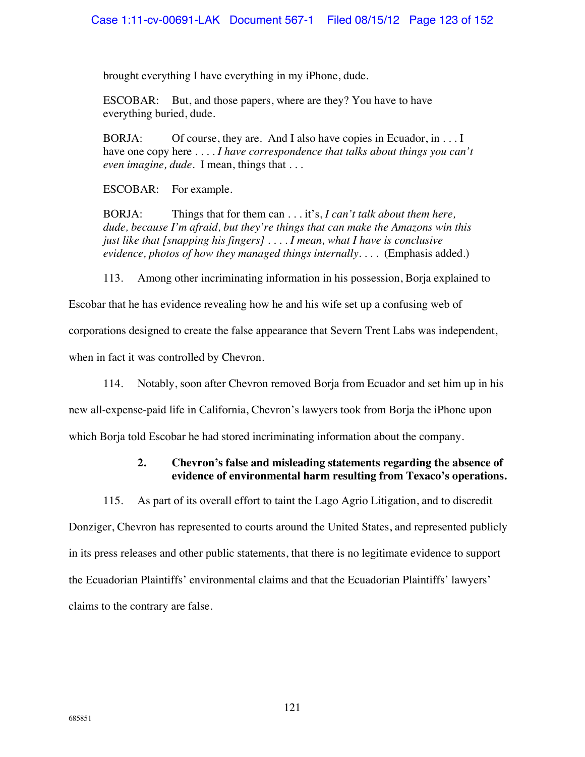brought everything I have everything in my iPhone, dude.

ESCOBAR: But, and those papers, where are they? You have to have everything buried, dude.

BORJA: Of course, they are. And I also have copies in Ecuador, in . . . I have one copy here . . . . *I have correspondence that talks about things you can't even imagine, dude*. I mean, things that . . .

ESCOBAR: For example.

BORJA: Things that for them can . . . it's, *I can't talk about them here, dude, because I'm afraid, but they're things that can make the Amazons win this just like that [snapping his fingers]* . . . . *I mean, what I have is conclusive evidence, photos of how they managed things internally*. . . . (Emphasis added.)

113. Among other incriminating information in his possession, Borja explained to Escobar that he has evidence revealing how he and his wife set up a confusing web of corporations designed to create the false appearance that Severn Trent Labs was independent, when in fact it was controlled by Chevron.

114. Notably, soon after Chevron removed Borja from Ecuador and set him up in his new all-expense-paid life in California, Chevron's lawyers took from Borja the iPhone upon which Borja told Escobar he had stored incriminating information about the company.

**2. Chevron's false and misleading statements regarding the absence of evidence of environmental harm resulting from Texaco's operations.**

115. As part of its overall effort to taint the Lago Agrio Litigation, and to discredit Donziger, Chevron has represented to courts around the United States, and represented publicly in its press releases and other public statements, that there is no legitimate evidence to support the Ecuadorian Plaintiffs' environmental claims and that the Ecuadorian Plaintiffs' lawyers' claims to the contrary are false.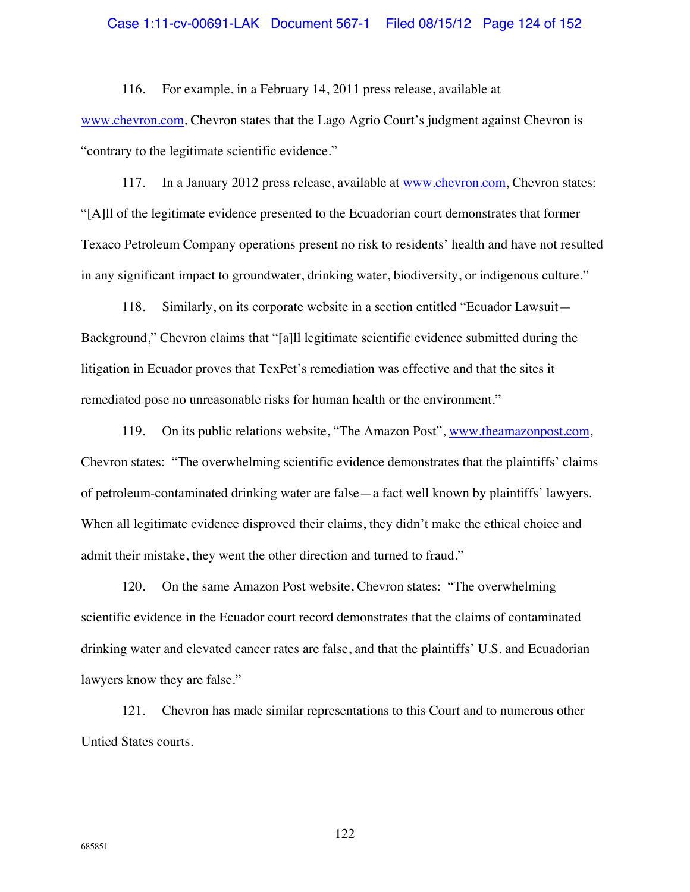116. For example, in a February 14, 2011 press release, available at www.chevron.com, Chevron states that the Lago Agrio Court's judgment against Chevron is "contrary to the legitimate scientific evidence."

117. In a January 2012 press release, available at www.chevron.com, Chevron states: "[A]ll of the legitimate evidence presented to the Ecuadorian court demonstrates that former Texaco Petroleum Company operations present no risk to residents' health and have not resulted in any significant impact to groundwater, drinking water, biodiversity, or indigenous culture."

118. Similarly, on its corporate website in a section entitled "Ecuador Lawsuit—Background," Chevron claims that "[a]ll legitimate scientific evidence submitted during the litigation in Ecuador proves that TexPet's remediation was effective and that the sites it remediated pose no unreasonable risks for human health or the environment."

119. On its public relations website, "The Amazon Post", www.theamazonpost.com, Chevron states: "The overwhelming scientific evidence demonstrates that the plaintiffs' claims of petroleum-contaminated drinking water are false—a fact well known by plaintiffs' lawyers. When all legitimate evidence disproved their claims, they didn't make the ethical choice and admit their mistake, they went the other direction and turned to fraud."

120. On the same Amazon Post website, Chevron states: "The overwhelming scientific evidence in the Ecuador court record demonstrates that the claims of contaminated drinking water and elevated cancer rates are false, and that the plaintiffs' U.S. and Ecuadorian lawyers know they are false."

121. Chevron has made similar representations to this Court and to numerous other Untied States courts.

685851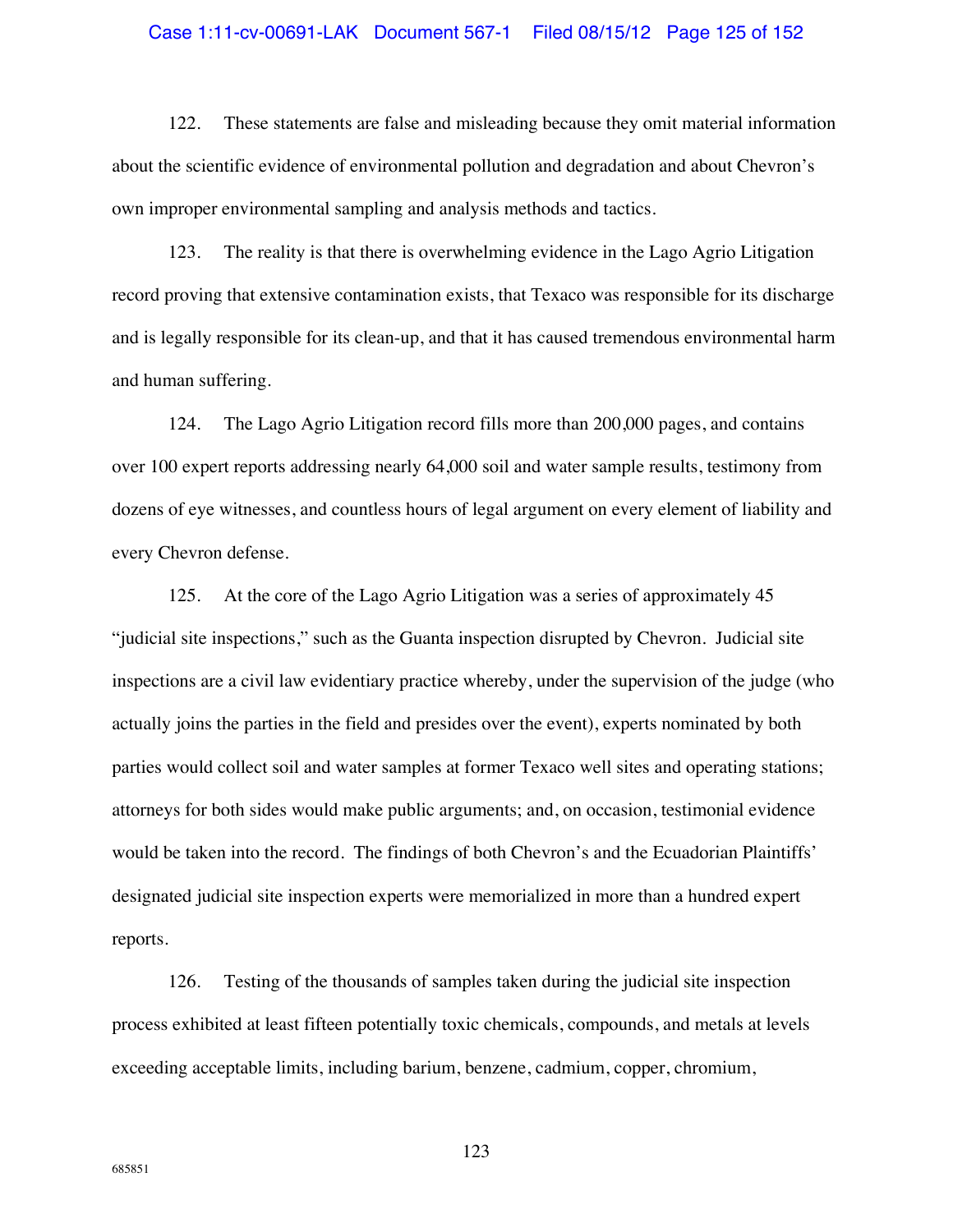122. These statements are false and misleading because they omit material information about the scientific evidence of environmental pollution and degradation and about Chevron's own improper environmental sampling and analysis methods and tactics.

123. The reality is that there is overwhelming evidence in the Lago Agrio Litigation record proving that extensive contamination exists, that Texaco was responsible for its discharge and is legally responsible for its clean-up, and that it has caused tremendous environmental harm and human suffering.

124. The Lago Agrio Litigation record fills more than 200,000 pages, and contains over 100 expert reports addressing nearly 64,000 soil and water sample results, testimony from dozens of eye witnesses, and countless hours of legal argument on every element of liability and every Chevron defense.

125. At the core of the Lago Agrio Litigation was a series of approximately 45 "judicial site inspections," such as the Guanta inspection disrupted by Chevron. Judicial site inspections are a civil law evidentiary practice whereby, under the supervision of the judge (who actually joins the parties in the field and presides over the event), experts nominated by both parties would collect soil and water samples at former Texaco well sites and operating stations; attorneys for both sides would make public arguments; and, on occasion, testimonial evidence would be taken into the record. The findings of both Chevron's and the Ecuadorian Plaintiffs' designated judicial site inspection experts were memorialized in more than a hundred expert reports.

126. Testing of the thousands of samples taken during the judicial site inspection process exhibited at least fifteen potentially toxic chemicals, compounds, and metals at levels exceeding acceptable limits, including barium, benzene, cadmium, copper, chromium,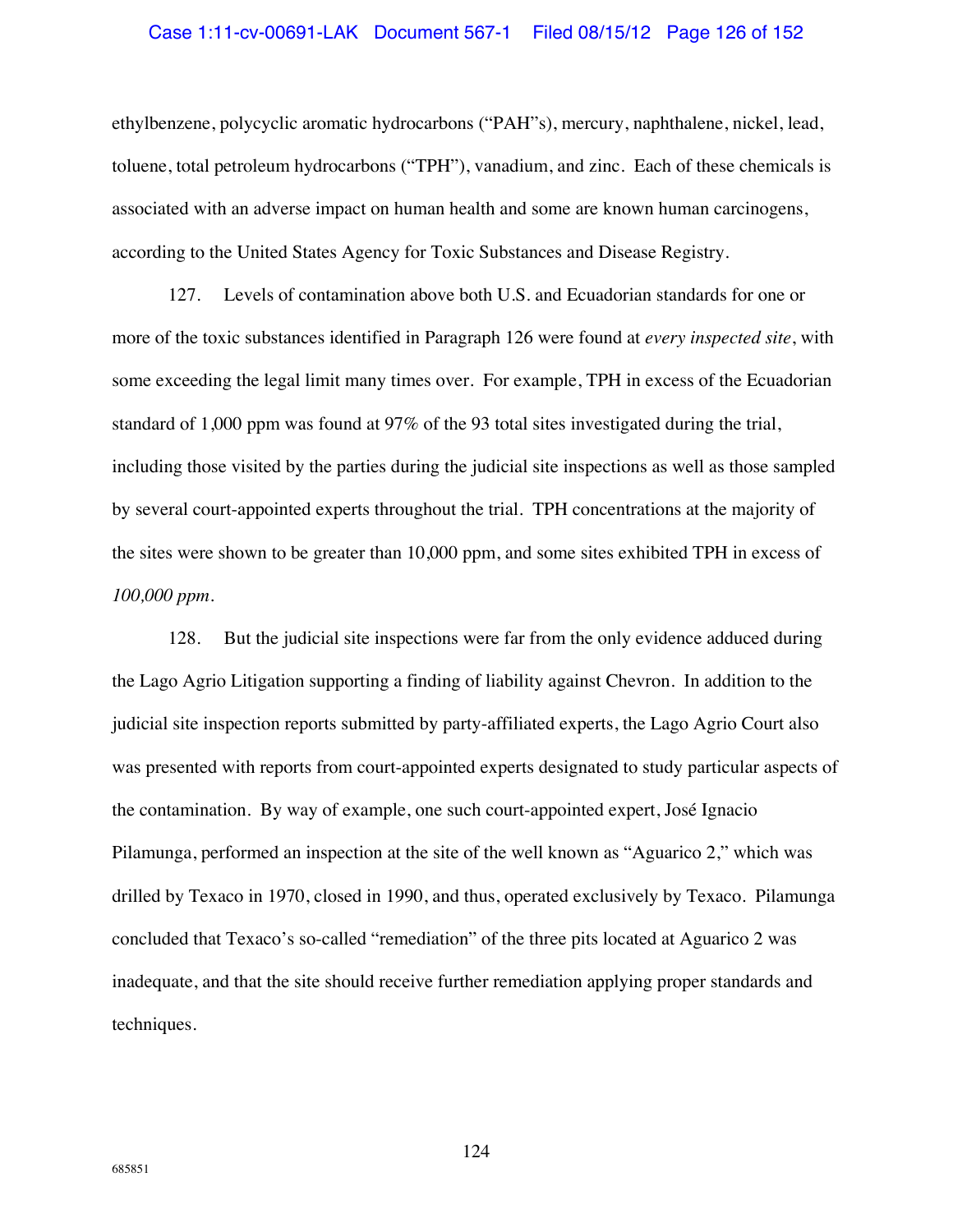ethylbenzene, polycyclic aromatic hydrocarbons ("PAH"s), mercury, naphthalene, nickel, lead, toluene, total petroleum hydrocarbons ("TPH"), vanadium, and zinc. Each of these chemicals is associated with an adverse impact on human health and some are known human carcinogens, according to the United States Agency for Toxic Substances and Disease Registry.

127. Levels of contamination above both U.S. and Ecuadorian standards for one or more of the toxic substances identified in Paragraph 126 were found at *every inspected site*, with some exceeding the legal limit many times over. For example, TPH in excess of the Ecuadorian standard of 1,000 ppm was found at 97% of the 93 total sites investigated during the trial, including those visited by the parties during the judicial site inspections as well as those sampled by several court-appointed experts throughout the trial. TPH concentrations at the majority of the sites were shown to be greater than 10,000 ppm, and some sites exhibited TPH in excess of *100,000 ppm*.

128. But the judicial site inspections were far from the only evidence adduced during the Lago Agrio Litigation supporting a finding of liability against Chevron. In addition to the judicial site inspection reports submitted by party-affiliated experts, the Lago Agrio Court also was presented with reports from court-appointed experts designated to study particular aspects of the contamination. By way of example, one such court-appointed expert, José Ignacio Pilamunga, performed an inspection at the site of the well known as "Aguarico 2," which was drilled by Texaco in 1970, closed in 1990, and thus, operated exclusively by Texaco. Pilamunga concluded that Texaco's so-called "remediation" of the three pits located at Aguarico 2 was inadequate, and that the site should receive further remediation applying proper standards and techniques.

685851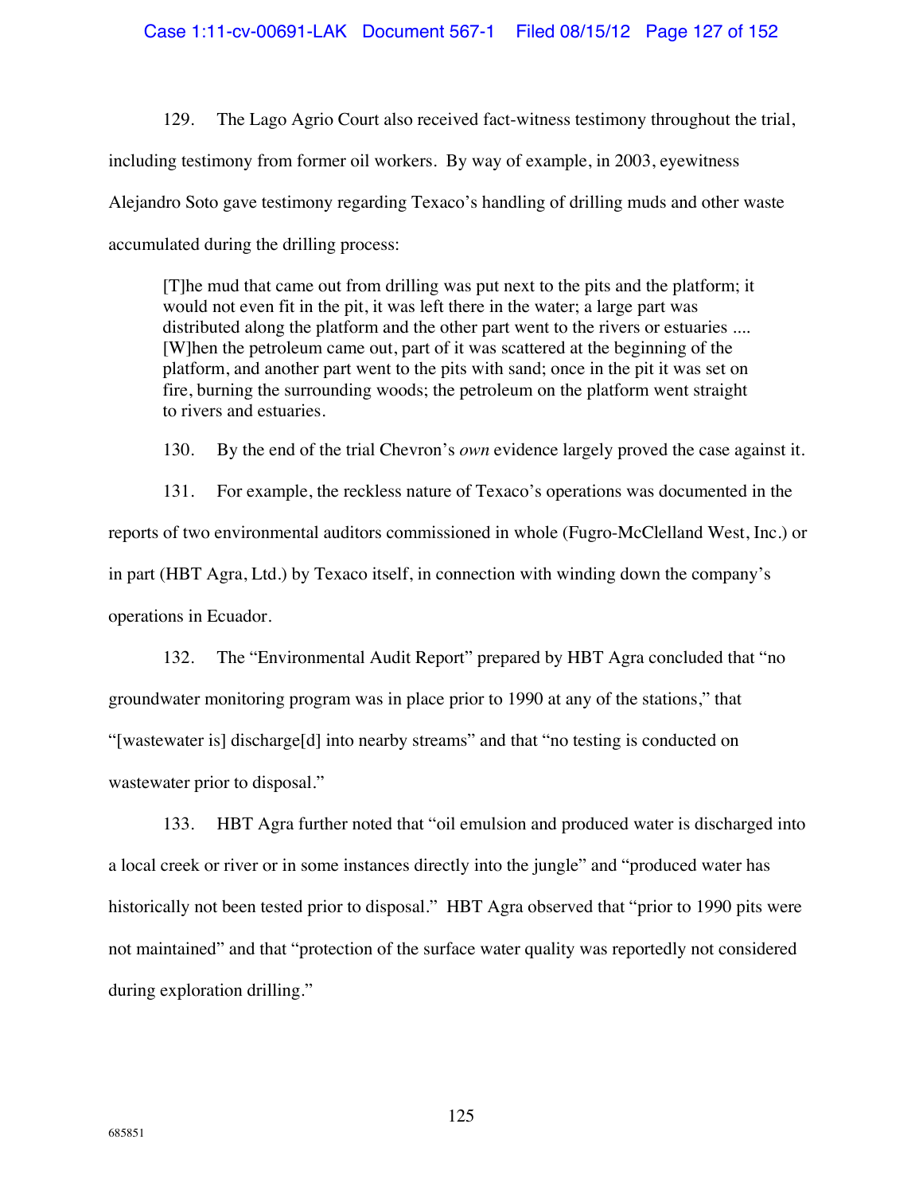129. The Lago Agrio Court also received fact-witness testimony throughout the trial, including testimony from former oil workers. By way of example, in 2003, eyewitness Alejandro Soto gave testimony regarding Texaco's handling of drilling muds and other waste accumulated during the drilling process:

> [T]he mud that came out from drilling was put next to the pits and the platform; it would not even fit in the pit, it was left there in the water; a large part was distributed along the platform and the other part went to the rivers or estuaries .... [W]hen the petroleum came out, part of it was scattered at the beginning of the platform, and another part went to the pits with sand; once in the pit it was set on fire, burning the surrounding woods; the petroleum on the platform went straight to rivers and estuaries.

130. By the end of the trial Chevron's *own* evidence largely proved the case against it.

131. For example, the reckless nature of Texaco's operations was documented in the reports of two environmental auditors commissioned in whole (Fugro-McClelland West, Inc.) or in part (HBT Agra, Ltd.) by Texaco itself, in connection with winding down the company's operations in Ecuador.

132. The "Environmental Audit Report" prepared by HBT Agra concluded that "no groundwater monitoring program was in place prior to 1990 at any of the stations," that "[wastewater is] discharge[d] into nearby streams" and that "no testing is conducted on wastewater prior to disposal."

133. HBT Agra further noted that "oil emulsion and produced water is discharged into a local creek or river or in some instances directly into the jungle" and "produced water has historically not been tested prior to disposal." HBT Agra observed that "prior to 1990 pits were not maintained" and that "protection of the surface water quality was reportedly not considered during exploration drilling."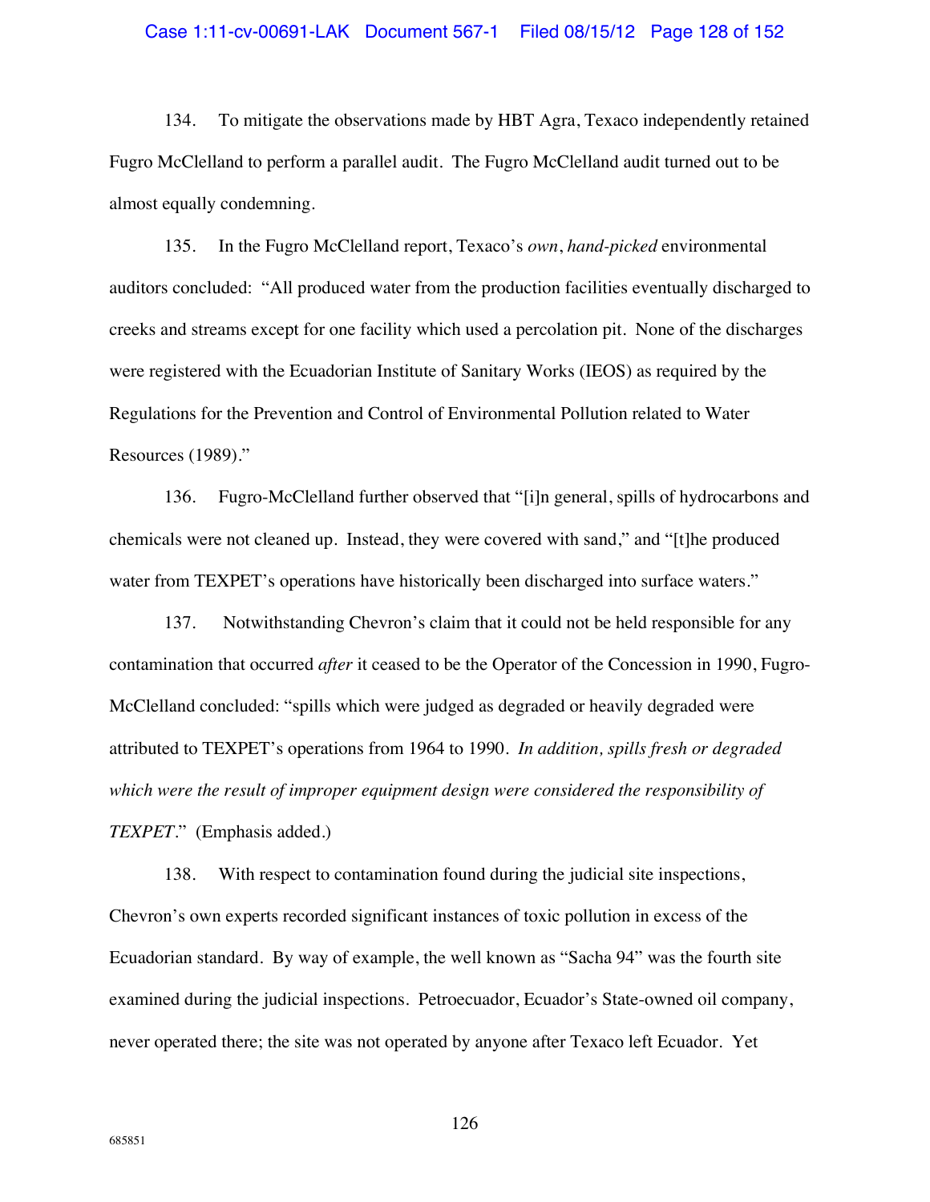134. To mitigate the observations made by HBT Agra, Texaco independently retained Fugro McClelland to perform a parallel audit. The Fugro McClelland audit turned out to be almost equally condemning.

135. In the Fugro McClelland report, Texaco's *own*, *hand-picked* environmental auditors concluded: "All produced water from the production facilities eventually discharged to creeks and streams except for one facility which used a percolation pit. None of the discharges were registered with the Ecuadorian Institute of Sanitary Works (IEOS) as required by the Regulations for the Prevention and Control of Environmental Pollution related to Water Resources (1989)."

136. Fugro-McClelland further observed that "[i]n general, spills of hydrocarbons and chemicals were not cleaned up. Instead, they were covered with sand," and "[t]he produced water from TEXPET's operations have historically been discharged into surface waters."

137. Notwithstanding Chevron's claim that it could not be held responsible for any contamination that occurred *after* it ceased to be the Operator of the Concession in 1990, Fugro-McClelland concluded: "spills which were judged as degraded or heavily degraded were attributed to TEXPET's operations from 1964 to 1990. *In addition, spills fresh or degraded which were the result of improper equipment design were considered the responsibility of TEXPET*." (Emphasis added.)

138. With respect to contamination found during the judicial site inspections, Chevron's own experts recorded significant instances of toxic pollution in excess of the Ecuadorian standard. By way of example, the well known as "Sacha 94" was the fourth site examined during the judicial inspections. Petroecuador, Ecuador's State-owned oil company, never operated there; the site was not operated by anyone after Texaco left Ecuador. Yet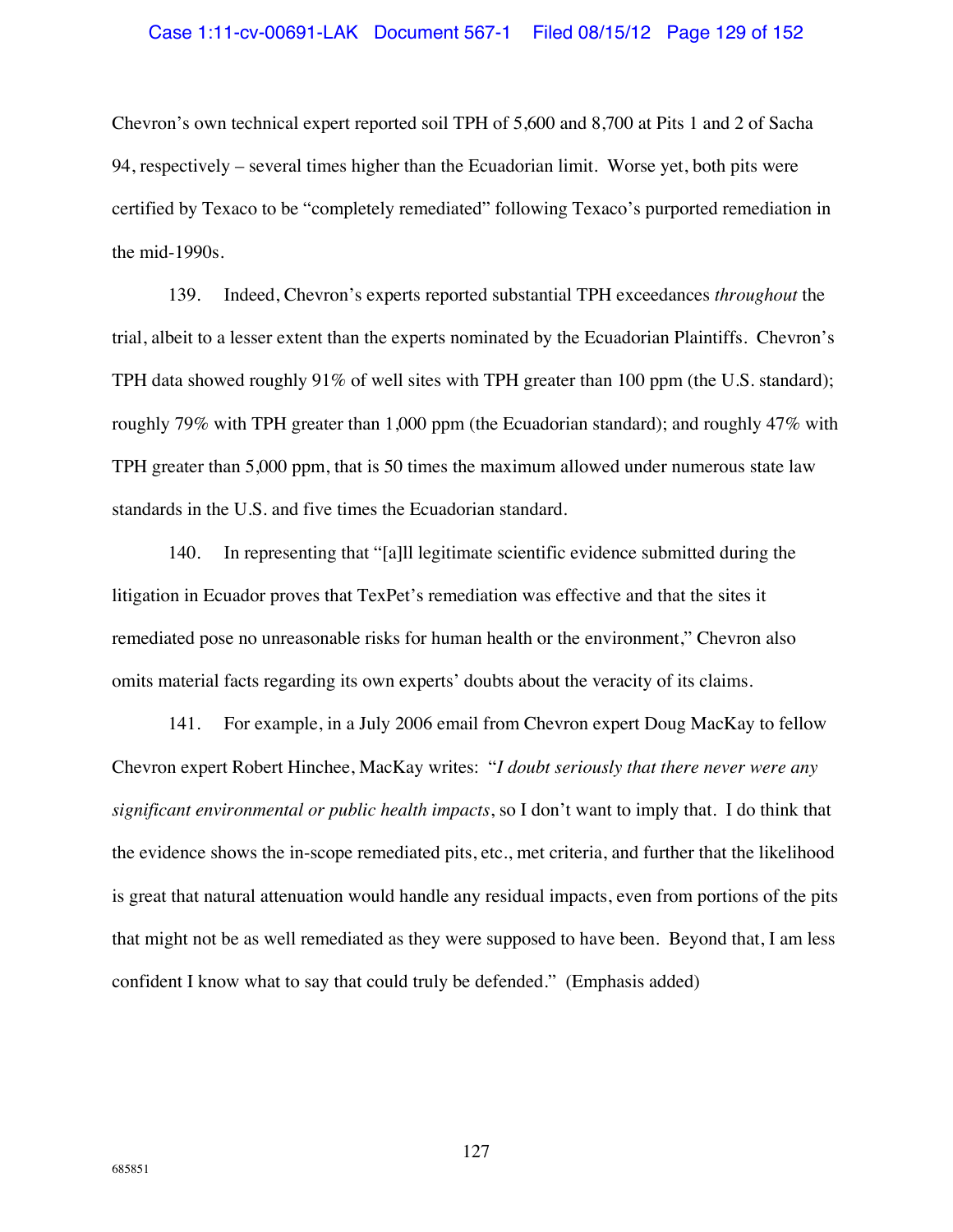Chevron's own technical expert reported soil TPH of 5,600 and 8,700 at Pits 1 and 2 of Sacha 94, respectively – several times higher than the Ecuadorian limit. Worse yet, both pits were certified by Texaco to be "completely remediated" following Texaco's purported remediation in the mid-1990s.

139. Indeed, Chevron's experts reported substantial TPH exceedances *throughout* the trial, albeit to a lesser extent than the experts nominated by the Ecuadorian Plaintiffs. Chevron's TPH data showed roughly 91% of well sites with TPH greater than 100 ppm (the U.S. standard); roughly 79% with TPH greater than 1,000 ppm (the Ecuadorian standard); and roughly 47% with TPH greater than 5,000 ppm, that is 50 times the maximum allowed under numerous state law standards in the U.S. and five times the Ecuadorian standard.

140. In representing that "[a]ll legitimate scientific evidence submitted during the litigation in Ecuador proves that TexPet's remediation was effective and that the sites it remediated pose no unreasonable risks for human health or the environment," Chevron also omits material facts regarding its own experts' doubts about the veracity of its claims.

141. For example, in a July 2006 email from Chevron expert Doug MacKay to fellow Chevron expert Robert Hinchee, MacKay writes: "*I doubt seriously that there never were any significant environmental or public health impacts*, so I don't want to imply that. I do think that the evidence shows the in-scope remediated pits, etc., met criteria, and further that the likelihood is great that natural attenuation would handle any residual impacts, even from portions of the pits that might not be as well remediated as they were supposed to have been. Beyond that, I am less confident I know what to say that could truly be defended." (Emphasis added)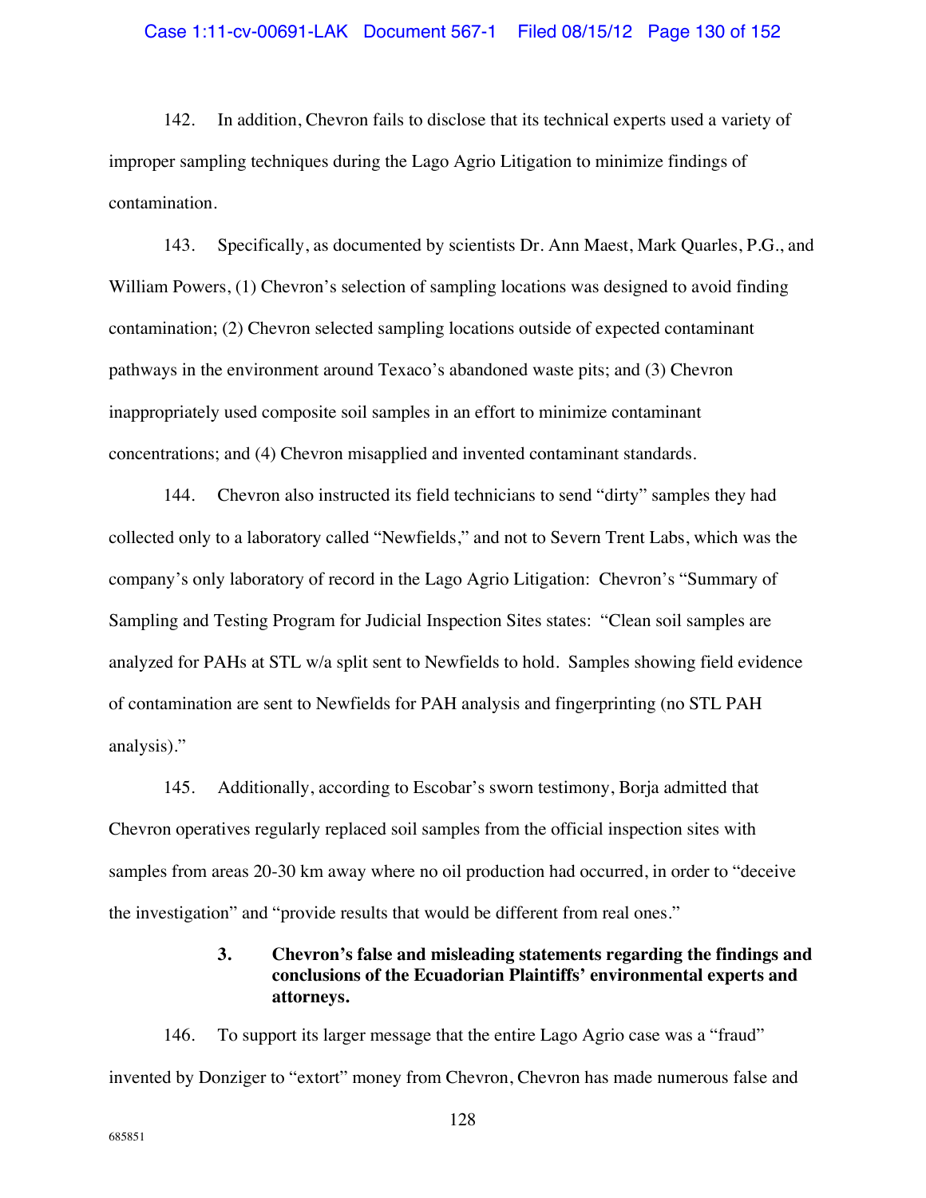142. In addition, Chevron fails to disclose that its technical experts used a variety of improper sampling techniques during the Lago Agrio Litigation to minimize findings of contamination.

143. Specifically, as documented by scientists Dr. Ann Maest, Mark Quarles, P.G., and William Powers, (1) Chevron's selection of sampling locations was designed to avoid finding contamination; (2) Chevron selected sampling locations outside of expected contaminant pathways in the environment around Texaco's abandoned waste pits; and (3) Chevron inappropriately used composite soil samples in an effort to minimize contaminant concentrations; and (4) Chevron misapplied and invented contaminant standards.

144. Chevron also instructed its field technicians to send "dirty" samples they had collected only to a laboratory called "Newfields," and not to Severn Trent Labs, which was the company's only laboratory of record in the Lago Agrio Litigation: Chevron's "Summary of Sampling and Testing Program for Judicial Inspection Sites states: "Clean soil samples are analyzed for PAHs at STL w/a split sent to Newfields to hold. Samples showing field evidence of contamination are sent to Newfields for PAH analysis and fingerprinting (no STL PAH analysis)."

145. Additionally, according to Escobar's sworn testimony, Borja admitted that Chevron operatives regularly replaced soil samples from the official inspection sites with samples from areas 20-30 km away where no oil production had occurred, in order to "deceive the investigation" and "provide results that would be different from real ones."

### 3. Chevron's false and misleading statements regarding the findings and conclusions of the Ecuadorian Plaintiffs' environmental experts and attorneys.

146. To support its larger message that the entire Lago Agrio case was a "fraud" invented by Donziger to "extort" money from Chevron, Chevron has made numerous false and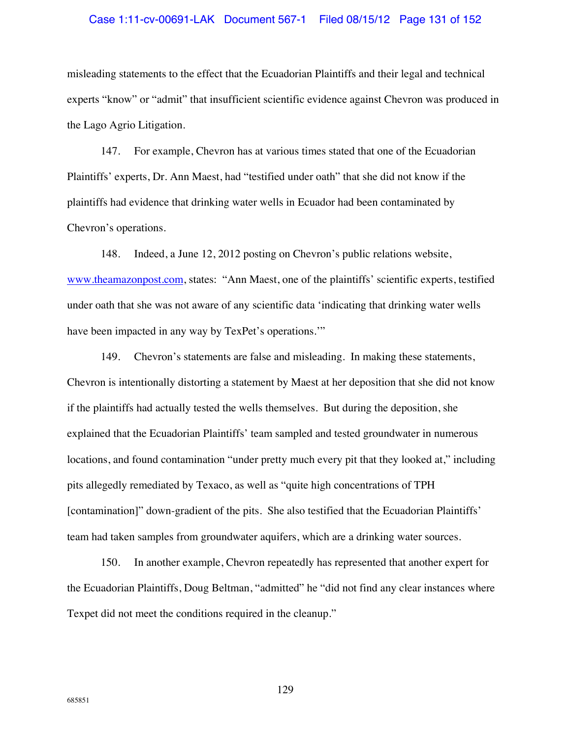misleading statements to the effect that the Ecuadorian Plaintiffs and their legal and technical experts "know" or "admit" that insufficient scientific evidence against Chevron was produced in the Lago Agrio Litigation.

147. For example, Chevron has at various times stated that one of the Ecuadorian Plaintiffs' experts, Dr. Ann Maest, had "testified under oath" that she did not know if the plaintiffs had evidence that drinking water wells in Ecuador had been contaminated by Chevron's operations.

148. Indeed, a June 12, 2012 posting on Chevron's public relations website, www.theamazonpost.com, states: "Ann Maest, one of the plaintiffs' scientific experts, testified under oath that she was not aware of any scientific data 'indicating that drinking water wells have been impacted in any way by TexPet's operations.'"

149. Chevron's statements are false and misleading. In making these statements, Chevron is intentionally distorting a statement by Maest at her deposition that she did not know if the plaintiffs had actually tested the wells themselves. But during the deposition, she explained that the Ecuadorian Plaintiffs' team sampled and tested groundwater in numerous locations, and found contamination "under pretty much every pit that they looked at," including pits allegedly remediated by Texaco, as well as "quite high concentrations of TPH [contamination]" down-gradient of the pits. She also testified that the Ecuadorian Plaintiffs' team had taken samples from groundwater aquifers, which are a drinking water sources.

150. In another example, Chevron repeatedly has represented that another expert for the Ecuadorian Plaintiffs, Doug Beltman, "admitted" he "did not find any clear instances where Texpet did not meet the conditions required in the cleanup."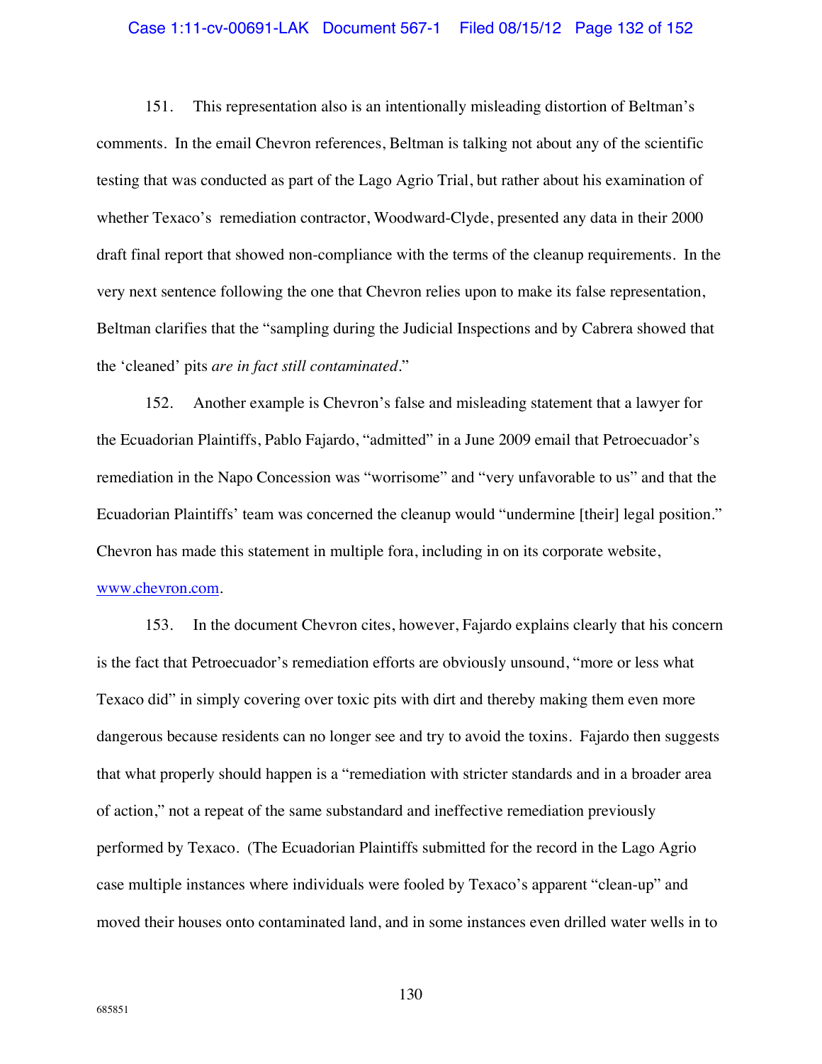151. This representation also is an intentionally misleading distortion of Beltman's comments. In the email Chevron references, Beltman is talking not about any of the scientific testing that was conducted as part of the Lago Agrio Trial, but rather about his examination of whether Texaco's remediation contractor, Woodward-Clyde, presented any data in their 2000 draft final report that showed non-compliance with the terms of the cleanup requirements. In the very next sentence following the one that Chevron relies upon to make its false representation, Beltman clarifies that the "sampling during the Judicial Inspections and by Cabrera showed that the 'cleaned' pits *are in fact still contaminated*."

152. Another example is Chevron's false and misleading statement that a lawyer for the Ecuadorian Plaintiffs, Pablo Fajardo, "admitted" in a June 2009 email that Petroecuador's remediation in the Napo Concession was "worrisome" and "very unfavorable to us" and that the Ecuadorian Plaintiffs' team was concerned the cleanup would "undermine [their] legal position." Chevron has made this statement in multiple fora, including in on its corporate website, www.chevron.com.

153. In the document Chevron cites, however, Fajardo explains clearly that his concern is the fact that Petroecuador's remediation efforts are obviously unsound, "more or less what Texaco did" in simply covering over toxic pits with dirt and thereby making them even more dangerous because residents can no longer see and try to avoid the toxins. Fajardo then suggests that what properly should happen is a "remediation with stricter standards and in a broader area of action," not a repeat of the same substandard and ineffective remediation previously performed by Texaco. (The Ecuadorian Plaintiffs submitted for the record in the Lago Agrio case multiple instances where individuals were fooled by Texaco's apparent "clean-up" and moved their houses onto contaminated land, and in some instances even drilled water wells in to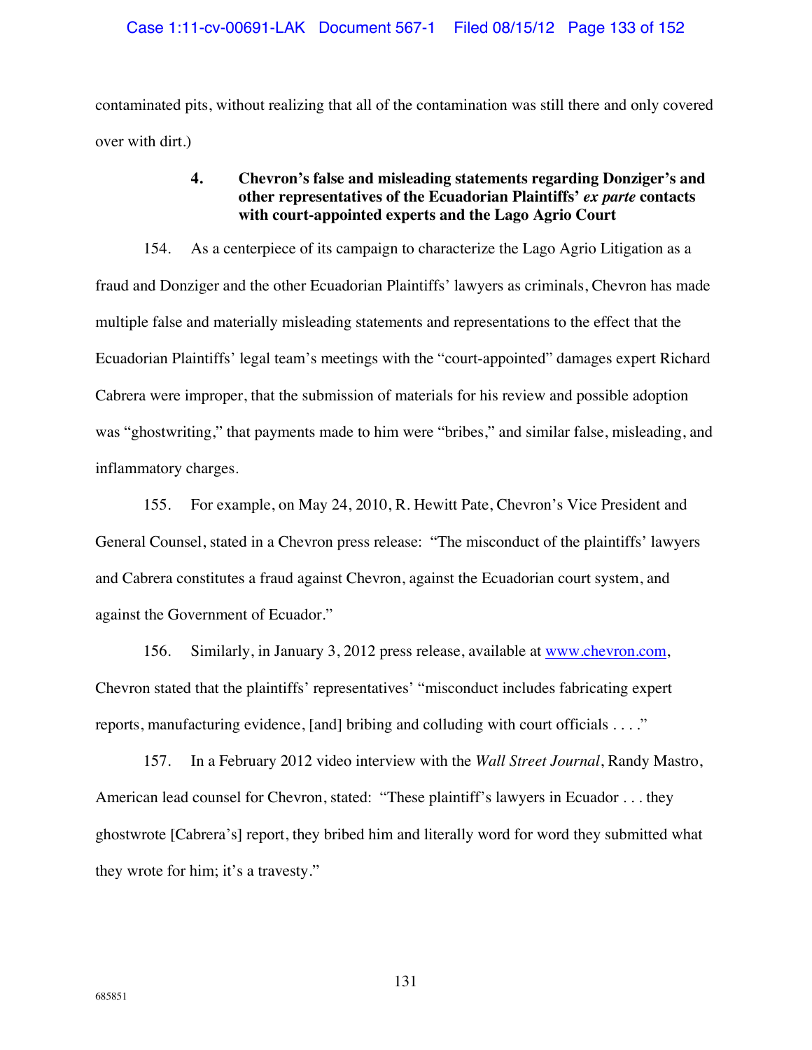contaminated pits, without realizing that all of the contamination was still there and only covered over with dirt.)

#### 4. Chevron's false and misleading statements regarding Donziger's and other representatives of the Ecuadorian Plaintiffs' *ex parte* contacts with court-appointed experts and the Lago Agrio Court

154. As a centerpiece of its campaign to characterize the Lago Agrio Litigation as a fraud and Donziger and the other Ecuadorian Plaintiffs' lawyers as criminals, Chevron has made multiple false and materially misleading statements and representations to the effect that the Ecuadorian Plaintiffs' legal team's meetings with the "court-appointed" damages expert Richard Cabrera were improper, that the submission of materials for his review and possible adoption was "ghostwriting," that payments made to him were "bribes," and similar false, misleading, and inflammatory charges.

155. For example, on May 24, 2010, R. Hewitt Pate, Chevron's Vice President and General Counsel, stated in a Chevron press release: "The misconduct of the plaintiffs' lawyers and Cabrera constitutes a fraud against Chevron, against the Ecuadorian court system, and against the Government of Ecuador."

156. Similarly, in January 3, 2012 press release, available at www.chevron.com, Chevron stated that the plaintiffs' representatives' "misconduct includes fabricating expert reports, manufacturing evidence, [and] bribing and colluding with court officials . . . ."

157. In a February 2012 video interview with the *Wall Street Journal*, Randy Mastro, American lead counsel for Chevron, stated: "These plaintiff's lawyers in Ecuador . . . they ghostwrote [Cabrera's] report, they bribed him and literally word for word they submitted what they wrote for him; it's a travesty."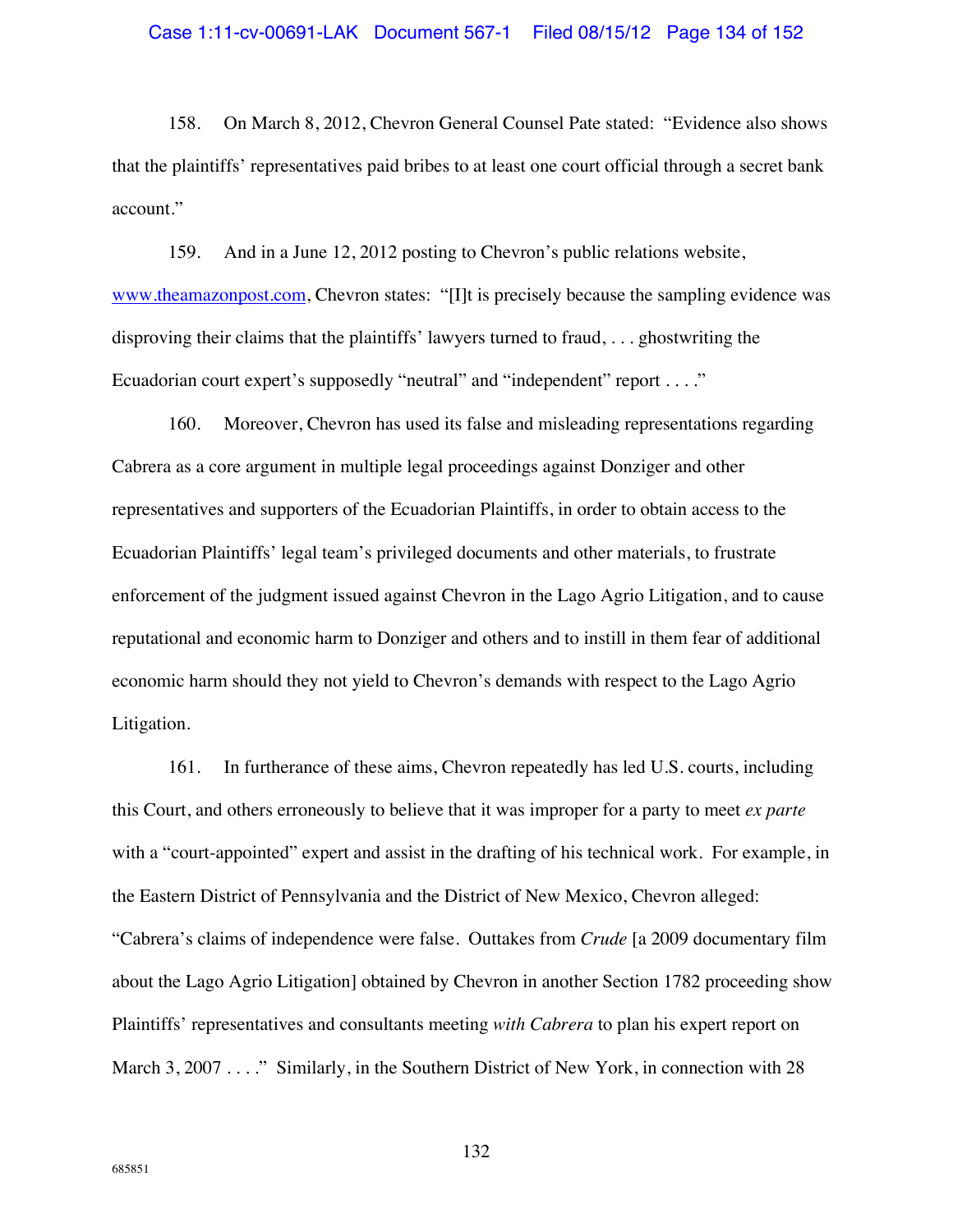158. On March 8, 2012, Chevron General Counsel Pate stated: "Evidence also shows that the plaintiffs' representatives paid bribes to at least one court official through a secret bank account."

159. And in a June 12, 2012 posting to Chevron's public relations website, www.theamazonpost.com, Chevron states: "[I]t is precisely because the sampling evidence was disproving their claims that the plaintiffs' lawyers turned to fraud, . . . ghostwriting the Ecuadorian court expert's supposedly "neutral" and "independent" report . . . ."

160. Moreover, Chevron has used its false and misleading representations regarding Cabrera as a core argument in multiple legal proceedings against Donziger and other representatives and supporters of the Ecuadorian Plaintiffs, in order to obtain access to the Ecuadorian Plaintiffs' legal team's privileged documents and other materials, to frustrate enforcement of the judgment issued against Chevron in the Lago Agrio Litigation, and to cause reputational and economic harm to Donziger and others and to instill in them fear of additional economic harm should they not yield to Chevron's demands with respect to the Lago Agrio Litigation.

161. In furtherance of these aims, Chevron repeatedly has led U.S. courts, including this Court, and others erroneously to believe that it was improper for a party to meet *ex parte* with a "court-appointed" expert and assist in the drafting of his technical work. For example, in the Eastern District of Pennsylvania and the District of New Mexico, Chevron alleged: "Cabrera's claims of independence were false. Outtakes from *Crude* [a 2009 documentary film about the Lago Agrio Litigation] obtained by Chevron in another Section 1782 proceeding show Plaintiffs' representatives and consultants meeting *with Cabrera* to plan his expert report on March 3, 2007 . . . ." Similarly, in the Southern District of New York, in connection with 28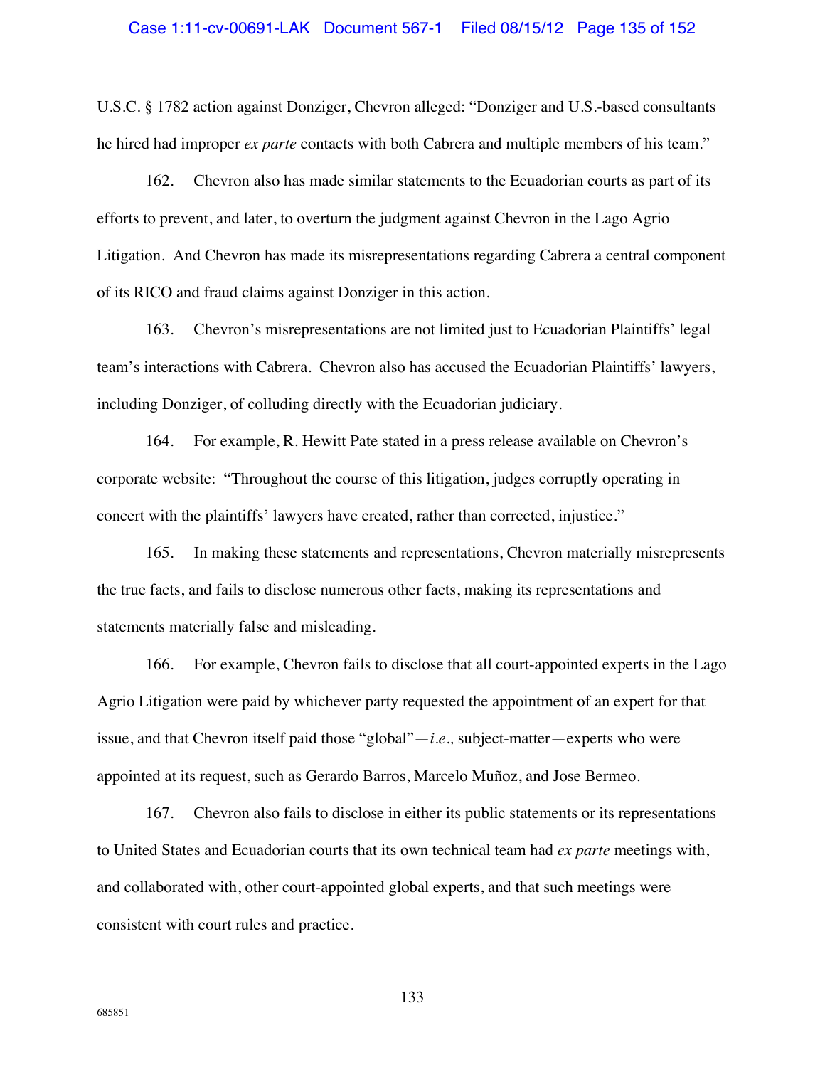U.S.C. § 1782 action against Donziger, Chevron alleged: "Donziger and U.S.-based consultants he hired had improper *ex parte* contacts with both Cabrera and multiple members of his team."

162. Chevron also has made similar statements to the Ecuadorian courts as part of its efforts to prevent, and later, to overturn the judgment against Chevron in the Lago Agrio Litigation. And Chevron has made its misrepresentations regarding Cabrera a central component of its RICO and fraud claims against Donziger in this action.

163. Chevron's misrepresentations are not limited just to Ecuadorian Plaintiffs' legal team's interactions with Cabrera. Chevron also has accused the Ecuadorian Plaintiffs' lawyers, including Donziger, of colluding directly with the Ecuadorian judiciary.

164. For example, R. Hewitt Pate stated in a press release available on Chevron's corporate website: "Throughout the course of this litigation, judges corruptly operating in concert with the plaintiffs' lawyers have created, rather than corrected, injustice."

165. In making these statements and representations, Chevron materially misrepresents the true facts, and fails to disclose numerous other facts, making its representations and statements materially false and misleading.

166. For example, Chevron fails to disclose that all court-appointed experts in the Lago Agrio Litigation were paid by whichever party requested the appointment of an expert for that issue, and that Chevron itself paid those "global"—*i.e.,* subject-matter—experts who were appointed at its request, such as Gerardo Barros, Marcelo Muñoz, and Jose Bermeo.

167. Chevron also fails to disclose in either its public statements or its representations to United States and Ecuadorian courts that its own technical team had *ex parte* meetings with, and collaborated with, other court-appointed global experts, and that such meetings were consistent with court rules and practice.

685851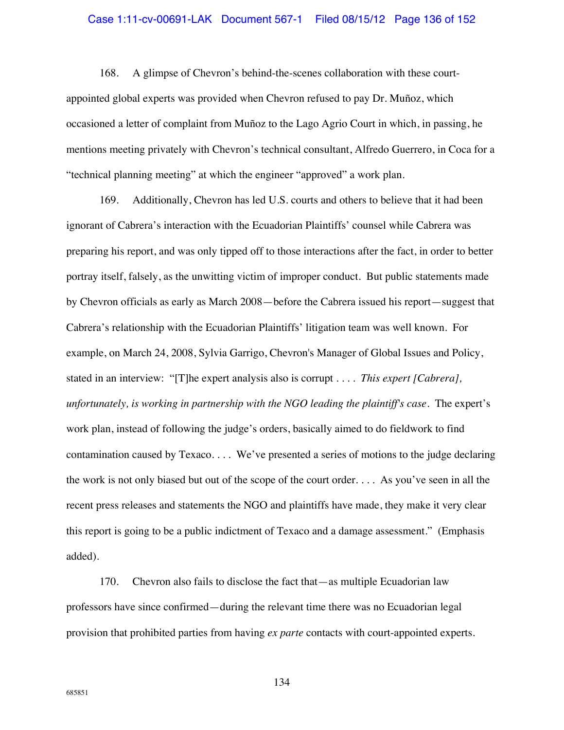168. A glimpse of Chevron's behind-the-scenes collaboration with these court-appointed global experts was provided when Chevron refused to pay Dr. Muñoz, which occasioned a letter of complaint from Muñoz to the Lago Agrio Court in which, in passing, he mentions meeting privately with Chevron's technical consultant, Alfredo Guerrero, in Coca for a "technical planning meeting" at which the engineer "approved" a work plan.

169. Additionally, Chevron has led U.S. courts and others to believe that it had been ignorant of Cabrera's interaction with the Ecuadorian Plaintiffs' counsel while Cabrera was preparing his report, and was only tipped off to those interactions after the fact, in order to better portray itself, falsely, as the unwitting victim of improper conduct. But public statements made by Chevron officials as early as March 2008—before the Cabrera issued his report—suggest that Cabrera's relationship with the Ecuadorian Plaintiffs' litigation team was well known. For example, on March 24, 2008, Sylvia Garrigo, Chevron's Manager of Global Issues and Policy, stated in an interview: "[T]he expert analysis also is corrupt . . . . *This expert [Cabrera], unfortunately, is working in partnership with the NGO leading the plaintiff's case*. The expert's work plan, instead of following the judge's orders, basically aimed to do fieldwork to find contamination caused by Texaco. . . . We've presented a series of motions to the judge declaring the work is not only biased but out of the scope of the court order. . . . As you've seen in all the recent press releases and statements the NGO and plaintiffs have made, they make it very clear this report is going to be a public indictment of Texaco and a damage assessment." (Emphasis added).

170. Chevron also fails to disclose the fact that—as multiple Ecuadorian law professors have since confirmed—during the relevant time there was no Ecuadorian legal provision that prohibited parties from having *ex parte* contacts with court-appointed experts.

685851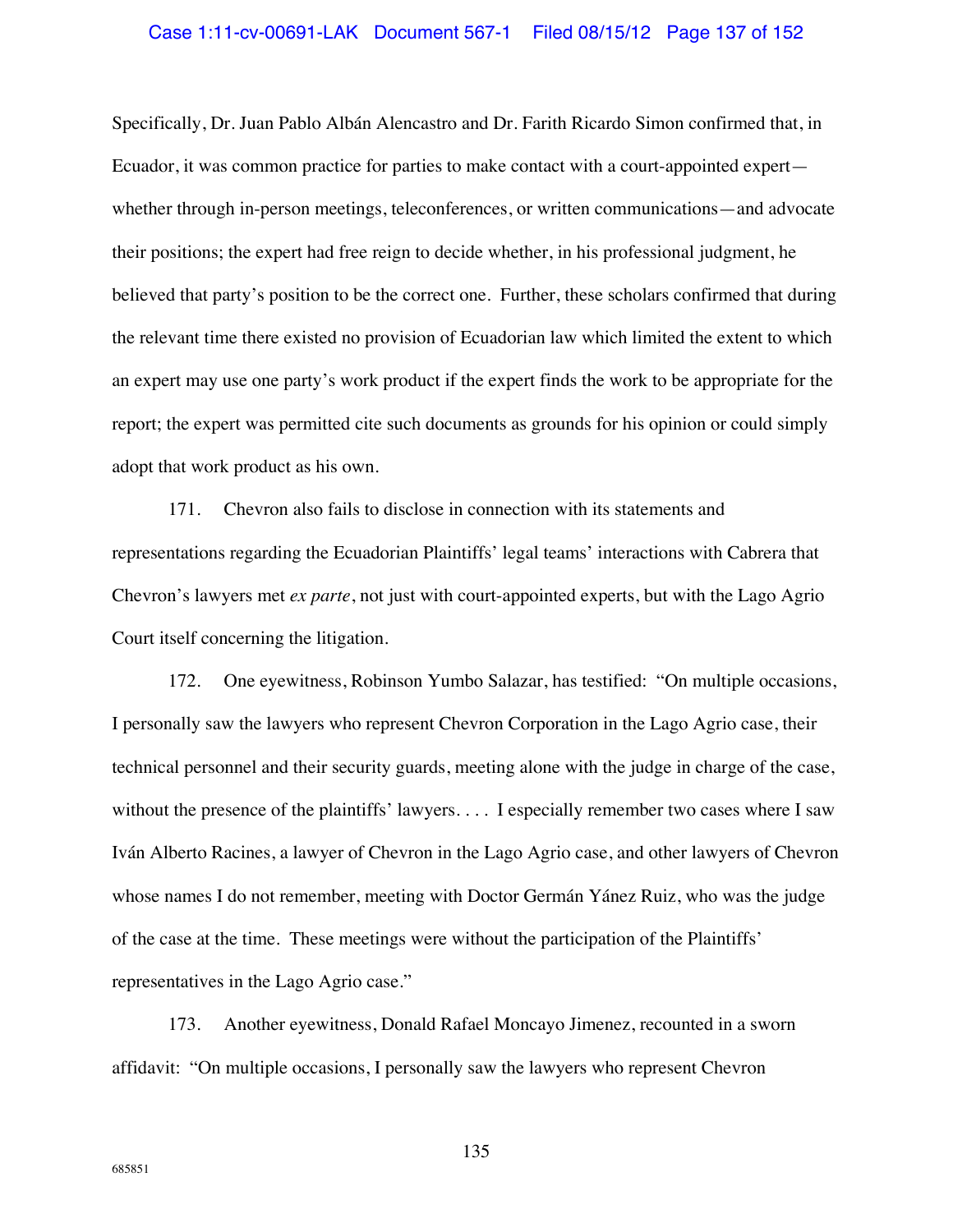Specifically, Dr. Juan Pablo Albán Alencastro and Dr. Farith Ricardo Simon confirmed that, in Ecuador, it was common practice for parties to make contact with a court-appointed expert—whether through in-person meetings, teleconferences, or written communications—and advocate their positions; the expert had free reign to decide whether, in his professional judgment, he believed that party's position to be the correct one. Further, these scholars confirmed that during the relevant time there existed no provision of Ecuadorian law which limited the extent to which an expert may use one party's work product if the expert finds the work to be appropriate for the report; the expert was permitted cite such documents as grounds for his opinion or could simply adopt that work product as his own.

171. Chevron also fails to disclose in connection with its statements and representations regarding the Ecuadorian Plaintiffs' legal teams' interactions with Cabrera that Chevron's lawyers met *ex parte*, not just with court-appointed experts, but with the Lago Agrio Court itself concerning the litigation.

172. One eyewitness, Robinson Yumbo Salazar, has testified: "On multiple occasions, I personally saw the lawyers who represent Chevron Corporation in the Lago Agrio case, their technical personnel and their security guards, meeting alone with the judge in charge of the case, without the presence of the plaintiffs' lawyers. . . . I especially remember two cases where I saw Iván Alberto Racines, a lawyer of Chevron in the Lago Agrio case, and other lawyers of Chevron whose names I do not remember, meeting with Doctor Germán Yánez Ruiz, who was the judge of the case at the time. These meetings were without the participation of the Plaintiffs' representatives in the Lago Agrio case."

173. Another eyewitness, Donald Rafael Moncayo Jimenez, recounted in a sworn affidavit: "On multiple occasions, I personally saw the lawyers who represent Chevron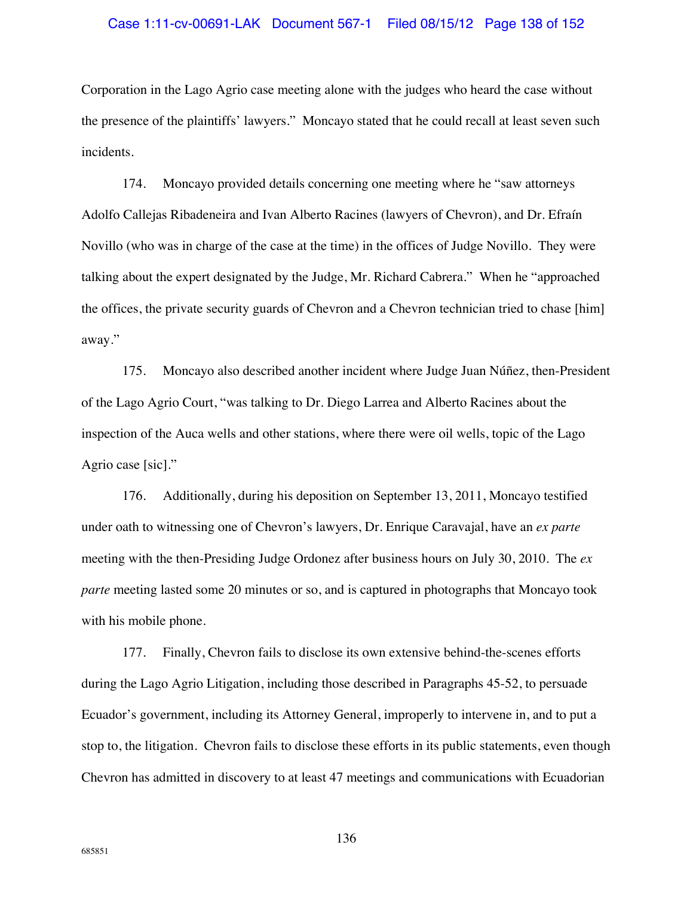Corporation in the Lago Agrio case meeting alone with the judges who heard the case without the presence of the plaintiffs' lawyers." Moncayo stated that he could recall at least seven such incidents.

174. Moncayo provided details concerning one meeting where he "saw attorneys Adolfo Callejas Ribadeneira and Ivan Alberto Racines (lawyers of Chevron), and Dr. Efraín Novillo (who was in charge of the case at the time) in the offices of Judge Novillo. They were talking about the expert designated by the Judge, Mr. Richard Cabrera." When he "approached the offices, the private security guards of Chevron and a Chevron technician tried to chase [him] away."

175. Moncayo also described another incident where Judge Juan Núñez, then-President of the Lago Agrio Court, "was talking to Dr. Diego Larrea and Alberto Racines about the inspection of the Auca wells and other stations, where there were oil wells, topic of the Lago Agrio case [sic]."

176. Additionally, during his deposition on September 13, 2011, Moncayo testified under oath to witnessing one of Chevron's lawyers, Dr. Enrique Caravajal, have an *ex parte* meeting with the then-Presiding Judge Ordonez after business hours on July 30, 2010. The *ex parte* meeting lasted some 20 minutes or so, and is captured in photographs that Moncayo took with his mobile phone.

177. Finally, Chevron fails to disclose its own extensive behind-the-scenes efforts during the Lago Agrio Litigation, including those described in Paragraphs 45-52, to persuade Ecuador's government, including its Attorney General, improperly to intervene in, and to put a stop to, the litigation. Chevron fails to disclose these efforts in its public statements, even though Chevron has admitted in discovery to at least 47 meetings and communications with Ecuadorian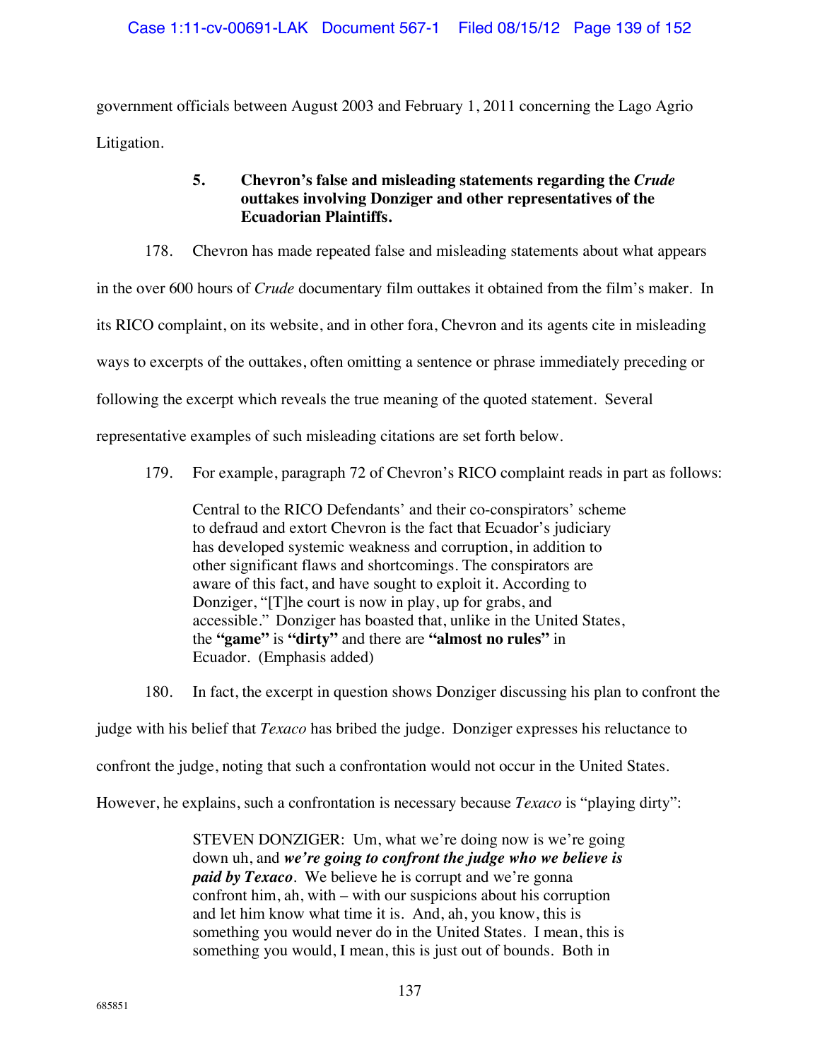government officials between August 2003 and February 1, 2011 concerning the Lago Agrio Litigation.

### 5. Chevron's false and misleading statements regarding the *Crude* outtakes involving Donziger and other representatives of the Ecuadorian Plaintiffs.

178. Chevron has made repeated false and misleading statements about what appears in the over 600 hours of *Crude* documentary film outtakes it obtained from the film's maker. In its RICO complaint, on its website, and in other fora, Chevron and its agents cite in misleading ways to excerpts of the outtakes, often omitting a sentence or phrase immediately preceding or following the excerpt which reveals the true meaning of the quoted statement. Several representative examples of such misleading citations are set forth below.

179. For example, paragraph 72 of Chevron's RICO complaint reads in part as follows:

> Central to the RICO Defendants' and their co-conspirators' scheme to defraud and extort Chevron is the fact that Ecuador's judiciary has developed systemic weakness and corruption, in addition to other significant flaws and shortcomings. The conspirators are aware of this fact, and have sought to exploit it. According to Donziger, "[T]he court is now in play, up for grabs, and accessible." Donziger has boasted that, unlike in the United States, the **"game"** is **"dirty"** and there are **"almost no rules"** in Ecuador. (Emphasis added)

180. In fact, the excerpt in question shows Donziger discussing his plan to confront the judge with his belief that *Texaco* has bribed the judge. Donziger expresses his reluctance to confront the judge, noting that such a confrontation would not occur in the United States. However, he explains, such a confrontation is necessary because *Texaco* is "playing dirty":

> STEVEN DONZIGER: Um, what we're doing now is we're going down uh, and ***we're going to confront the judge who we believe is paid by Texaco***. We believe he is corrupt and we're gonna confront him, ah, with – with our suspicions about his corruption and let him know what time it is. And, ah, you know, this is something you would never do in the United States. I mean, this is something you would, I mean, this is just out of bounds. Both in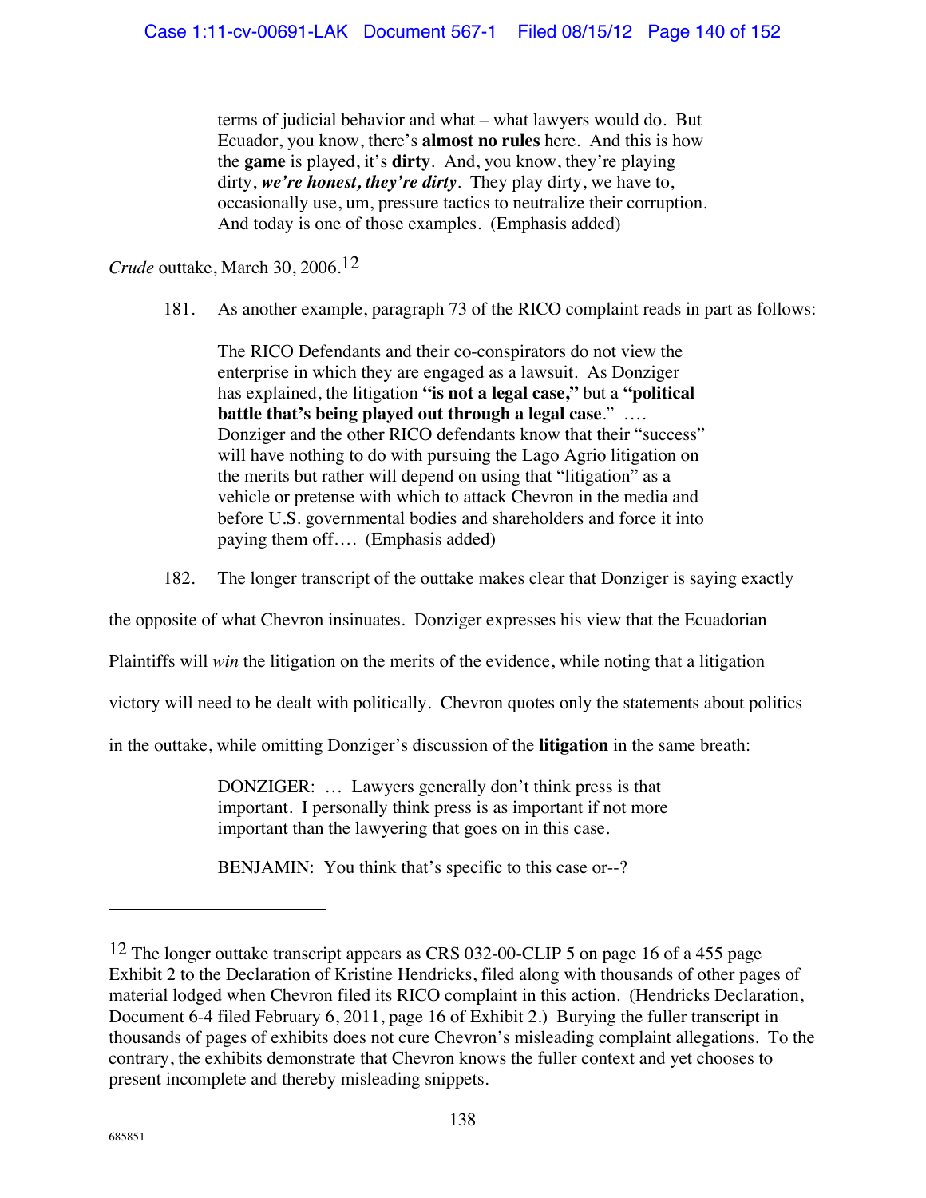> terms of judicial behavior and what – what lawyers would do. But Ecuador, you know, there's **almost no rules** here. And this is how the **game** is played, it's **dirty**. And, you know, they're playing dirty, ***we're honest, they're dirty***. They play dirty, we have to, occasionally use, um, pressure tactics to neutralize their corruption. And today is one of those examples. (Emphasis added)

*Crude* outtake, March 30, 2006.[12]

181. As another example, paragraph 73 of the RICO complaint reads in part as follows:

> The RICO Defendants and their co-conspirators do not view the enterprise in which they are engaged as a lawsuit. As Donziger has explained, the litigation **"is not a legal case,"** but a **"political battle that's being played out through a legal case**." …. Donziger and the other RICO defendants know that their "success" will have nothing to do with pursuing the Lago Agrio litigation on the merits but rather will depend on using that "litigation" as a vehicle or pretense with which to attack Chevron in the media and before U.S. governmental bodies and shareholders and force it into paying them off…. (Emphasis added)

182. The longer transcript of the outtake makes clear that Donziger is saying exactly the opposite of what Chevron insinuates. Donziger expresses his view that the Ecuadorian Plaintiffs will *win* the litigation on the merits of the evidence, while noting that a litigation victory will need to be dealt with politically. Chevron quotes only the statements about politics in the outtake, while omitting Donziger's discussion of the **litigation** in the same breath:

> DONZIGER: … Lawyers generally don't think press is that important. I personally think press is as important if not more important than the lawyering that goes on in this case.
>
> BENJAMIN: You think that's specific to this case or--?

---

[12] The longer outtake transcript appears as CRS 032-00-CLIP 5 on page 16 of a 455 page Exhibit 2 to the Declaration of Kristine Hendricks, filed along with thousands of other pages of material lodged when Chevron filed its RICO complaint in this action. (Hendricks Declaration, Document 6-4 filed February 6, 2011, page 16 of Exhibit 2.) Burying the fuller transcript in thousands of pages of exhibits does not cure Chevron's misleading complaint allegations. To the contrary, the exhibits demonstrate that Chevron knows the fuller context and yet chooses to present incomplete and thereby misleading snippets.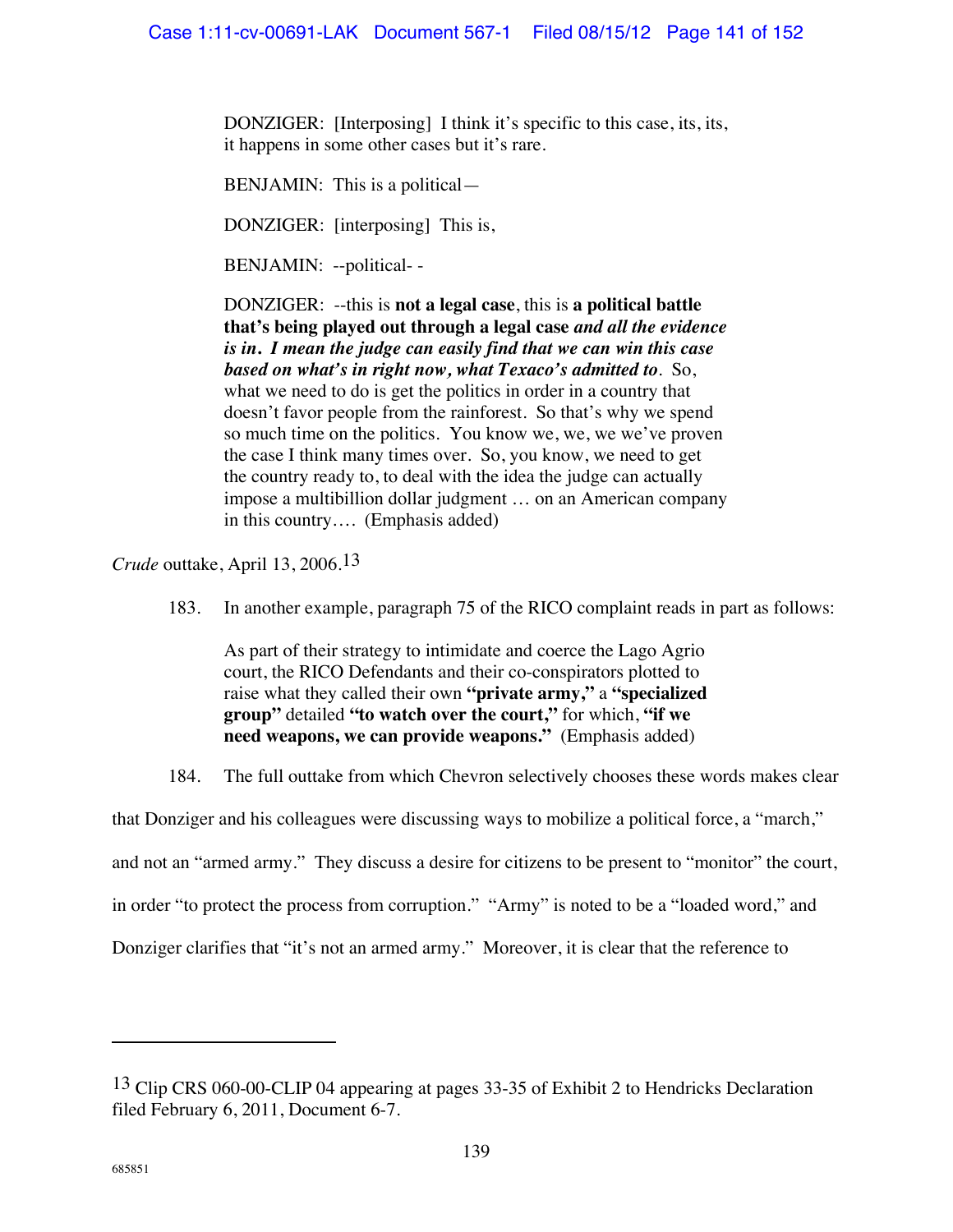> DONZIGER: [Interposing] I think it's specific to this case, its, its, it happens in some other cases but it's rare.
>
> BENJAMIN: This is a political—
>
> DONZIGER: [interposing] This is,
>
> BENJAMIN: --political- -
>
> DONZIGER: --this is **not a legal case**, this is **a political battle that's being played out through a legal case** ***and all the evidence is in. I mean the judge can easily find that we can win this case based on what's in right now, what Texaco's admitted to***. So, what we need to do is get the politics in order in a country that doesn't favor people from the rainforest. So that's why we spend so much time on the politics. You know we, we, we we've proven the case I think many times over. So, you know, we need to get the country ready to, to deal with the idea the judge can actually impose a multibillion dollar judgment … on an American company in this country…. (Emphasis added)

*Crude* outtake, April 13, 2006.[13]

183. In another example, paragraph 75 of the RICO complaint reads in part as follows:

> As part of their strategy to intimidate and coerce the Lago Agrio court, the RICO Defendants and their co-conspirators plotted to raise what they called their own **"private army,"** a **"specialized group"** detailed **"to watch over the court,"** for which, **"if we need weapons, we can provide weapons."** (Emphasis added)

184. The full outtake from which Chevron selectively chooses these words makes clear that Donziger and his colleagues were discussing ways to mobilize a political force, a "march," and not an "armed army." They discuss a desire for citizens to be present to "monitor" the court, in order "to protect the process from corruption." "Army" is noted to be a "loaded word," and Donziger clarifies that "it's not an armed army." Moreover, it is clear that the reference to

---

[13] Clip CRS 060-00-CLIP 04 appearing at pages 33-35 of Exhibit 2 to Hendricks Declaration filed February 6, 2011, Document 6-7.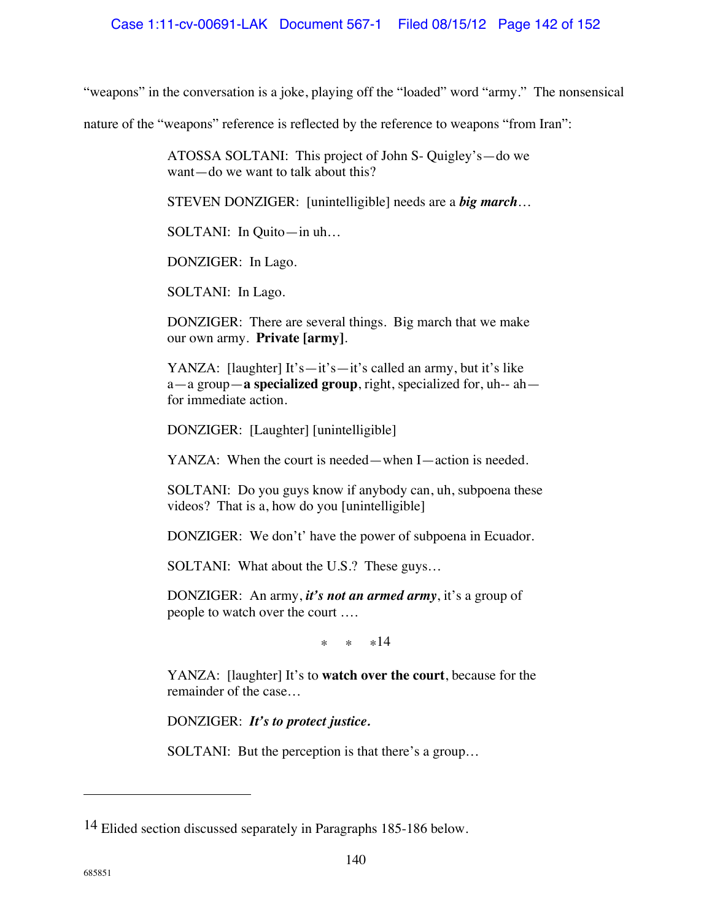"weapons" in the conversation is a joke, playing off the "loaded" word "army." The nonsensical nature of the "weapons" reference is reflected by the reference to weapons "from Iran":

> ATOSSA SOLTANI: This project of John S- Quigley's—do we want—do we want to talk about this?
>
> STEVEN DONZIGER: [unintelligible] needs are a ***big march***…
>
> SOLTANI: In Quito—in uh…
>
> DONZIGER: In Lago.
>
> SOLTANI: In Lago.
>
> DONZIGER: There are several things. Big march that we make our own army. **Private [army]**.
>
> YANZA: [laughter] It's—it's—it's called an army, but it's like a—a group—**a specialized group**, right, specialized for, uh-- ah—for immediate action.
>
> DONZIGER: [Laughter] [unintelligible]
>
> YANZA: When the court is needed—when I—action is needed.
>
> SOLTANI: Do you guys know if anybody can, uh, subpoena these videos? That is a, how do you [unintelligible]
>
> DONZIGER: We don't' have the power of subpoena in Ecuador.
>
> SOLTANI: What about the U.S.? These guys…
>
> DONZIGER: An army, ***it's not an armed army***, it's a group of people to watch over the court ….
>
> \* \* \*[14]
>
> YANZA: [laughter] It's to **watch over the court**, because for the remainder of the case…
>
> DONZIGER: ***It's to protect justice.***
>
> SOLTANI: But the perception is that there's a group…

---

[14] Elided section discussed separately in Paragraphs 185-186 below.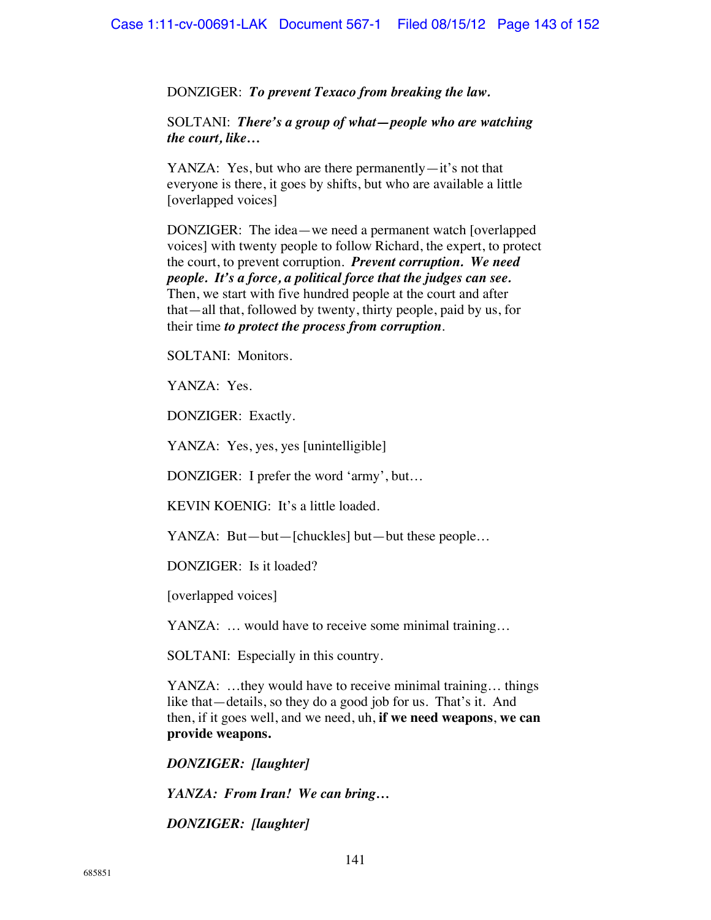DONZIGER: ***To prevent Texaco from breaking the law.***

SOLTANI: ***There's a group of what—people who are watching the court, like…***

YANZA: Yes, but who are there permanently—it's not that everyone is there, it goes by shifts, but who are available a little [overlapped voices]

DONZIGER: The idea—we need a permanent watch [overlapped voices] with twenty people to follow Richard, the expert, to protect the court, to prevent corruption. ***Prevent corruption. We need people. It's a force, a political force that the judges can see.*** Then, we start with five hundred people at the court and after that—all that, followed by twenty, thirty people, paid by us, for their time ***to protect the process from corruption***.

SOLTANI: Monitors.

YANZA: Yes.

DONZIGER: Exactly.

YANZA: Yes, yes, yes [unintelligible]

DONZIGER: I prefer the word 'army', but…

KEVIN KOENIG: It's a little loaded.

YANZA: But—but—[chuckles] but—but these people…

DONZIGER: Is it loaded?

[overlapped voices]

YANZA: … would have to receive some minimal training…

SOLTANI: Especially in this country.

YANZA: …they would have to receive minimal training… things like that—details, so they do a good job for us. That's it. And then, if it goes well, and we need, uh, **if we need weapons**, **we can provide weapons.**

***DONZIGER: [laughter]***

***YANZA: From Iran! We can bring…***

***DONZIGER: [laughter]***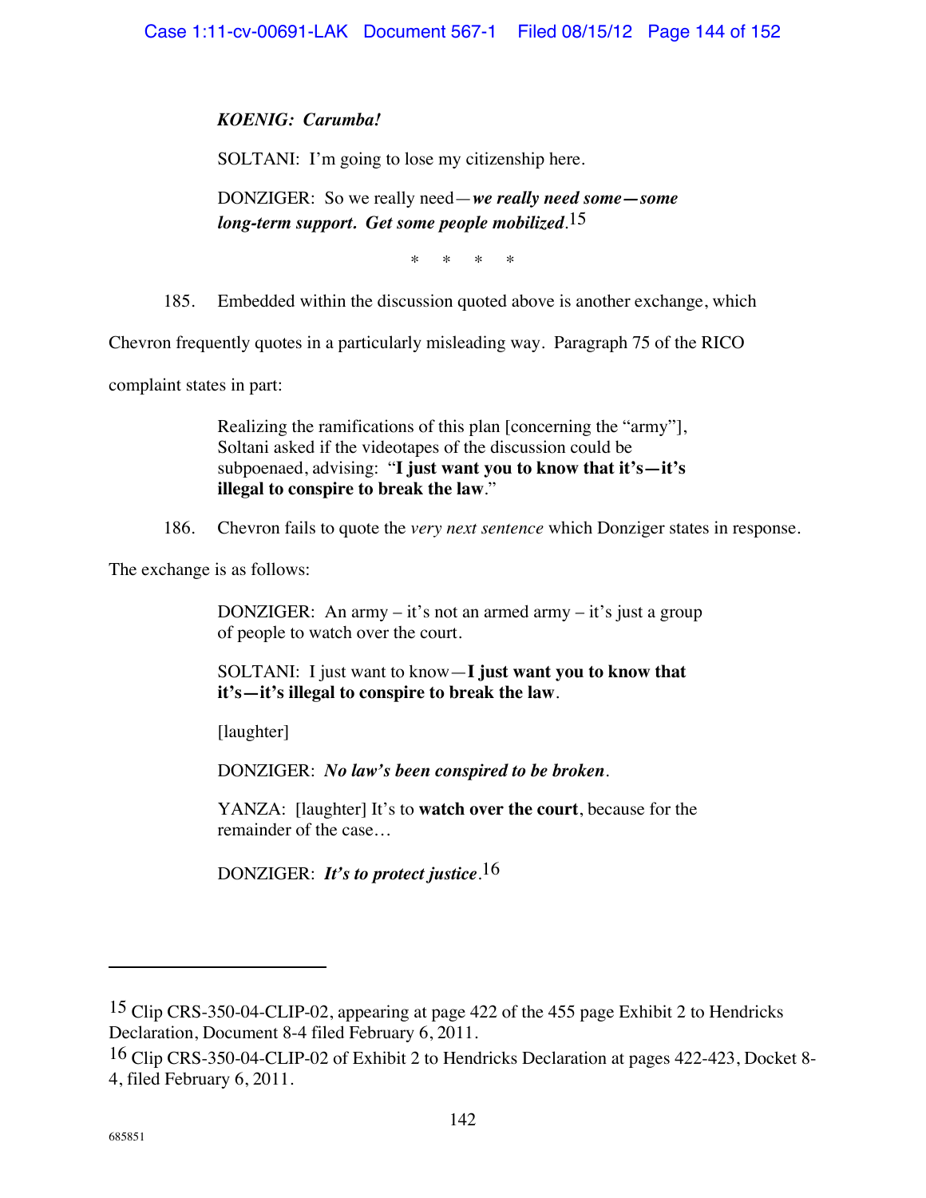***KOENIG: Carumba!***

SOLTANI: I'm going to lose my citizenship here.

DONZIGER: So we really need—***we really need some—some long-term support. Get some people mobilized***.[15]

\* \* \* \*

185. Embedded within the discussion quoted above is another exchange, which Chevron frequently quotes in a particularly misleading way. Paragraph 75 of the RICO complaint states in part:

> Realizing the ramifications of this plan [concerning the "army"], Soltani asked if the videotapes of the discussion could be subpoenaed, advising: "**I just want you to know that it's—it's illegal to conspire to break the law**."

186. Chevron fails to quote the *very next sentence* which Donziger states in response. The exchange is as follows:

> DONZIGER: An army – it's not an armed army – it's just a group of people to watch over the court.
>
> SOLTANI: I just want to know—**I just want you to know that it's—it's illegal to conspire to break the law**.
>
> [laughter]
>
> DONZIGER: ***No law's been conspired to be broken***.
>
> YANZA: [laughter] It's to **watch over the court**, because for the remainder of the case…
>
> DONZIGER: ***It's to protect justice***.[16]

---

[15] Clip CRS-350-04-CLIP-02, appearing at page 422 of the 455 page Exhibit 2 to Hendricks Declaration, Document 8-4 filed February 6, 2011.

[16] Clip CRS-350-04-CLIP-02 of Exhibit 2 to Hendricks Declaration at pages 422-423, Docket 8-4, filed February 6, 2011.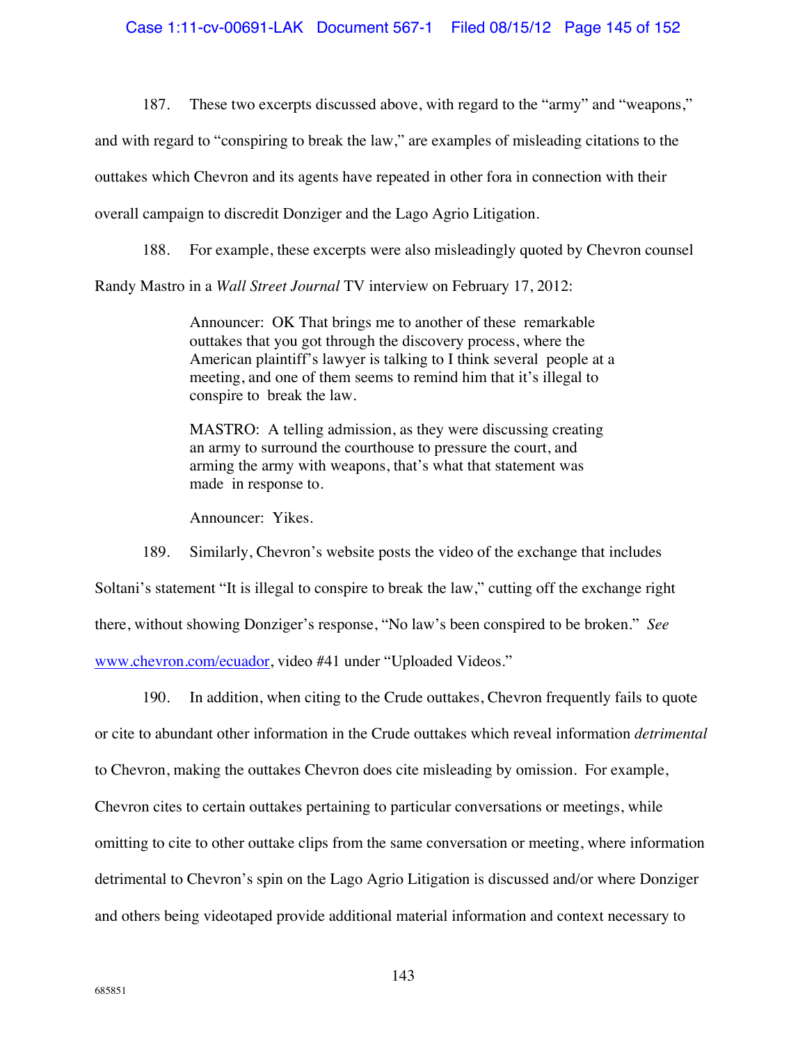187. These two excerpts discussed above, with regard to the "army" and "weapons," and with regard to "conspiring to break the law," are examples of misleading citations to the outtakes which Chevron and its agents have repeated in other fora in connection with their overall campaign to discredit Donziger and the Lago Agrio Litigation.

188. For example, these excerpts were also misleadingly quoted by Chevron counsel Randy Mastro in a *Wall Street Journal* TV interview on February 17, 2012:

> Announcer: OK That brings me to another of these remarkable outtakes that you got through the discovery process, where the American plaintiff's lawyer is talking to I think several people at a meeting, and one of them seems to remind him that it's illegal to conspire to break the law.
>
> MASTRO: A telling admission, as they were discussing creating an army to surround the courthouse to pressure the court, and arming the army with weapons, that's what that statement was made in response to.
>
> Announcer: Yikes.

189. Similarly, Chevron's website posts the video of the exchange that includes Soltani's statement "It is illegal to conspire to break the law," cutting off the exchange right there, without showing Donziger's response, "No law's been conspired to be broken." *See* www.chevron.com/ecuador, video #41 under "Uploaded Videos."

190. In addition, when citing to the Crude outtakes, Chevron frequently fails to quote or cite to abundant other information in the Crude outtakes which reveal information *detrimental* to Chevron, making the outtakes Chevron does cite misleading by omission. For example, Chevron cites to certain outtakes pertaining to particular conversations or meetings, while omitting to cite to other outtake clips from the same conversation or meeting, where information detrimental to Chevron's spin on the Lago Agrio Litigation is discussed and/or where Donziger and others being videotaped provide additional material information and context necessary to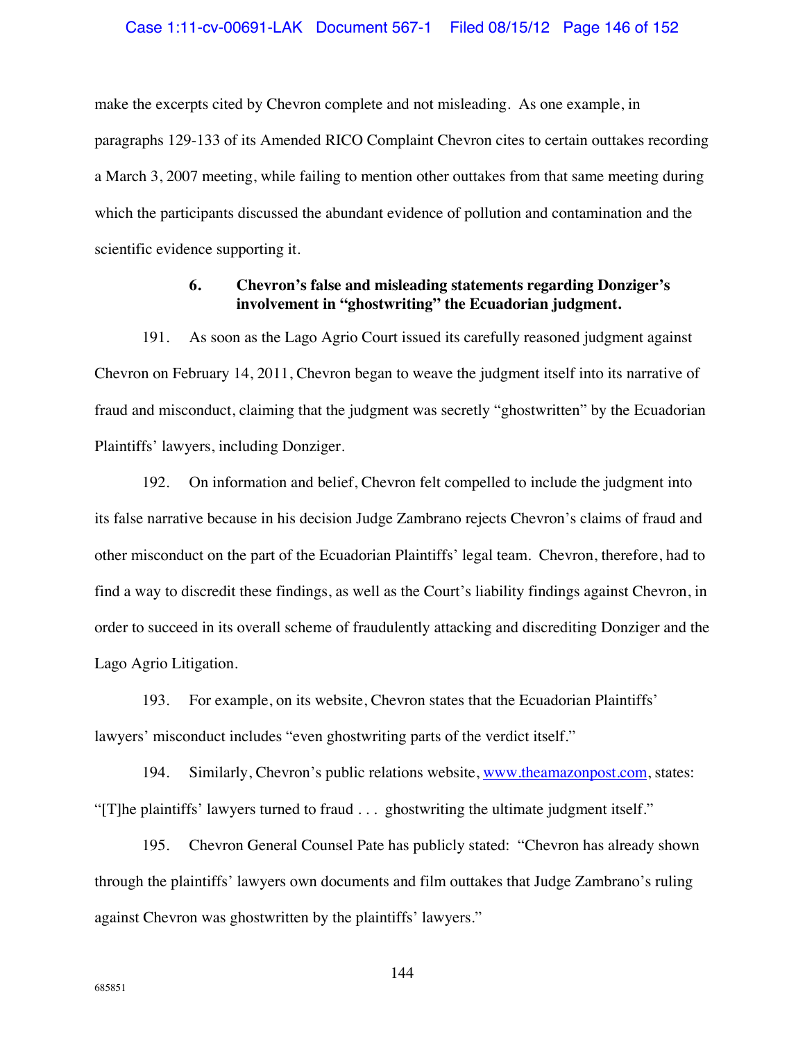make the excerpts cited by Chevron complete and not misleading. As one example, in paragraphs 129-133 of its Amended RICO Complaint Chevron cites to certain outtakes recording a March 3, 2007 meeting, while failing to mention other outtakes from that same meeting during which the participants discussed the abundant evidence of pollution and contamination and the scientific evidence supporting it.

**6. Chevron's false and misleading statements regarding Donziger's involvement in "ghostwriting" the Ecuadorian judgment.**

191. As soon as the Lago Agrio Court issued its carefully reasoned judgment against Chevron on February 14, 2011, Chevron began to weave the judgment itself into its narrative of fraud and misconduct, claiming that the judgment was secretly "ghostwritten" by the Ecuadorian Plaintiffs' lawyers, including Donziger.

192. On information and belief, Chevron felt compelled to include the judgment into its false narrative because in his decision Judge Zambrano rejects Chevron's claims of fraud and other misconduct on the part of the Ecuadorian Plaintiffs' legal team. Chevron, therefore, had to find a way to discredit these findings, as well as the Court's liability findings against Chevron, in order to succeed in its overall scheme of fraudulently attacking and discrediting Donziger and the Lago Agrio Litigation.

193. For example, on its website, Chevron states that the Ecuadorian Plaintiffs' lawyers' misconduct includes "even ghostwriting parts of the verdict itself."

194. Similarly, Chevron's public relations website, www.theamazonpost.com, states: "[T]he plaintiffs' lawyers turned to fraud . . . ghostwriting the ultimate judgment itself."

195. Chevron General Counsel Pate has publicly stated: "Chevron has already shown through the plaintiffs' lawyers own documents and film outtakes that Judge Zambrano's ruling against Chevron was ghostwritten by the plaintiffs' lawyers."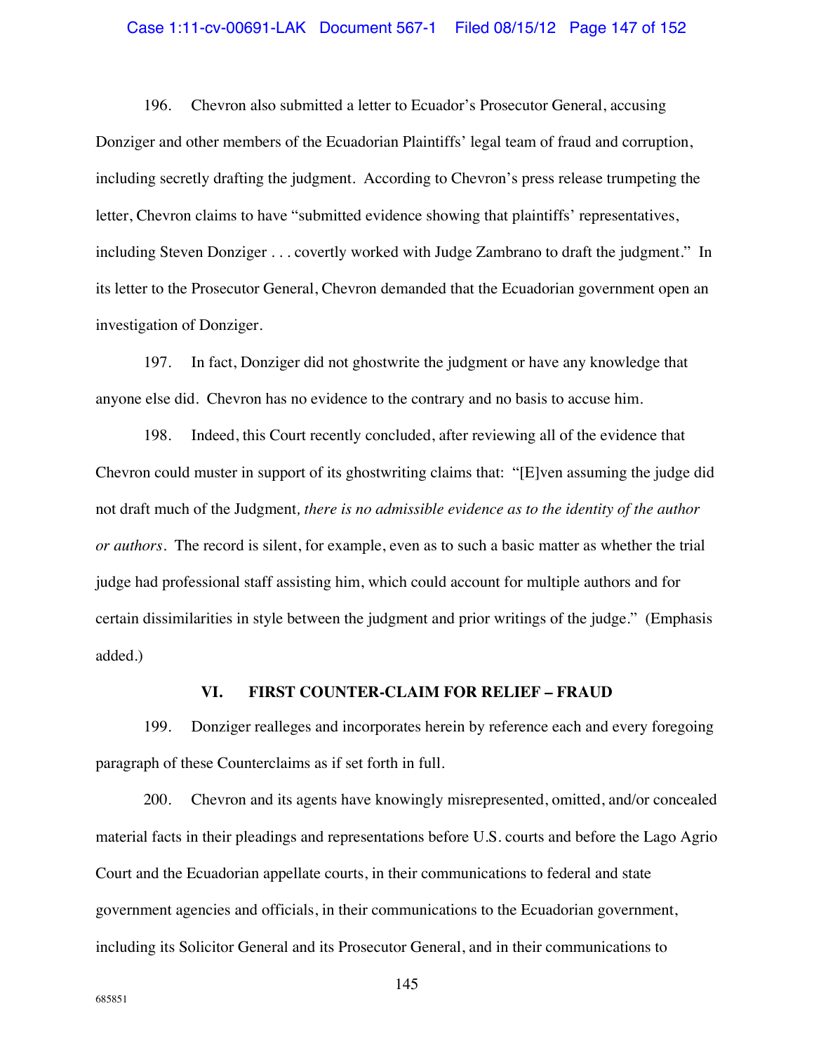196. Chevron also submitted a letter to Ecuador's Prosecutor General, accusing Donziger and other members of the Ecuadorian Plaintiffs' legal team of fraud and corruption, including secretly drafting the judgment. According to Chevron's press release trumpeting the letter, Chevron claims to have "submitted evidence showing that plaintiffs' representatives, including Steven Donziger . . . covertly worked with Judge Zambrano to draft the judgment." In its letter to the Prosecutor General, Chevron demanded that the Ecuadorian government open an investigation of Donziger.

197. In fact, Donziger did not ghostwrite the judgment or have any knowledge that anyone else did. Chevron has no evidence to the contrary and no basis to accuse him.

198. Indeed, this Court recently concluded, after reviewing all of the evidence that Chevron could muster in support of its ghostwriting claims that: "[E]ven assuming the judge did not draft much of the Judgment*, there is no admissible evidence as to the identity of the author or authors*. The record is silent, for example, even as to such a basic matter as whether the trial judge had professional staff assisting him, which could account for multiple authors and for certain dissimilarities in style between the judgment and prior writings of the judge." (Emphasis added.)

## VI. FIRST COUNTER-CLAIM FOR RELIEF – FRAUD

199. Donziger realleges and incorporates herein by reference each and every foregoing paragraph of these Counterclaims as if set forth in full.

200. Chevron and its agents have knowingly misrepresented, omitted, and/or concealed material facts in their pleadings and representations before U.S. courts and before the Lago Agrio Court and the Ecuadorian appellate courts, in their communications to federal and state government agencies and officials, in their communications to the Ecuadorian government, including its Solicitor General and its Prosecutor General, and in their communications to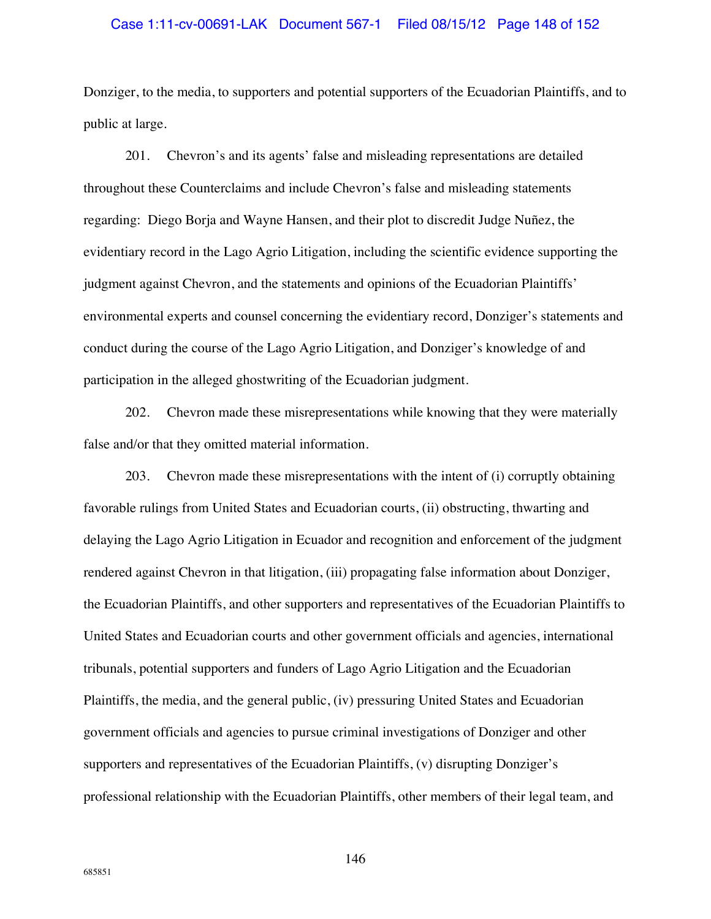Donziger, to the media, to supporters and potential supporters of the Ecuadorian Plaintiffs, and to public at large.

201. Chevron's and its agents' false and misleading representations are detailed throughout these Counterclaims and include Chevron's false and misleading statements regarding: Diego Borja and Wayne Hansen, and their plot to discredit Judge Nuñez, the evidentiary record in the Lago Agrio Litigation, including the scientific evidence supporting the judgment against Chevron, and the statements and opinions of the Ecuadorian Plaintiffs' environmental experts and counsel concerning the evidentiary record, Donziger's statements and conduct during the course of the Lago Agrio Litigation, and Donziger's knowledge of and participation in the alleged ghostwriting of the Ecuadorian judgment.

202. Chevron made these misrepresentations while knowing that they were materially false and/or that they omitted material information.

203. Chevron made these misrepresentations with the intent of (i) corruptly obtaining favorable rulings from United States and Ecuadorian courts, (ii) obstructing, thwarting and delaying the Lago Agrio Litigation in Ecuador and recognition and enforcement of the judgment rendered against Chevron in that litigation, (iii) propagating false information about Donziger, the Ecuadorian Plaintiffs, and other supporters and representatives of the Ecuadorian Plaintiffs to United States and Ecuadorian courts and other government officials and agencies, international tribunals, potential supporters and funders of Lago Agrio Litigation and the Ecuadorian Plaintiffs, the media, and the general public, (iv) pressuring United States and Ecuadorian government officials and agencies to pursue criminal investigations of Donziger and other supporters and representatives of the Ecuadorian Plaintiffs, (v) disrupting Donziger's professional relationship with the Ecuadorian Plaintiffs, other members of their legal team, and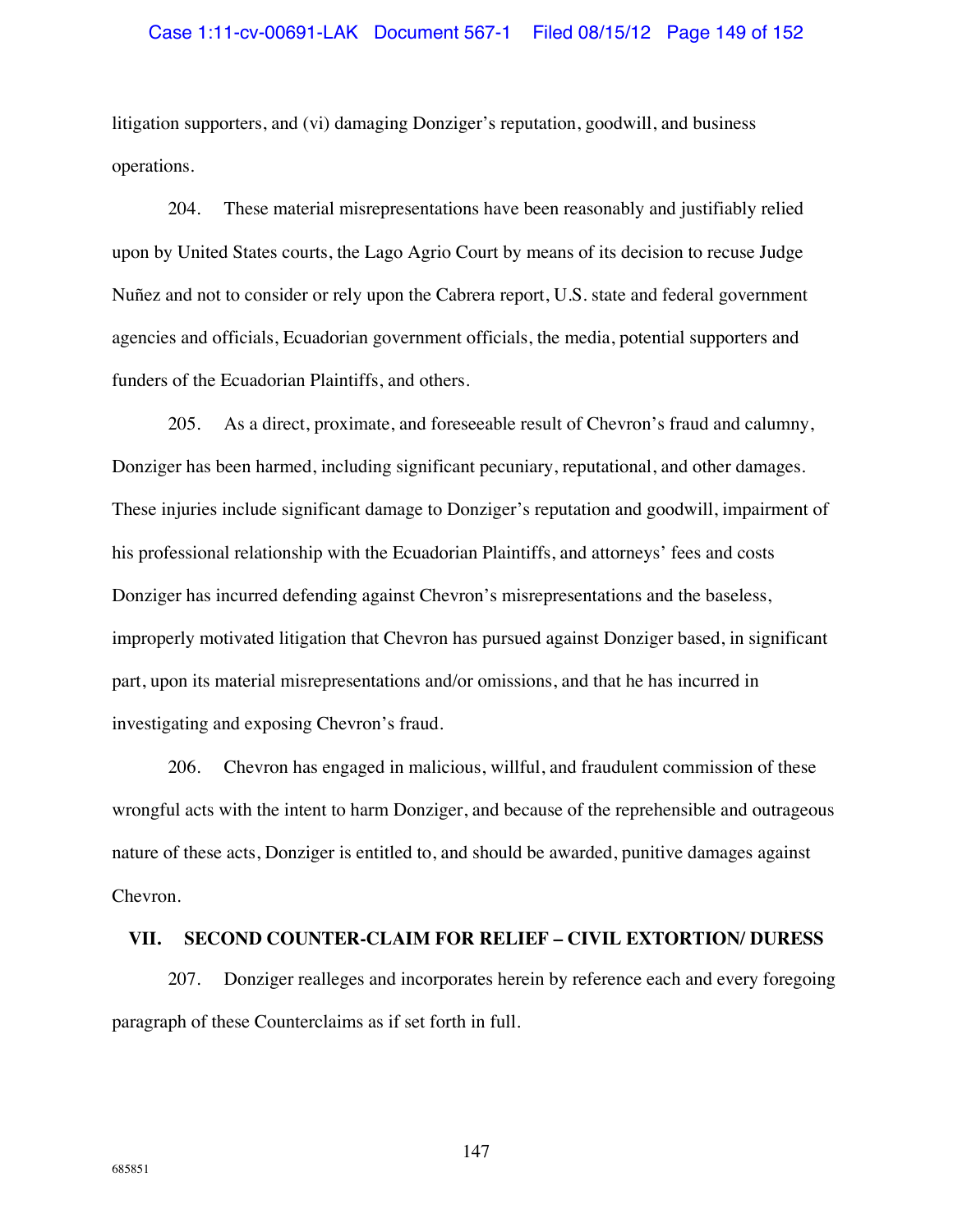litigation supporters, and (vi) damaging Donziger's reputation, goodwill, and business operations.

204. These material misrepresentations have been reasonably and justifiably relied upon by United States courts, the Lago Agrio Court by means of its decision to recuse Judge Nuñez and not to consider or rely upon the Cabrera report, U.S. state and federal government agencies and officials, Ecuadorian government officials, the media, potential supporters and funders of the Ecuadorian Plaintiffs, and others.

205. As a direct, proximate, and foreseeable result of Chevron's fraud and calumny, Donziger has been harmed, including significant pecuniary, reputational, and other damages. These injuries include significant damage to Donziger's reputation and goodwill, impairment of his professional relationship with the Ecuadorian Plaintiffs, and attorneys' fees and costs Donziger has incurred defending against Chevron's misrepresentations and the baseless, improperly motivated litigation that Chevron has pursued against Donziger based, in significant part, upon its material misrepresentations and/or omissions, and that he has incurred in investigating and exposing Chevron's fraud.

206. Chevron has engaged in malicious, willful, and fraudulent commission of these wrongful acts with the intent to harm Donziger, and because of the reprehensible and outrageous nature of these acts, Donziger is entitled to, and should be awarded, punitive damages against Chevron.

## VII. SECOND COUNTER-CLAIM FOR RELIEF – CIVIL EXTORTION/ DURESS

207. Donziger realleges and incorporates herein by reference each and every foregoing paragraph of these Counterclaims as if set forth in full.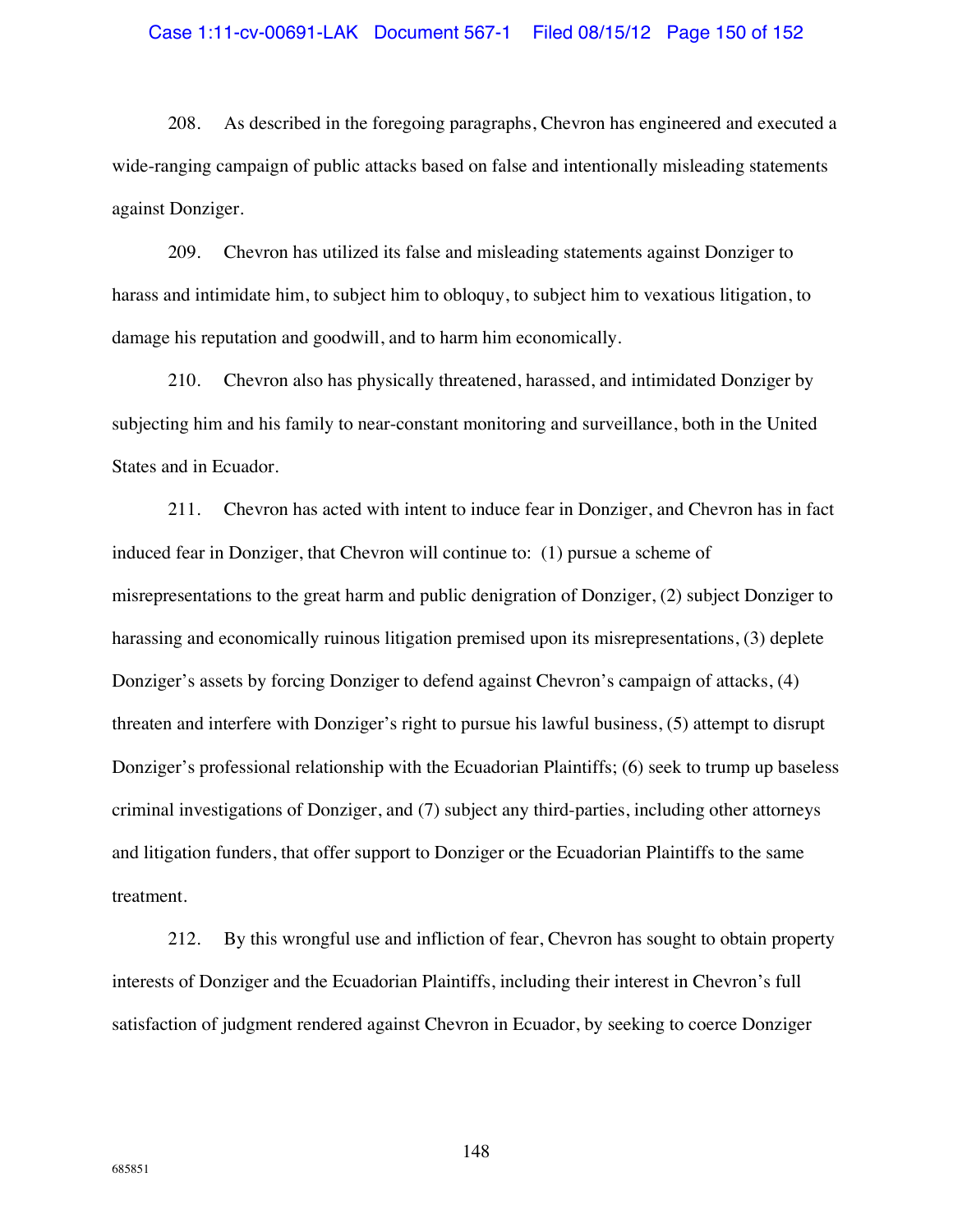208. As described in the foregoing paragraphs, Chevron has engineered and executed a wide-ranging campaign of public attacks based on false and intentionally misleading statements against Donziger.

209. Chevron has utilized its false and misleading statements against Donziger to harass and intimidate him, to subject him to obloquy, to subject him to vexatious litigation, to damage his reputation and goodwill, and to harm him economically.

210. Chevron also has physically threatened, harassed, and intimidated Donziger by subjecting him and his family to near-constant monitoring and surveillance, both in the United States and in Ecuador.

211. Chevron has acted with intent to induce fear in Donziger, and Chevron has in fact induced fear in Donziger, that Chevron will continue to: (1) pursue a scheme of misrepresentations to the great harm and public denigration of Donziger, (2) subject Donziger to harassing and economically ruinous litigation premised upon its misrepresentations, (3) deplete Donziger's assets by forcing Donziger to defend against Chevron's campaign of attacks, (4) threaten and interfere with Donziger's right to pursue his lawful business, (5) attempt to disrupt Donziger's professional relationship with the Ecuadorian Plaintiffs; (6) seek to trump up baseless criminal investigations of Donziger, and (7) subject any third-parties, including other attorneys and litigation funders, that offer support to Donziger or the Ecuadorian Plaintiffs to the same treatment.

212. By this wrongful use and infliction of fear, Chevron has sought to obtain property interests of Donziger and the Ecuadorian Plaintiffs, including their interest in Chevron's full satisfaction of judgment rendered against Chevron in Ecuador, by seeking to coerce Donziger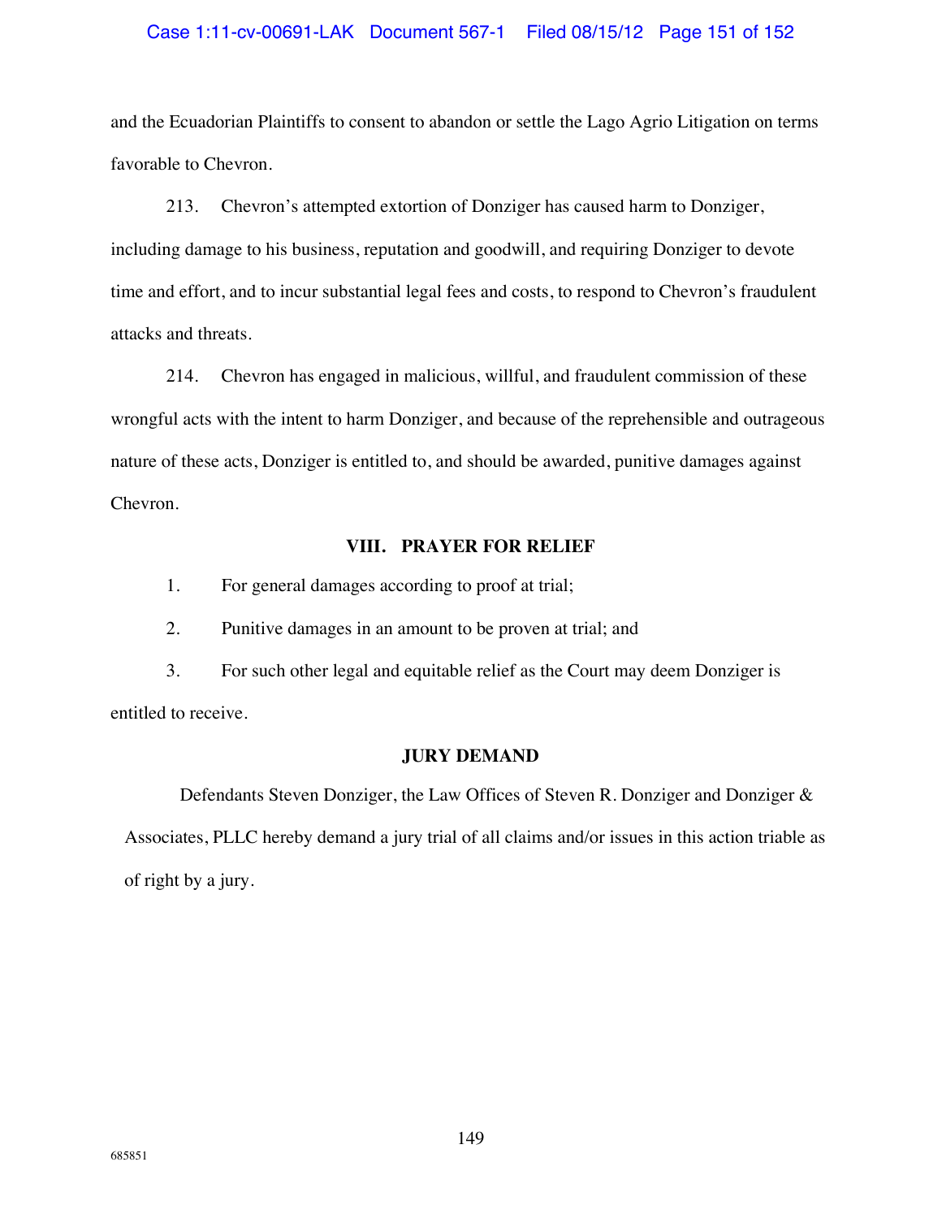and the Ecuadorian Plaintiffs to consent to abandon or settle the Lago Agrio Litigation on terms favorable to Chevron.

213. Chevron's attempted extortion of Donziger has caused harm to Donziger, including damage to his business, reputation and goodwill, and requiring Donziger to devote time and effort, and to incur substantial legal fees and costs, to respond to Chevron's fraudulent attacks and threats.

214. Chevron has engaged in malicious, willful, and fraudulent commission of these wrongful acts with the intent to harm Donziger, and because of the reprehensible and outrageous nature of these acts, Donziger is entitled to, and should be awarded, punitive damages against Chevron.

## VIII. PRAYER FOR RELIEF

1. For general damages according to proof at trial;

2. Punitive damages in an amount to be proven at trial; and

3. For such other legal and equitable relief as the Court may deem Donziger is entitled to receive.

## JURY DEMAND

Defendants Steven Donziger, the Law Offices of Steven R. Donziger and Donziger & Associates, PLLC hereby demand a jury trial of all claims and/or issues in this action triable as of right by a jury.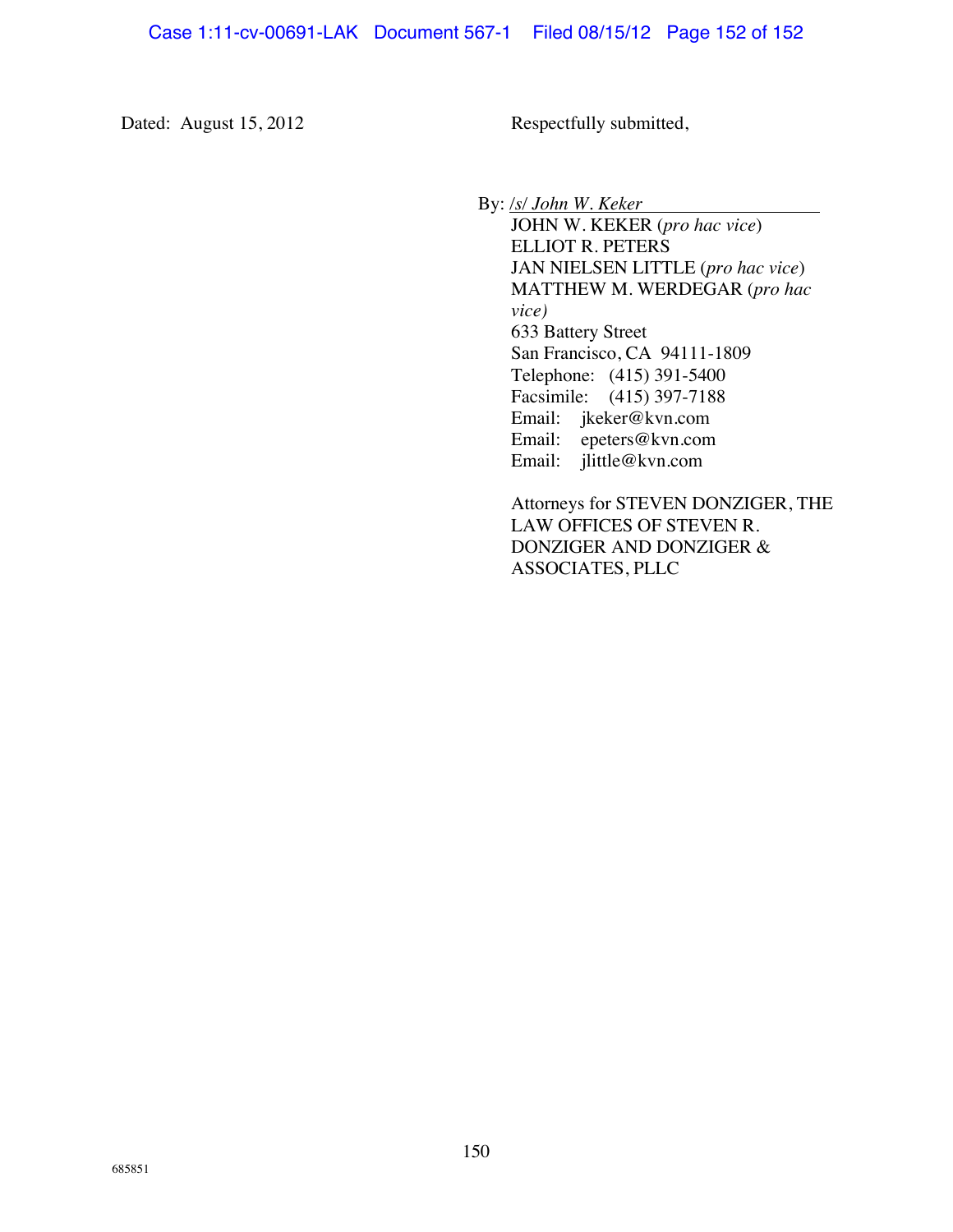Dated: August 15, 2012

Respectfully submitted,

By: /s/ *John W. Keker*
JOHN W. KEKER (*pro hac vice*)
ELLIOT R. PETERS
JAN NIELSEN LITTLE (*pro hac vice*)
MATTHEW M. WERDEGAR (*pro hac vice)*
633 Battery Street
San Francisco, CA 94111-1809
Telephone: (415) 391-5400
Facsimile: (415) 397-7188
Email: jkeker@kvn.com
Email: epeters@kvn.com
Email: jlittle@kvn.com

Attorneys for STEVEN DONZIGER, THE LAW OFFICES OF STEVEN R. DONZIGER AND DONZIGER & ASSOCIATES, PLLC

685851